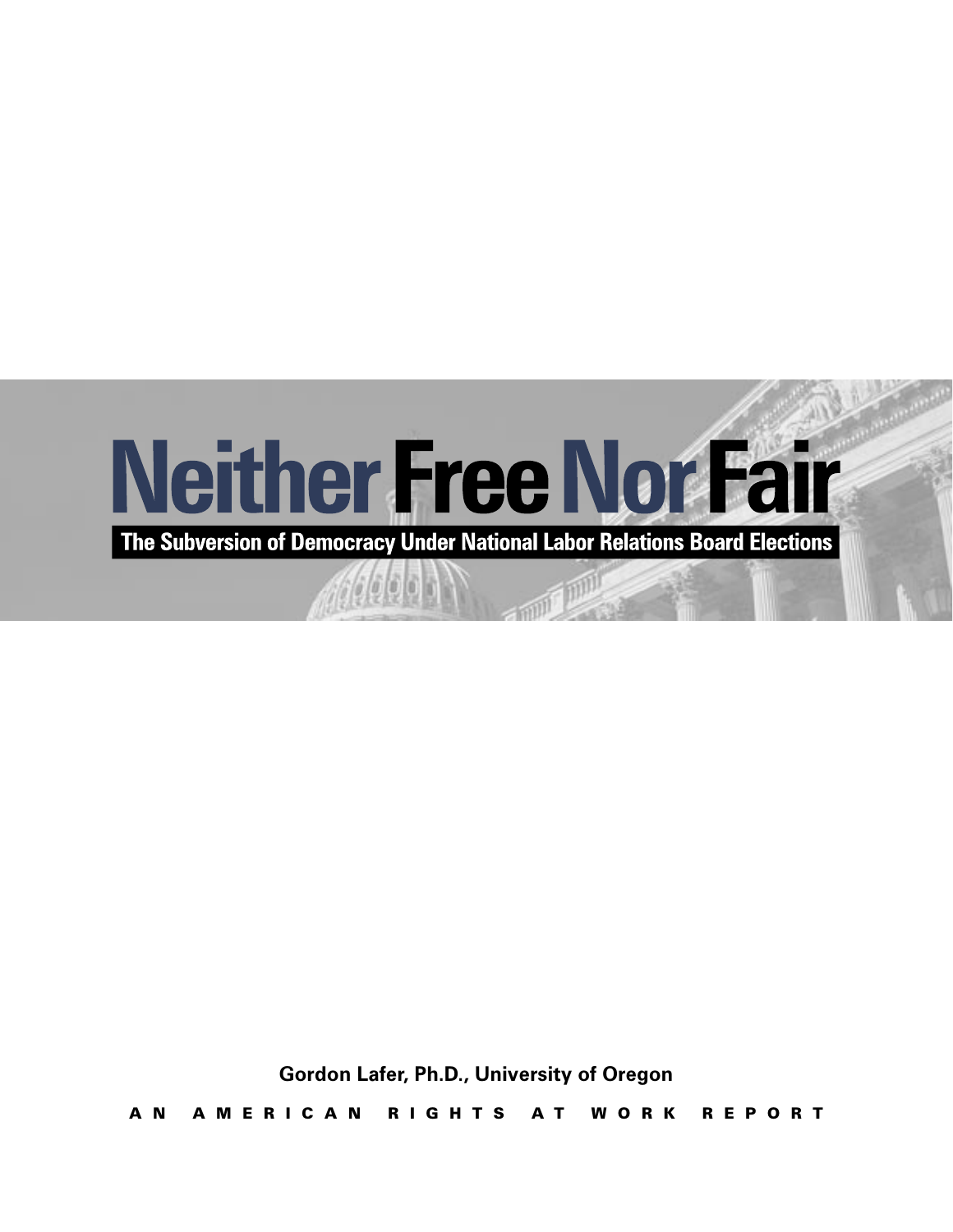# Neither Free Nor Fair

## The Subversion of Democracy Under National Labor Relations Board Elections

**Gordon Lafer, Ph.D., University of Oregon**

**AN AMERICAN RIGHTS AT WORK REPORT**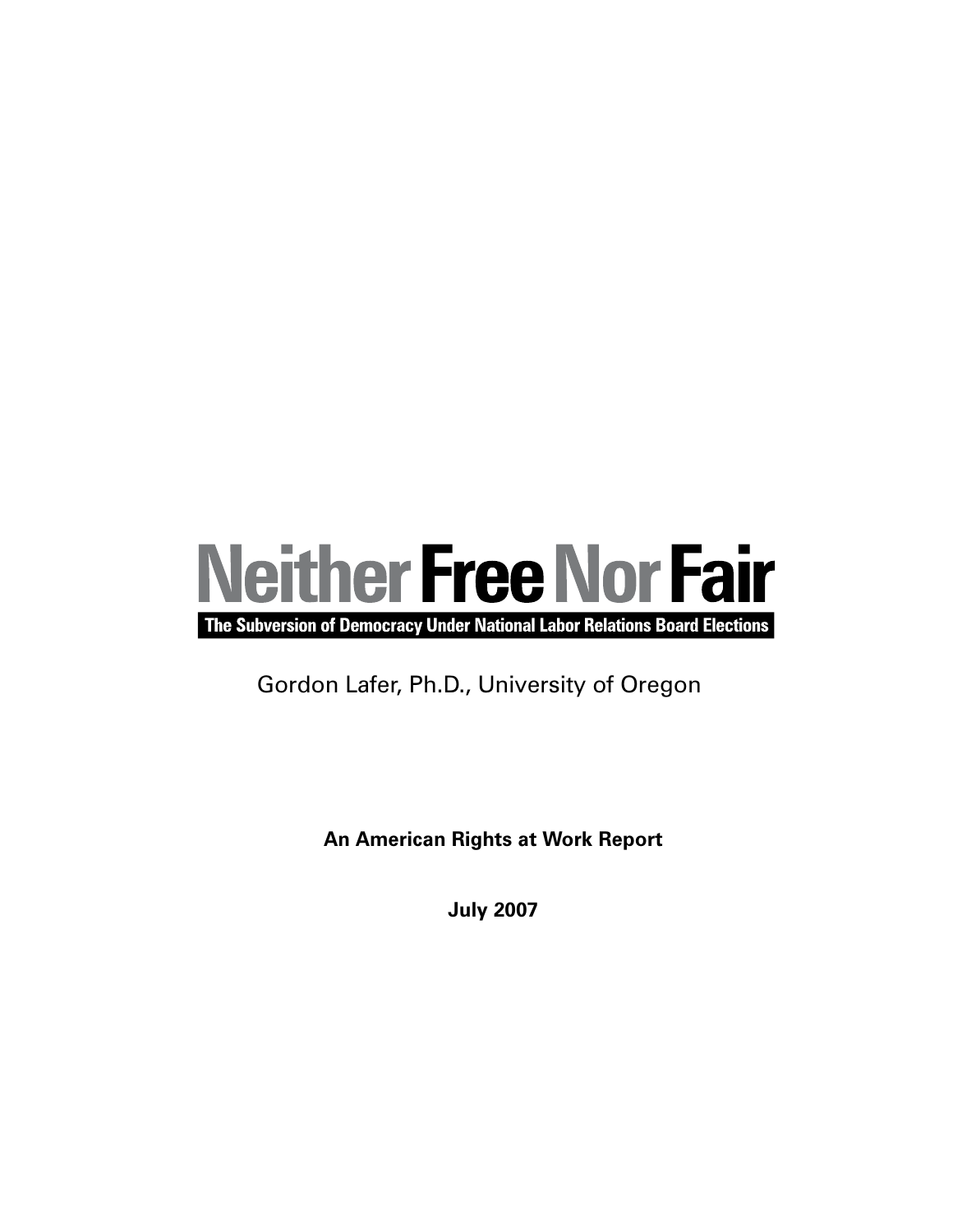# Neither Free Nor Fair

**The Subversion of Democracy Under National Labor Relations Board Elections**

Gordon Lafer, Ph.D., University of Oregon

**An American Rights at Work Report**

**July 2007**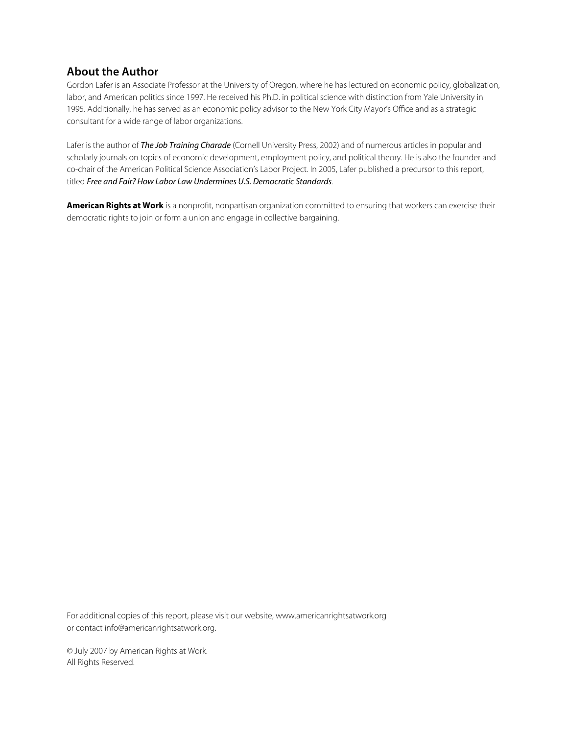## About the Author

Gordon Lafer is an Associate Professor at the University of Oregon, where he has lectured on economic policy, globalization, labor, and American politics since 1997. He received his Ph.D. in political science with distinction from Yale University in 1995. Additionally, he has served as an economic policy advisor to the New York City Mayor's Office and as a strategic consultant for a wide range of labor organizations.

Lafer is the author of ***The Job Training Charade*** (Cornell University Press, 2002) and of numerous articles in popular and scholarly journals on topics of economic development, employment policy, and political theory. He is also the founder and co-chair of the American Political Science Association's Labor Project. In 2005, Lafer published a precursor to this report, titled *Free and Fair? How Labor Law Undermines U.S. Democratic Standards*.

**American Rights at Work** is a nonprofit, nonpartisan organization committed to ensuring that workers can exercise their democratic rights to join or form a union and engage in collective bargaining.

For additional copies of this report, please visit our website, www.americanrightsatwork.org or contact info@americanrightsatwork.org.

© July 2007 by American Rights at Work.
All Rights Reserved.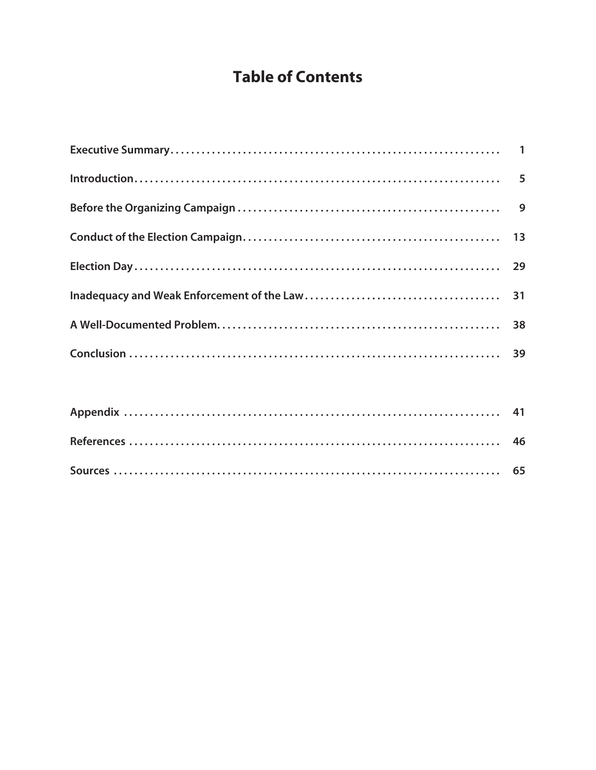# Table of Contents

| | |
|---|---|
| **Executive Summary** | **1** |
| **Introduction** | **5** |
| **Before the Organizing Campaign** | **9** |
| **Conduct of the Election Campaign** | **13** |
| **Election Day** | **29** |
| **Inadequacy and Weak Enforcement of the Law** | **31** |
| **A Well-Documented Problem.** | **38** |
| **Conclusion** | **39** |
| **Appendix** | **41** |
| **References** | **46** |
| **Sources** | **65** |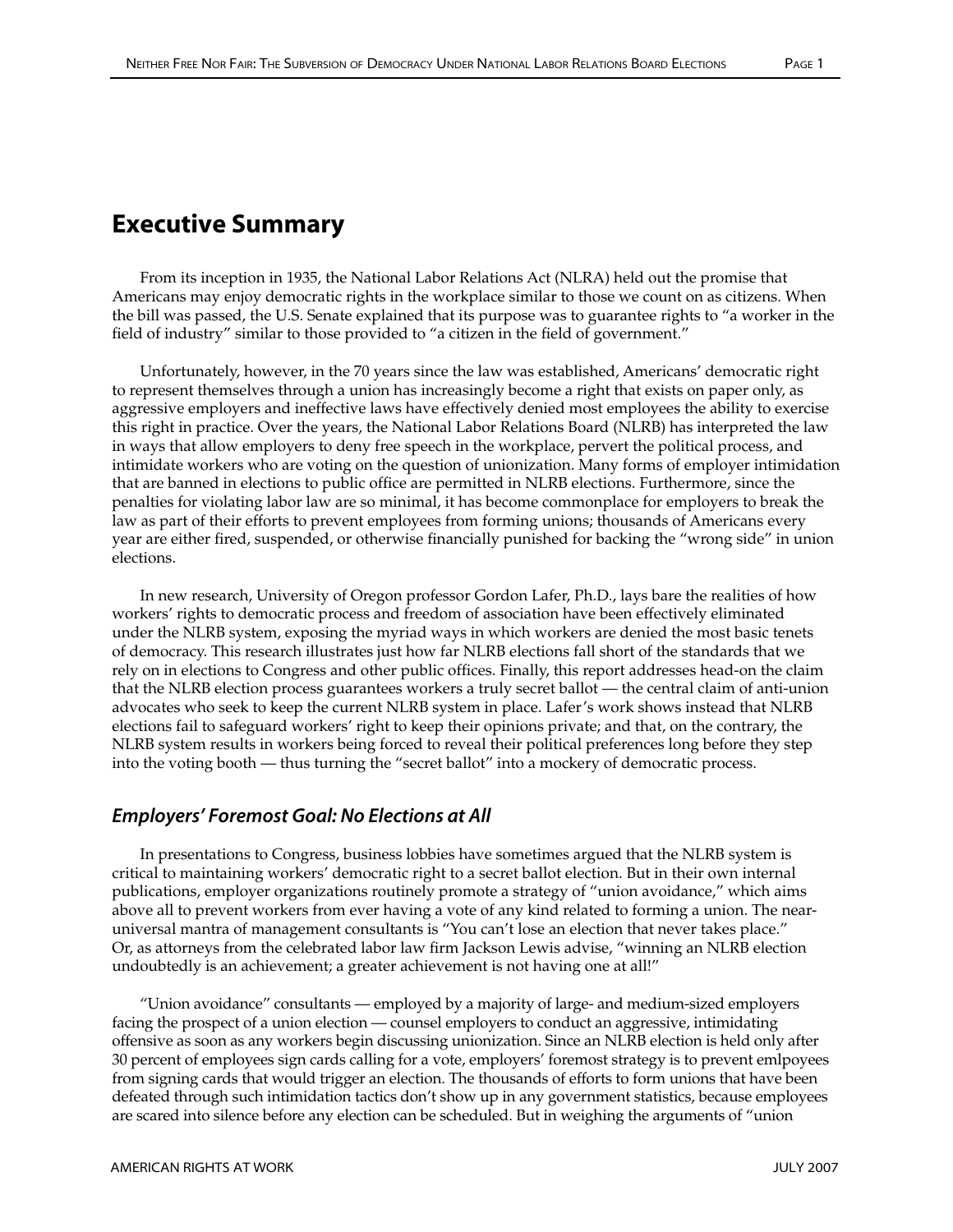# Executive Summary

From its inception in 1935, the National Labor Relations Act (NLRA) held out the promise that Americans may enjoy democratic rights in the workplace similar to those we count on as citizens. When the bill was passed, the U.S. Senate explained that its purpose was to guarantee rights to "a worker in the field of industry" similar to those provided to "a citizen in the field of government."

Unfortunately, however, in the 70 years since the law was established, Americans' democratic right to represent themselves through a union has increasingly become a right that exists on paper only, as aggressive employers and ineffective laws have effectively denied most employees the ability to exercise this right in practice. Over the years, the National Labor Relations Board (NLRB) has interpreted the law in ways that allow employers to deny free speech in the workplace, pervert the political process, and intimidate workers who are voting on the question of unionization. Many forms of employer intimidation that are banned in elections to public office are permitted in NLRB elections. Furthermore, since the penalties for violating labor law are so minimal, it has become commonplace for employers to break the law as part of their efforts to prevent employees from forming unions; thousands of Americans every year are either fired, suspended, or otherwise financially punished for backing the "wrong side" in union elections.

In new research, University of Oregon professor Gordon Lafer, Ph.D., lays bare the realities of how workers' rights to democratic process and freedom of association have been effectively eliminated under the NLRB system, exposing the myriad ways in which workers are denied the most basic tenets of democracy. This research illustrates just how far NLRB elections fall short of the standards that we rely on in elections to Congress and other public offices. Finally, this report addresses head-on the claim that the NLRB election process guarantees workers a truly secret ballot — the central claim of anti-union advocates who seek to keep the current NLRB system in place. Lafer's work shows instead that NLRB elections fail to safeguard workers' right to keep their opinions private; and that, on the contrary, the NLRB system results in workers being forced to reveal their political preferences long before they step into the voting booth — thus turning the "secret ballot" into a mockery of democratic process.

## *Employers' Foremost Goal: No Elections at All*

In presentations to Congress, business lobbies have sometimes argued that the NLRB system is critical to maintaining workers' democratic right to a secret ballot election. But in their own internal publications, employer organizations routinely promote a strategy of "union avoidance," which aims above all to prevent workers from ever having a vote of any kind related to forming a union. The near-universal mantra of management consultants is "You can't lose an election that never takes place." Or, as attorneys from the celebrated labor law firm Jackson Lewis advise, "winning an NLRB election undoubtedly is an achievement; a greater achievement is not having one at all!"

"Union avoidance" consultants — employed by a majority of large- and medium-sized employers facing the prospect of a union election — counsel employers to conduct an aggressive, intimidating offensive as soon as any workers begin discussing unionization. Since an NLRB election is held only after 30 percent of employees sign cards calling for a vote, employers' foremost strategy is to prevent emlpoyees from signing cards that would trigger an election. The thousands of efforts to form unions that have been defeated through such intimidation tactics don't show up in any government statistics, because employees are scared into silence before any election can be scheduled. But in weighing the arguments of "union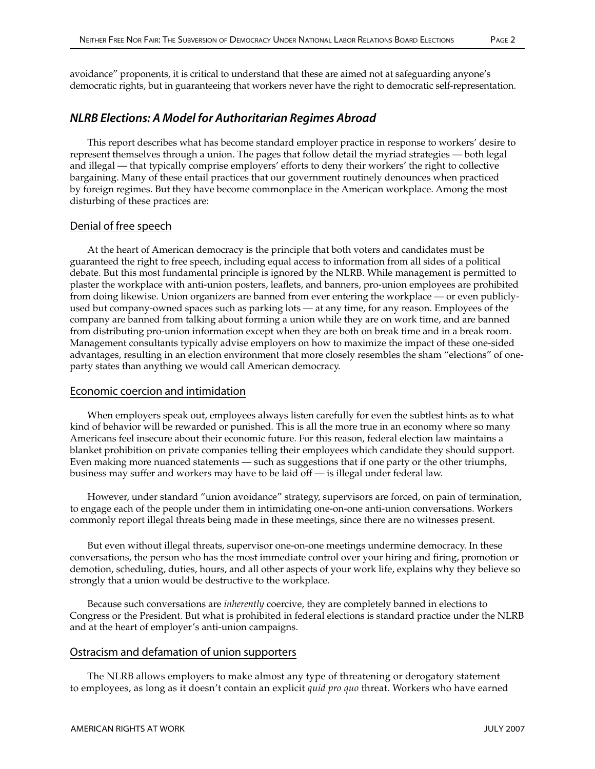avoidance" proponents, it is critical to understand that these are aimed not at safeguarding anyone's democratic rights, but in guaranteeing that workers never have the right to democratic self-representation.

## *NLRB Elections: A Model for Authoritarian Regimes Abroad*

This report describes what has become standard employer practice in response to workers' desire to represent themselves through a union. The pages that follow detail the myriad strategies — both legal and illegal — that typically comprise employers' efforts to deny their workers' the right to collective bargaining. Many of these entail practices that our government routinely denounces when practiced by foreign regimes. But they have become commonplace in the American workplace. Among the most disturbing of these practices are:

### Denial of free speech

At the heart of American democracy is the principle that both voters and candidates must be guaranteed the right to free speech, including equal access to information from all sides of a political debate. But this most fundamental principle is ignored by the NLRB. While management is permitted to plaster the workplace with anti-union posters, leaflets, and banners, pro-union employees are prohibited from doing likewise. Union organizers are banned from ever entering the workplace — or even publicly-used but company-owned spaces such as parking lots — at any time, for any reason. Employees of the company are banned from talking about forming a union while they are on work time, and are banned from distributing pro-union information except when they are both on break time and in a break room. Management consultants typically advise employers on how to maximize the impact of these one-sided advantages, resulting in an election environment that more closely resembles the sham "elections" of one-party states than anything we would call American democracy.

### Economic coercion and intimidation

When employers speak out, employees always listen carefully for even the subtlest hints as to what kind of behavior will be rewarded or punished. This is all the more true in an economy where so many Americans feel insecure about their economic future. For this reason, federal election law maintains a blanket prohibition on private companies telling their employees which candidate they should support. Even making more nuanced statements — such as suggestions that if one party or the other triumphs, business may suffer and workers may have to be laid off — is illegal under federal law.

However, under standard "union avoidance" strategy, supervisors are forced, on pain of termination, to engage each of the people under them in intimidating one-on-one anti-union conversations. Workers commonly report illegal threats being made in these meetings, since there are no witnesses present.

But even without illegal threats, supervisor one-on-one meetings undermine democracy. In these conversations, the person who has the most immediate control over your hiring and firing, promotion or demotion, scheduling, duties, hours, and all other aspects of your work life, explains why they believe so strongly that a union would be destructive to the workplace.

Because such conversations are *inherently* coercive, they are completely banned in elections to Congress or the President. But what is prohibited in federal elections is standard practice under the NLRB and at the heart of employer's anti-union campaigns.

### Ostracism and defamation of union supporters

The NLRB allows employers to make almost any type of threatening or derogatory statement to employees, as long as it doesn't contain an explicit *quid pro quo* threat. Workers who have earned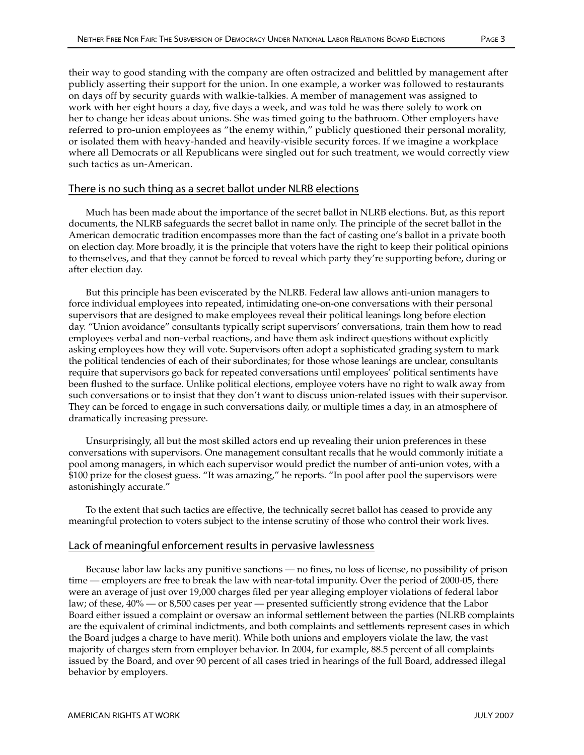their way to good standing with the company are often ostracized and belittled by management after publicly asserting their support for the union. In one example, a worker was followed to restaurants on days off by security guards with walkie-talkies. A member of management was assigned to work with her eight hours a day, five days a week, and was told he was there solely to work on her to change her ideas about unions. She was timed going to the bathroom. Other employers have referred to pro-union employees as "the enemy within," publicly questioned their personal morality, or isolated them with heavy-handed and heavily-visible security forces. If we imagine a workplace where all Democrats or all Republicans were singled out for such treatment, we would correctly view such tactics as un-American.

## There is no such thing as a secret ballot under NLRB elections

Much has been made about the importance of the secret ballot in NLRB elections. But, as this report documents, the NLRB safeguards the secret ballot in name only. The principle of the secret ballot in the American democratic tradition encompasses more than the fact of casting one's ballot in a private booth on election day. More broadly, it is the principle that voters have the right to keep their political opinions to themselves, and that they cannot be forced to reveal which party they're supporting before, during or after election day.

But this principle has been eviscerated by the NLRB. Federal law allows anti-union managers to force individual employees into repeated, intimidating one-on-one conversations with their personal supervisors that are designed to make employees reveal their political leanings long before election day. "Union avoidance" consultants typically script supervisors' conversations, train them how to read employees verbal and non-verbal reactions, and have them ask indirect questions without explicitly asking employees how they will vote. Supervisors often adopt a sophisticated grading system to mark the political tendencies of each of their subordinates; for those whose leanings are unclear, consultants require that supervisors go back for repeated conversations until employees' political sentiments have been flushed to the surface. Unlike political elections, employee voters have no right to walk away from such conversations or to insist that they don't want to discuss union-related issues with their supervisor. They can be forced to engage in such conversations daily, or multiple times a day, in an atmosphere of dramatically increasing pressure.

Unsurprisingly, all but the most skilled actors end up revealing their union preferences in these conversations with supervisors. One management consultant recalls that he would commonly initiate a pool among managers, in which each supervisor would predict the number of anti-union votes, with a $100 prize for the closest guess. "It was amazing," he reports. "In pool after pool the supervisors were astonishingly accurate."

To the extent that such tactics are effective, the technically secret ballot has ceased to provide any meaningful protection to voters subject to the intense scrutiny of those who control their work lives.

## Lack of meaningful enforcement results in pervasive lawlessness

Because labor law lacks any punitive sanctions — no fines, no loss of license, no possibility of prison time — employers are free to break the law with near-total impunity. Over the period of 2000-05, there were an average of just over 19,000 charges filed per year alleging employer violations of federal labor law; of these, 40% — or 8,500 cases per year — presented sufficiently strong evidence that the Labor Board either issued a complaint or oversaw an informal settlement between the parties (NLRB complaints are the equivalent of criminal indictments, and both complaints and settlements represent cases in which the Board judges a charge to have merit). While both unions and employers violate the law, the vast majority of charges stem from employer behavior. In 2004, for example, 88.5 percent of all complaints issued by the Board, and over 90 percent of all cases tried in hearings of the full Board, addressed illegal behavior by employers.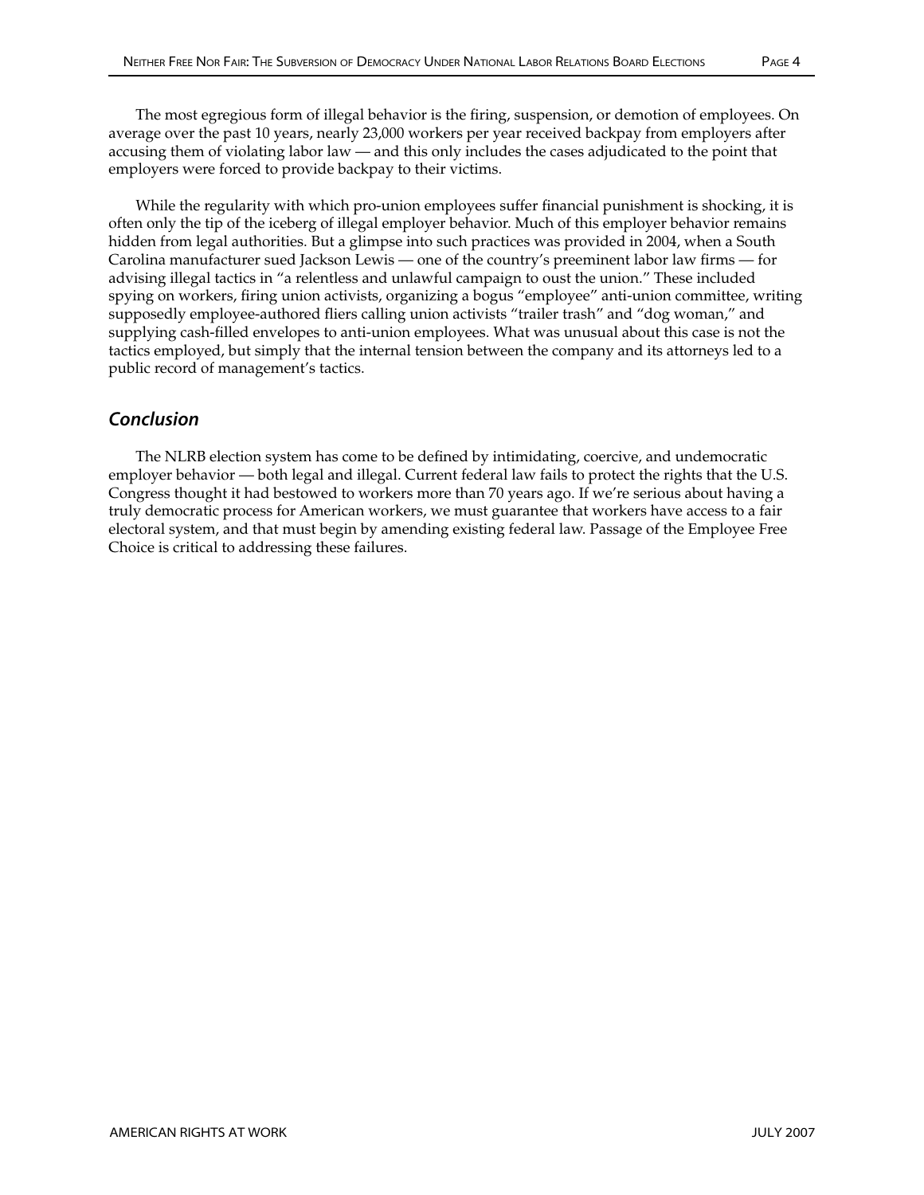The most egregious form of illegal behavior is the firing, suspension, or demotion of employees. On average over the past 10 years, nearly 23,000 workers per year received backpay from employers after accusing them of violating labor law — and this only includes the cases adjudicated to the point that employers were forced to provide backpay to their victims.

While the regularity with which pro-union employees suffer financial punishment is shocking, it is often only the tip of the iceberg of illegal employer behavior. Much of this employer behavior remains hidden from legal authorities. But a glimpse into such practices was provided in 2004, when a South Carolina manufacturer sued Jackson Lewis — one of the country's preeminent labor law firms — for advising illegal tactics in "a relentless and unlawful campaign to oust the union." These included spying on workers, firing union activists, organizing a bogus "employee" anti-union committee, writing supposedly employee-authored fliers calling union activists "trailer trash" and "dog woman," and supplying cash-filled envelopes to anti-union employees. What was unusual about this case is not the tactics employed, but simply that the internal tension between the company and its attorneys led to a public record of management's tactics.

## *Conclusion*

The NLRB election system has come to be defined by intimidating, coercive, and undemocratic employer behavior — both legal and illegal. Current federal law fails to protect the rights that the U.S. Congress thought it had bestowed to workers more than 70 years ago. If we're serious about having a truly democratic process for American workers, we must guarantee that workers have access to a fair electoral system, and that must begin by amending existing federal law. Passage of the Employee Free Choice is critical to addressing these failures.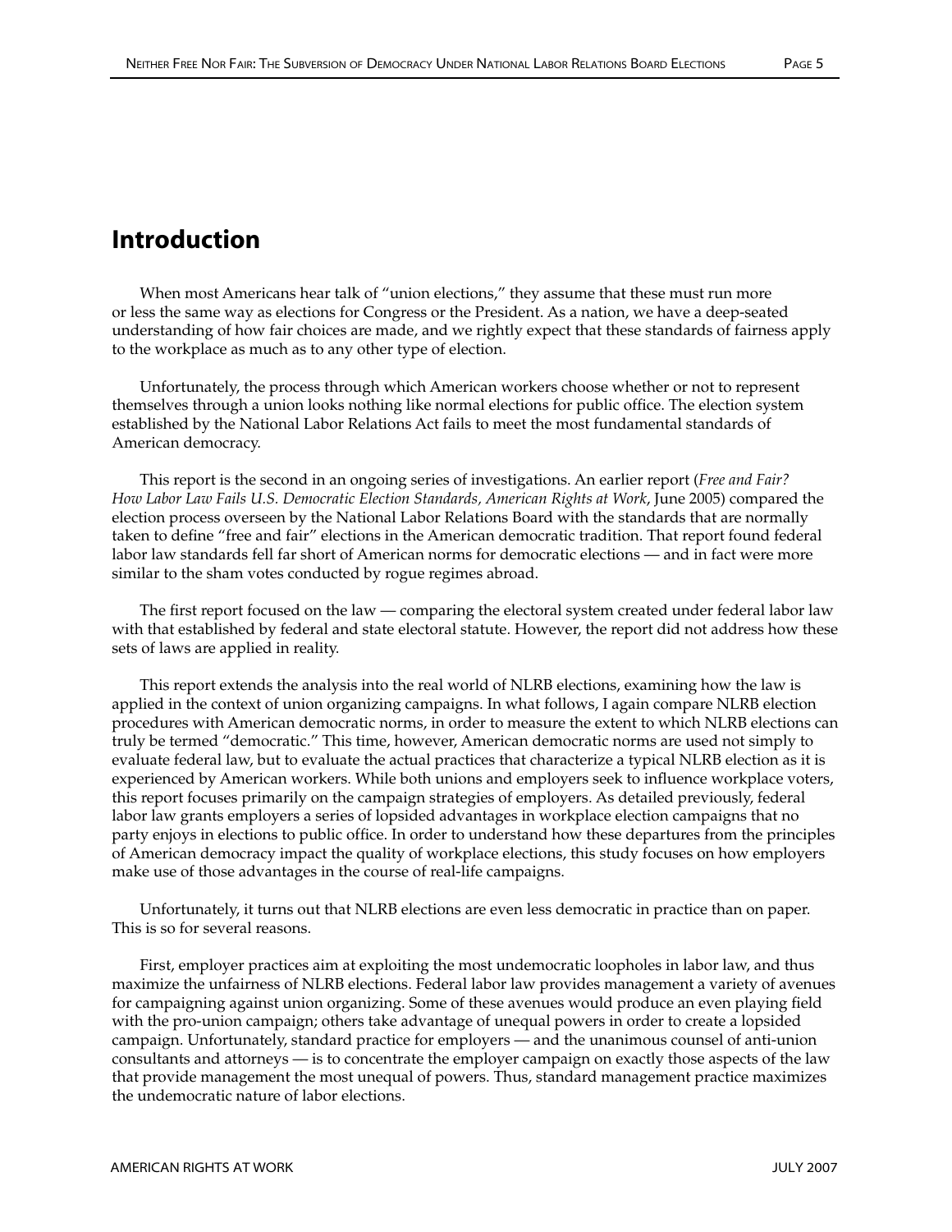## Introduction

When most Americans hear talk of "union elections," they assume that these must run more or less the same way as elections for Congress or the President. As a nation, we have a deep-seated understanding of how fair choices are made, and we rightly expect that these standards of fairness apply to the workplace as much as to any other type of election.

Unfortunately, the process through which American workers choose whether or not to represent themselves through a union looks nothing like normal elections for public office. The election system established by the National Labor Relations Act fails to meet the most fundamental standards of American democracy.

This report is the second in an ongoing series of investigations. An earlier report (*Free and Fair? How Labor Law Fails U.S. Democratic Election Standards, American Rights at Work*, June 2005) compared the election process overseen by the National Labor Relations Board with the standards that are normally taken to define "free and fair" elections in the American democratic tradition. That report found federal labor law standards fell far short of American norms for democratic elections — and in fact were more similar to the sham votes conducted by rogue regimes abroad.

The first report focused on the law — comparing the electoral system created under federal labor law with that established by federal and state electoral statute. However, the report did not address how these sets of laws are applied in reality.

This report extends the analysis into the real world of NLRB elections, examining how the law is applied in the context of union organizing campaigns. In what follows, I again compare NLRB election procedures with American democratic norms, in order to measure the extent to which NLRB elections can truly be termed "democratic." This time, however, American democratic norms are used not simply to evaluate federal law, but to evaluate the actual practices that characterize a typical NLRB election as it is experienced by American workers. While both unions and employers seek to influence workplace voters, this report focuses primarily on the campaign strategies of employers. As detailed previously, federal labor law grants employers a series of lopsided advantages in workplace election campaigns that no party enjoys in elections to public office. In order to understand how these departures from the principles of American democracy impact the quality of workplace elections, this study focuses on how employers make use of those advantages in the course of real-life campaigns.

Unfortunately, it turns out that NLRB elections are even less democratic in practice than on paper. This is so for several reasons.

First, employer practices aim at exploiting the most undemocratic loopholes in labor law, and thus maximize the unfairness of NLRB elections. Federal labor law provides management a variety of avenues for campaigning against union organizing. Some of these avenues would produce an even playing field with the pro-union campaign; others take advantage of unequal powers in order to create a lopsided campaign. Unfortunately, standard practice for employers — and the unanimous counsel of anti-union consultants and attorneys — is to concentrate the employer campaign on exactly those aspects of the law that provide management the most unequal of powers. Thus, standard management practice maximizes the undemocratic nature of labor elections.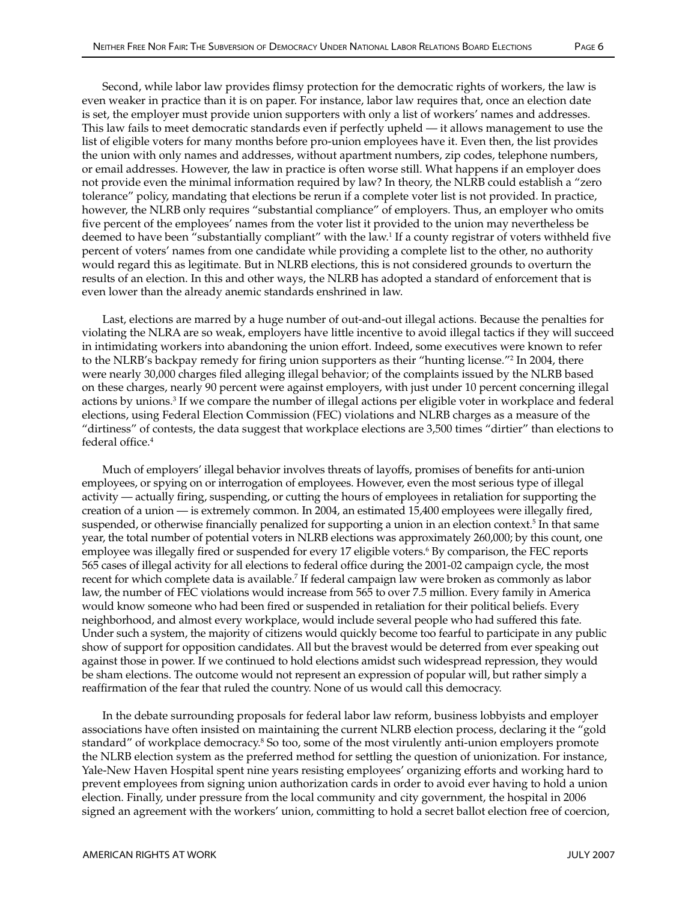Second, while labor law provides flimsy protection for the democratic rights of workers, the law is even weaker in practice than it is on paper. For instance, labor law requires that, once an election date is set, the employer must provide union supporters with only a list of workers' names and addresses. This law fails to meet democratic standards even if perfectly upheld — it allows management to use the list of eligible voters for many months before pro-union employees have it. Even then, the list provides the union with only names and addresses, without apartment numbers, zip codes, telephone numbers, or email addresses. However, the law in practice is often worse still. What happens if an employer does not provide even the minimal information required by law? In theory, the NLRB could establish a "zero tolerance" policy, mandating that elections be rerun if a complete voter list is not provided. In practice, however, the NLRB only requires "substantial compliance" of employers. Thus, an employer who omits five percent of the employees' names from the voter list it provided to the union may nevertheless be deemed to have been "substantially compliant" with the law.[1] If a county registrar of voters withheld five percent of voters' names from one candidate while providing a complete list to the other, no authority would regard this as legitimate. But in NLRB elections, this is not considered grounds to overturn the results of an election. In this and other ways, the NLRB has adopted a standard of enforcement that is even lower than the already anemic standards enshrined in law.

Last, elections are marred by a huge number of out-and-out illegal actions. Because the penalties for violating the NLRA are so weak, employers have little incentive to avoid illegal tactics if they will succeed in intimidating workers into abandoning the union effort. Indeed, some executives were known to refer to the NLRB's backpay remedy for firing union supporters as their "hunting license."[2] In 2004, there were nearly 30,000 charges filed alleging illegal behavior; of the complaints issued by the NLRB based on these charges, nearly 90 percent were against employers, with just under 10 percent concerning illegal actions by unions.[3] If we compare the number of illegal actions per eligible voter in workplace and federal elections, using Federal Election Commission (FEC) violations and NLRB charges as a measure of the "dirtiness" of contests, the data suggest that workplace elections are 3,500 times "dirtier" than elections to federal office.[4]

Much of employers' illegal behavior involves threats of layoffs, promises of benefits for anti-union employees, or spying on or interrogation of employees. However, even the most serious type of illegal activity — actually firing, suspending, or cutting the hours of employees in retaliation for supporting the creation of a union — is extremely common. In 2004, an estimated 15,400 employees were illegally fired, suspended, or otherwise financially penalized for supporting a union in an election context.[5] In that same year, the total number of potential voters in NLRB elections was approximately 260,000; by this count, one employee was illegally fired or suspended for every 17 eligible voters.[6] By comparison, the FEC reports 565 cases of illegal activity for all elections to federal office during the 2001-02 campaign cycle, the most recent for which complete data is available.[7] If federal campaign law were broken as commonly as labor law, the number of FEC violations would increase from 565 to over 7.5 million. Every family in America would know someone who had been fired or suspended in retaliation for their political beliefs. Every neighborhood, and almost every workplace, would include several people who had suffered this fate. Under such a system, the majority of citizens would quickly become too fearful to participate in any public show of support for opposition candidates. All but the bravest would be deterred from ever speaking out against those in power. If we continued to hold elections amidst such widespread repression, they would be sham elections. The outcome would not represent an expression of popular will, but rather simply a reaffirmation of the fear that ruled the country. None of us would call this democracy.

In the debate surrounding proposals for federal labor law reform, business lobbyists and employer associations have often insisted on maintaining the current NLRB election process, declaring it the "gold standard" of workplace democracy.[8] So too, some of the most virulently anti-union employers promote the NLRB election system as the preferred method for settling the question of unionization. For instance, Yale-New Haven Hospital spent nine years resisting employees' organizing efforts and working hard to prevent employees from signing union authorization cards in order to avoid ever having to hold a union election. Finally, under pressure from the local community and city government, the hospital in 2006 signed an agreement with the workers' union, committing to hold a secret ballot election free of coercion,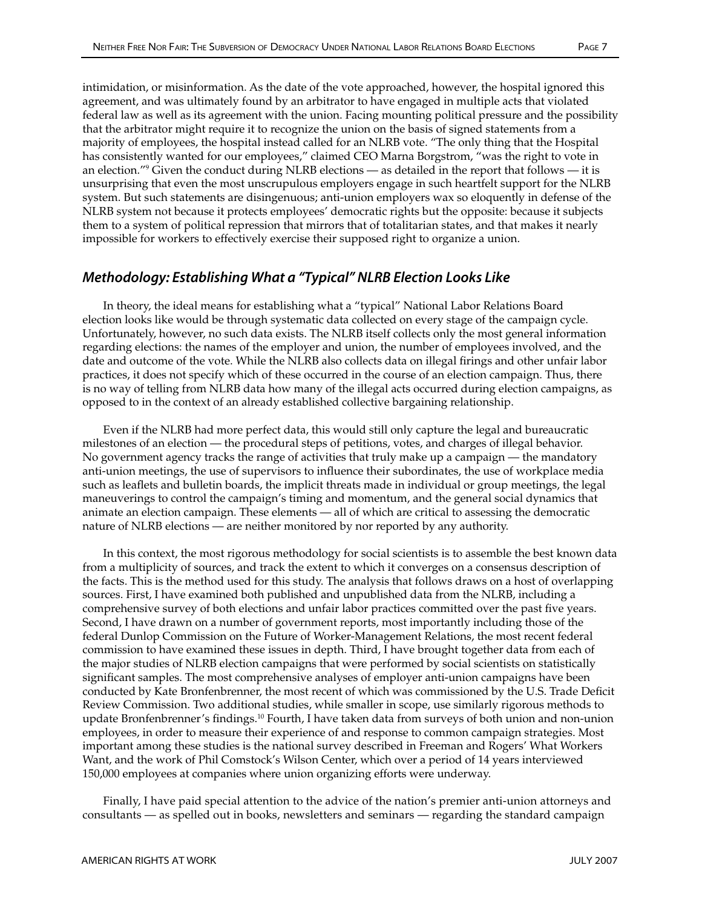intimidation, or misinformation. As the date of the vote approached, however, the hospital ignored this agreement, and was ultimately found by an arbitrator to have engaged in multiple acts that violated federal law as well as its agreement with the union. Facing mounting political pressure and the possibility that the arbitrator might require it to recognize the union on the basis of signed statements from a majority of employees, the hospital instead called for an NLRB vote. "The only thing that the Hospital has consistently wanted for our employees," claimed CEO Marna Borgstrom, "was the right to vote in an election."[9] Given the conduct during NLRB elections — as detailed in the report that follows — it is unsurprising that even the most unscrupulous employers engage in such heartfelt support for the NLRB system. But such statements are disingenuous; anti-union employers wax so eloquently in defense of the NLRB system not because it protects employees' democratic rights but the opposite: because it subjects them to a system of political repression that mirrors that of totalitarian states, and that makes it nearly impossible for workers to effectively exercise their supposed right to organize a union.

## *Methodology: Establishing What a "Typical" NLRB Election Looks Like*

In theory, the ideal means for establishing what a "typical" National Labor Relations Board election looks like would be through systematic data collected on every stage of the campaign cycle. Unfortunately, however, no such data exists. The NLRB itself collects only the most general information regarding elections: the names of the employer and union, the number of employees involved, and the date and outcome of the vote. While the NLRB also collects data on illegal firings and other unfair labor practices, it does not specify which of these occurred in the course of an election campaign. Thus, there is no way of telling from NLRB data how many of the illegal acts occurred during election campaigns, as opposed to in the context of an already established collective bargaining relationship.

Even if the NLRB had more perfect data, this would still only capture the legal and bureaucratic milestones of an election — the procedural steps of petitions, votes, and charges of illegal behavior. No government agency tracks the range of activities that truly make up a campaign — the mandatory anti-union meetings, the use of supervisors to influence their subordinates, the use of workplace media such as leaflets and bulletin boards, the implicit threats made in individual or group meetings, the legal maneuverings to control the campaign's timing and momentum, and the general social dynamics that animate an election campaign. These elements — all of which are critical to assessing the democratic nature of NLRB elections — are neither monitored by nor reported by any authority.

In this context, the most rigorous methodology for social scientists is to assemble the best known data from a multiplicity of sources, and track the extent to which it converges on a consensus description of the facts. This is the method used for this study. The analysis that follows draws on a host of overlapping sources. First, I have examined both published and unpublished data from the NLRB, including a comprehensive survey of both elections and unfair labor practices committed over the past five years. Second, I have drawn on a number of government reports, most importantly including those of the federal Dunlop Commission on the Future of Worker-Management Relations, the most recent federal commission to have examined these issues in depth. Third, I have brought together data from each of the major studies of NLRB election campaigns that were performed by social scientists on statistically significant samples. The most comprehensive analyses of employer anti-union campaigns have been conducted by Kate Bronfenbrenner, the most recent of which was commissioned by the U.S. Trade Deficit Review Commission. Two additional studies, while smaller in scope, use similarly rigorous methods to update Bronfenbrenner's findings.[10] Fourth, I have taken data from surveys of both union and non-union employees, in order to measure their experience of and response to common campaign strategies. Most important among these studies is the national survey described in Freeman and Rogers' What Workers Want, and the work of Phil Comstock's Wilson Center, which over a period of 14 years interviewed 150,000 employees at companies where union organizing efforts were underway.

Finally, I have paid special attention to the advice of the nation's premier anti-union attorneys and consultants — as spelled out in books, newsletters and seminars — regarding the standard campaign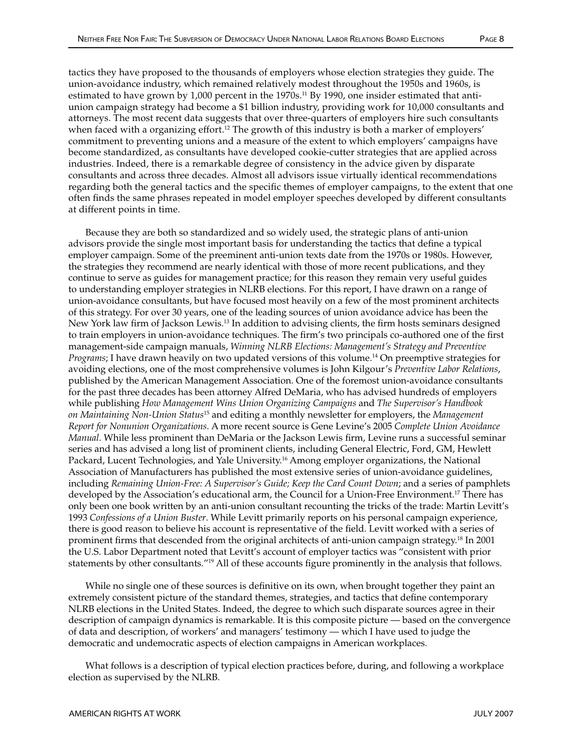tactics they have proposed to the thousands of employers whose election strategies they guide. The union-avoidance industry, which remained relatively modest throughout the 1950s and 1960s, is estimated to have grown by 1,000 percent in the 1970s.[11] By 1990, one insider estimated that anti-union campaign strategy had become a $1 billion industry, providing work for 10,000 consultants and attorneys. The most recent data suggests that over three-quarters of employers hire such consultants when faced with a organizing effort.[12] The growth of this industry is both a marker of employers' commitment to preventing unions and a measure of the extent to which employers' campaigns have become standardized, as consultants have developed cookie-cutter strategies that are applied across industries. Indeed, there is a remarkable degree of consistency in the advice given by disparate consultants and across three decades. Almost all advisors issue virtually identical recommendations regarding both the general tactics and the specific themes of employer campaigns, to the extent that one often finds the same phrases repeated in model employer speeches developed by different consultants at different points in time.

Because they are both so standardized and so widely used, the strategic plans of anti-union advisors provide the single most important basis for understanding the tactics that define a typical employer campaign. Some of the preeminent anti-union texts date from the 1970s or 1980s. However, the strategies they recommend are nearly identical with those of more recent publications, and they continue to serve as guides for management practice; for this reason they remain very useful guides to understanding employer strategies in NLRB elections. For this report, I have drawn on a range of union-avoidance consultants, but have focused most heavily on a few of the most prominent architects of this strategy. For over 30 years, one of the leading sources of union avoidance advice has been the New York law firm of Jackson Lewis.[13] In addition to advising clients, the firm hosts seminars designed to train employers in union-avoidance techniques. The firm's two principals co-authored one of the first management-side campaign manuals, *Winning NLRB Elections: Management's Strategy and Preventive Programs*; I have drawn heavily on two updated versions of this volume.[14] On preemptive strategies for avoiding elections, one of the most comprehensive volumes is John Kilgour's *Preventive Labor Relations*, published by the American Management Association. One of the foremost union-avoidance consultants for the past three decades has been attorney Alfred DeMaria, who has advised hundreds of employers while publishing *How Management Wins Union Organizing Campaigns* and *The Supervisor's Handbook on Maintaining Non-Union Status*[15] and editing a monthly newsletter for employers, the *Management Report for Nonunion Organizations*. A more recent source is Gene Levine's 2005 *Complete Union Avoidance Manual*. While less prominent than DeMaria or the Jackson Lewis firm, Levine runs a successful seminar series and has advised a long list of prominent clients, including General Electric, Ford, GM, Hewlett Packard, Lucent Technologies, and Yale University.[16] Among employer organizations, the National Association of Manufacturers has published the most extensive series of union-avoidance guidelines, including *Remaining Union-Free: A Supervisor's Guide; Keep the Card Count Down*; and a series of pamphlets developed by the Association's educational arm, the Council for a Union-Free Environment.[17] There has only been one book written by an anti-union consultant recounting the tricks of the trade: Martin Levitt's 1993 *Confessions of a Union Buster*. While Levitt primarily reports on his personal campaign experience, there is good reason to believe his account is representative of the field. Levitt worked with a series of prominent firms that descended from the original architects of anti-union campaign strategy.[18] In 2001 the U.S. Labor Department noted that Levitt's account of employer tactics was "consistent with prior statements by other consultants."[19] All of these accounts figure prominently in the analysis that follows.

While no single one of these sources is definitive on its own, when brought together they paint an extremely consistent picture of the standard themes, strategies, and tactics that define contemporary NLRB elections in the United States. Indeed, the degree to which such disparate sources agree in their description of campaign dynamics is remarkable. It is this composite picture — based on the convergence of data and description, of workers' and managers' testimony — which I have used to judge the democratic and undemocratic aspects of election campaigns in American workplaces.

What follows is a description of typical election practices before, during, and following a workplace election as supervised by the NLRB.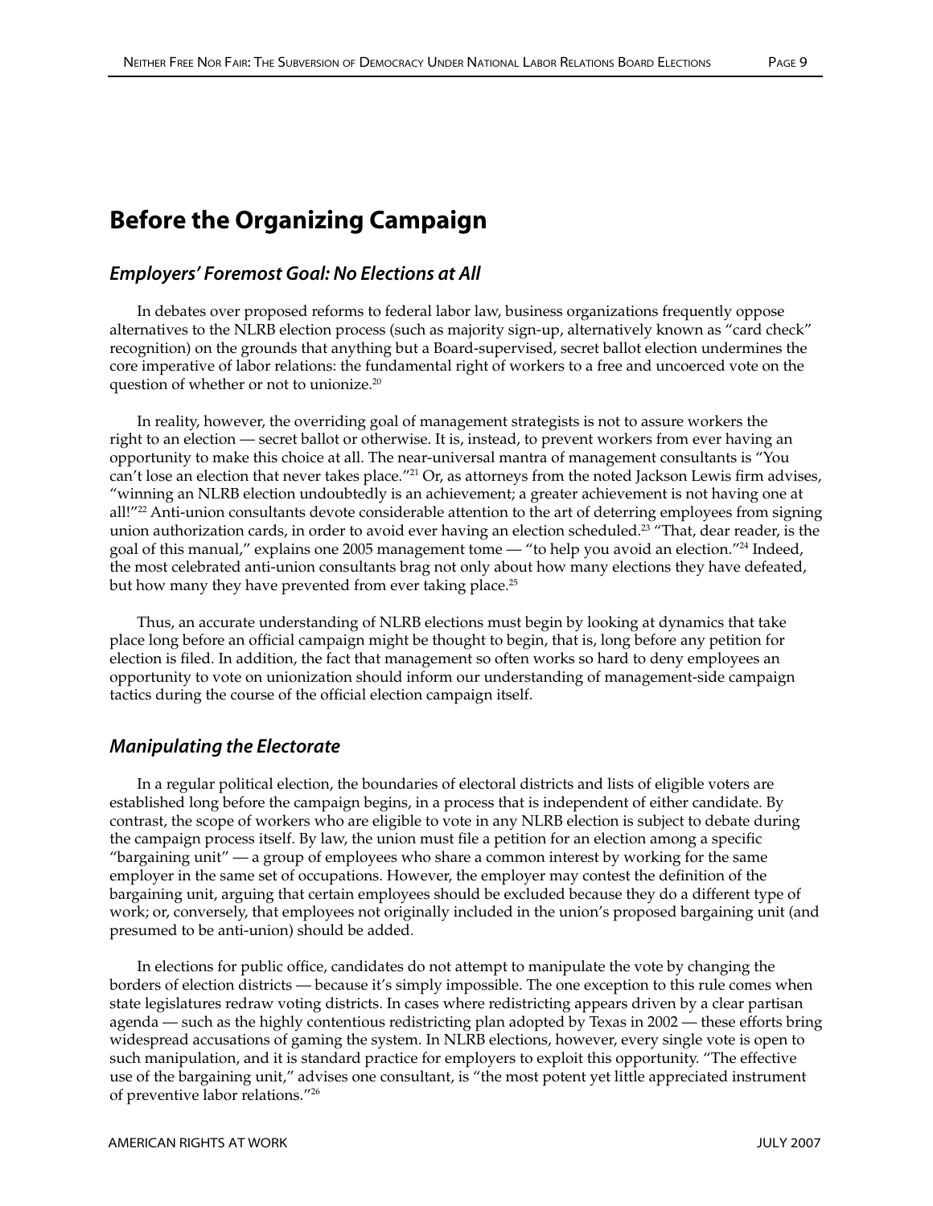# Before the Organizing Campaign

## *Employers' Foremost Goal: No Elections at All*

In debates over proposed reforms to federal labor law, business organizations frequently oppose alternatives to the NLRB election process (such as majority sign-up, alternatively known as "card check" recognition) on the grounds that anything but a Board-supervised, secret ballot election undermines the core imperative of labor relations: the fundamental right of workers to a free and uncoerced vote on the question of whether or not to unionize.[20]

In reality, however, the overriding goal of management strategists is not to assure workers the right to an election — secret ballot or otherwise. It is, instead, to prevent workers from ever having an opportunity to make this choice at all. The near-universal mantra of management consultants is "You can't lose an election that never takes place."[21] Or, as attorneys from the noted Jackson Lewis firm advises, "winning an NLRB election undoubtedly is an achievement; a greater achievement is not having one at all!"[22] Anti-union consultants devote considerable attention to the art of deterring employees from signing union authorization cards, in order to avoid ever having an election scheduled.[23] "That, dear reader, is the goal of this manual," explains one 2005 management tome — "to help you avoid an election."[24] Indeed, the most celebrated anti-union consultants brag not only about how many elections they have defeated, but how many they have prevented from ever taking place.[25]

Thus, an accurate understanding of NLRB elections must begin by looking at dynamics that take place long before an official campaign might be thought to begin, that is, long before any petition for election is filed. In addition, the fact that management so often works so hard to deny employees an opportunity to vote on unionization should inform our understanding of management-side campaign tactics during the course of the official election campaign itself.

## *Manipulating the Electorate*

In a regular political election, the boundaries of electoral districts and lists of eligible voters are established long before the campaign begins, in a process that is independent of either candidate. By contrast, the scope of workers who are eligible to vote in any NLRB election is subject to debate during the campaign process itself. By law, the union must file a petition for an election among a specific "bargaining unit" — a group of employees who share a common interest by working for the same employer in the same set of occupations. However, the employer may contest the definition of the bargaining unit, arguing that certain employees should be excluded because they do a different type of work; or, conversely, that employees not originally included in the union's proposed bargaining unit (and presumed to be anti-union) should be added.

In elections for public office, candidates do not attempt to manipulate the vote by changing the borders of election districts — because it's simply impossible. The one exception to this rule comes when state legislatures redraw voting districts. In cases where redistricting appears driven by a clear partisan agenda — such as the highly contentious redistricting plan adopted by Texas in 2002 — these efforts bring widespread accusations of gaming the system. In NLRB elections, however, every single vote is open to such manipulation, and it is standard practice for employers to exploit this opportunity. "The effective use of the bargaining unit," advises one consultant, is "the most potent yet little appreciated instrument of preventive labor relations."[26]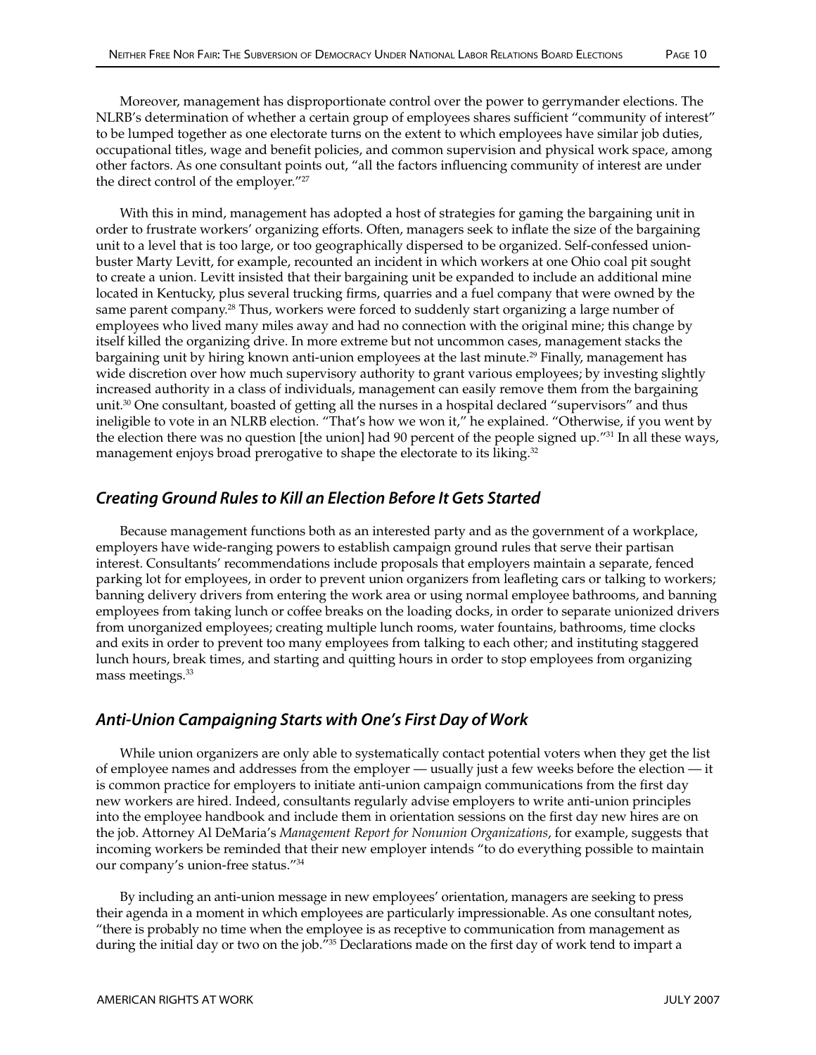Moreover, management has disproportionate control over the power to gerrymander elections. The NLRB's determination of whether a certain group of employees shares sufficient "community of interest" to be lumped together as one electorate turns on the extent to which employees have similar job duties, occupational titles, wage and benefit policies, and common supervision and physical work space, among other factors. As one consultant points out, "all the factors influencing community of interest are under the direct control of the employer."[27]

With this in mind, management has adopted a host of strategies for gaming the bargaining unit in order to frustrate workers' organizing efforts. Often, managers seek to inflate the size of the bargaining unit to a level that is too large, or too geographically dispersed to be organized. Self-confessed union-buster Marty Levitt, for example, recounted an incident in which workers at one Ohio coal pit sought to create a union. Levitt insisted that their bargaining unit be expanded to include an additional mine located in Kentucky, plus several trucking firms, quarries and a fuel company that were owned by the same parent company.[28] Thus, workers were forced to suddenly start organizing a large number of employees who lived many miles away and had no connection with the original mine; this change by itself killed the organizing drive. In more extreme but not uncommon cases, management stacks the bargaining unit by hiring known anti-union employees at the last minute.[29] Finally, management has wide discretion over how much supervisory authority to grant various employees; by investing slightly increased authority in a class of individuals, management can easily remove them from the bargaining unit.[30] One consultant, boasted of getting all the nurses in a hospital declared "supervisors" and thus ineligible to vote in an NLRB election. "That's how we won it," he explained. "Otherwise, if you went by the election there was no question [the union] had 90 percent of the people signed up."[31] In all these ways, management enjoys broad prerogative to shape the electorate to its liking.[32]

## *Creating Ground Rules to Kill an Election Before It Gets Started*

Because management functions both as an interested party and as the government of a workplace, employers have wide-ranging powers to establish campaign ground rules that serve their partisan interest. Consultants' recommendations include proposals that employers maintain a separate, fenced parking lot for employees, in order to prevent union organizers from leafleting cars or talking to workers; banning delivery drivers from entering the work area or using normal employee bathrooms, and banning employees from taking lunch or coffee breaks on the loading docks, in order to separate unionized drivers from unorganized employees; creating multiple lunch rooms, water fountains, bathrooms, time clocks and exits in order to prevent too many employees from talking to each other; and instituting staggered lunch hours, break times, and starting and quitting hours in order to stop employees from organizing mass meetings.[33]

## *Anti-Union Campaigning Starts with One's First Day of Work*

While union organizers are only able to systematically contact potential voters when they get the list of employee names and addresses from the employer — usually just a few weeks before the election — it is common practice for employers to initiate anti-union campaign communications from the first day new workers are hired. Indeed, consultants regularly advise employers to write anti-union principles into the employee handbook and include them in orientation sessions on the first day new hires are on the job. Attorney Al DeMaria's *Management Report for Nonunion Organizations*, for example, suggests that incoming workers be reminded that their new employer intends "to do everything possible to maintain our company's union-free status."[34]

By including an anti-union message in new employees' orientation, managers are seeking to press their agenda in a moment in which employees are particularly impressionable. As one consultant notes, "there is probably no time when the employee is as receptive to communication from management as during the initial day or two on the job."[35] Declarations made on the first day of work tend to impart a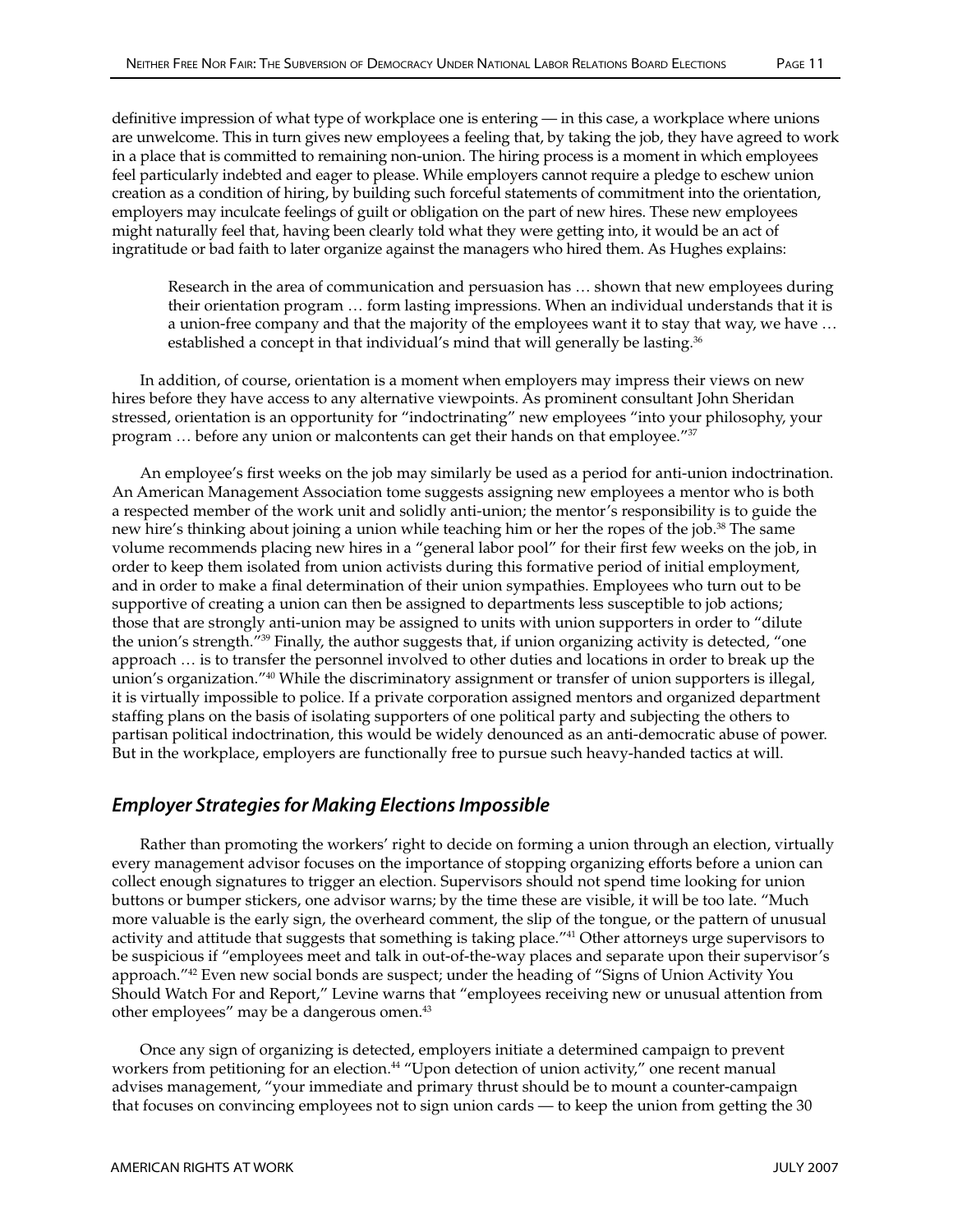definitive impression of what type of workplace one is entering — in this case, a workplace where unions are unwelcome. This in turn gives new employees a feeling that, by taking the job, they have agreed to work in a place that is committed to remaining non-union. The hiring process is a moment in which employees feel particularly indebted and eager to please. While employers cannot require a pledge to eschew union creation as a condition of hiring, by building such forceful statements of commitment into the orientation, employers may inculcate feelings of guilt or obligation on the part of new hires. These new employees might naturally feel that, having been clearly told what they were getting into, it would be an act of ingratitude or bad faith to later organize against the managers who hired them. As Hughes explains:

> Research in the area of communication and persuasion has … shown that new employees during their orientation program … form lasting impressions. When an individual understands that it is a union-free company and that the majority of the employees want it to stay that way, we have … established a concept in that individual's mind that will generally be lasting.[36]

In addition, of course, orientation is a moment when employers may impress their views on new hires before they have access to any alternative viewpoints. As prominent consultant John Sheridan stressed, orientation is an opportunity for "indoctrinating" new employees "into your philosophy, your program … before any union or malcontents can get their hands on that employee."[37]

An employee's first weeks on the job may similarly be used as a period for anti-union indoctrination. An American Management Association tome suggests assigning new employees a mentor who is both a respected member of the work unit and solidly anti-union; the mentor's responsibility is to guide the new hire's thinking about joining a union while teaching him or her the ropes of the job.[38] The same volume recommends placing new hires in a "general labor pool" for their first few weeks on the job, in order to keep them isolated from union activists during this formative period of initial employment, and in order to make a final determination of their union sympathies. Employees who turn out to be supportive of creating a union can then be assigned to departments less susceptible to job actions; those that are strongly anti-union may be assigned to units with union supporters in order to "dilute the union's strength."[39] Finally, the author suggests that, if union organizing activity is detected, "one approach … is to transfer the personnel involved to other duties and locations in order to break up the union's organization."[40] While the discriminatory assignment or transfer of union supporters is illegal, it is virtually impossible to police. If a private corporation assigned mentors and organized department staffing plans on the basis of isolating supporters of one political party and subjecting the others to partisan political indoctrination, this would be widely denounced as an anti-democratic abuse of power. But in the workplace, employers are functionally free to pursue such heavy-handed tactics at will.

## *Employer Strategies for Making Elections Impossible*

Rather than promoting the workers' right to decide on forming a union through an election, virtually every management advisor focuses on the importance of stopping organizing efforts before a union can collect enough signatures to trigger an election. Supervisors should not spend time looking for union buttons or bumper stickers, one advisor warns; by the time these are visible, it will be too late. "Much more valuable is the early sign, the overheard comment, the slip of the tongue, or the pattern of unusual activity and attitude that suggests that something is taking place."[41] Other attorneys urge supervisors to be suspicious if "employees meet and talk in out-of-the-way places and separate upon their supervisor's approach."[42] Even new social bonds are suspect; under the heading of "Signs of Union Activity You Should Watch For and Report," Levine warns that "employees receiving new or unusual attention from other employees" may be a dangerous omen.[43]

Once any sign of organizing is detected, employers initiate a determined campaign to prevent workers from petitioning for an election.[44] "Upon detection of union activity," one recent manual advises management, "your immediate and primary thrust should be to mount a counter-campaign that focuses on convincing employees not to sign union cards — to keep the union from getting the 30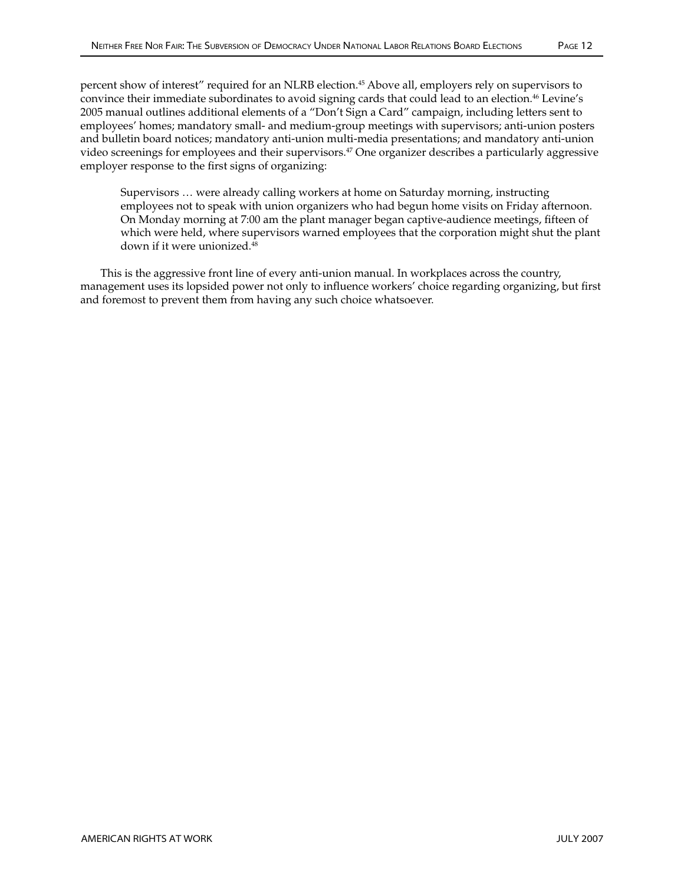percent show of interest" required for an NLRB election.[45] Above all, employers rely on supervisors to convince their immediate subordinates to avoid signing cards that could lead to an election.[46] Levine's 2005 manual outlines additional elements of a "Don't Sign a Card" campaign, including letters sent to employees' homes; mandatory small- and medium-group meetings with supervisors; anti-union posters and bulletin board notices; mandatory anti-union multi-media presentations; and mandatory anti-union video screenings for employees and their supervisors.[47] One organizer describes a particularly aggressive employer response to the first signs of organizing:

> Supervisors … were already calling workers at home on Saturday morning, instructing employees not to speak with union organizers who had begun home visits on Friday afternoon. On Monday morning at 7:00 am the plant manager began captive-audience meetings, fifteen of which were held, where supervisors warned employees that the corporation might shut the plant down if it were unionized.[48]

This is the aggressive front line of every anti-union manual. In workplaces across the country, management uses its lopsided power not only to influence workers' choice regarding organizing, but first and foremost to prevent them from having any such choice whatsoever.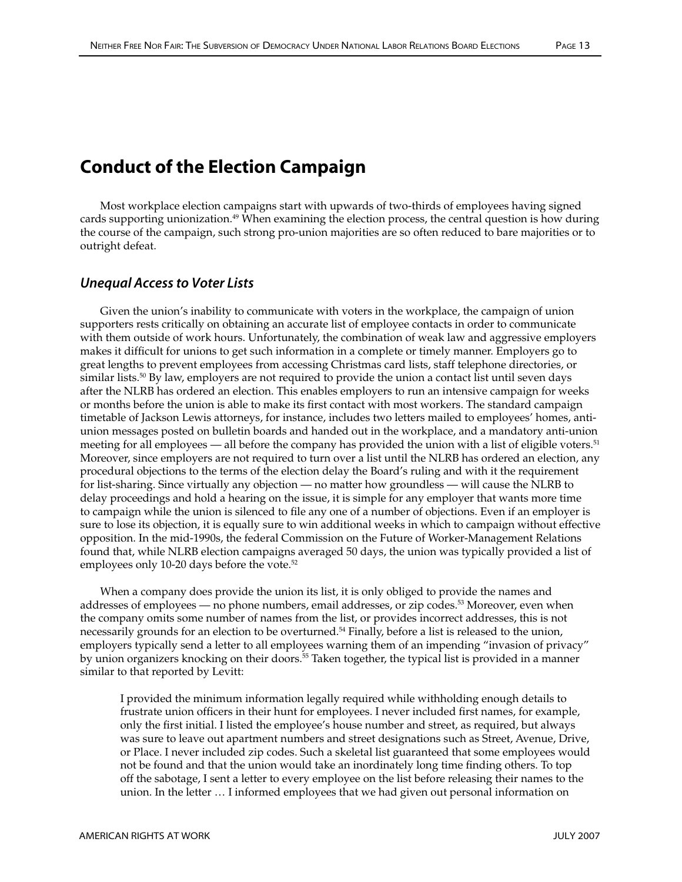## Conduct of the Election Campaign

Most workplace election campaigns start with upwards of two-thirds of employees having signed cards supporting unionization.[49] When examining the election process, the central question is how during the course of the campaign, such strong pro-union majorities are so often reduced to bare majorities or to outright defeat.

### *Unequal Access to Voter Lists*

Given the union's inability to communicate with voters in the workplace, the campaign of union supporters rests critically on obtaining an accurate list of employee contacts in order to communicate with them outside of work hours. Unfortunately, the combination of weak law and aggressive employers makes it difficult for unions to get such information in a complete or timely manner. Employers go to great lengths to prevent employees from accessing Christmas card lists, staff telephone directories, or similar lists.[50] By law, employers are not required to provide the union a contact list until seven days after the NLRB has ordered an election. This enables employers to run an intensive campaign for weeks or months before the union is able to make its first contact with most workers. The standard campaign timetable of Jackson Lewis attorneys, for instance, includes two letters mailed to employees' homes, anti-union messages posted on bulletin boards and handed out in the workplace, and a mandatory anti-union meeting for all employees — all before the company has provided the union with a list of eligible voters.[51] Moreover, since employers are not required to turn over a list until the NLRB has ordered an election, any procedural objections to the terms of the election delay the Board's ruling and with it the requirement for list-sharing. Since virtually any objection — no matter how groundless — will cause the NLRB to delay proceedings and hold a hearing on the issue, it is simple for any employer that wants more time to campaign while the union is silenced to file any one of a number of objections. Even if an employer is sure to lose its objection, it is equally sure to win additional weeks in which to campaign without effective opposition. In the mid-1990s, the federal Commission on the Future of Worker-Management Relations found that, while NLRB election campaigns averaged 50 days, the union was typically provided a list of employees only 10-20 days before the vote.[52]

When a company does provide the union its list, it is only obliged to provide the names and addresses of employees — no phone numbers, email addresses, or zip codes.[53] Moreover, even when the company omits some number of names from the list, or provides incorrect addresses, this is not necessarily grounds for an election to be overturned.[54] Finally, before a list is released to the union, employers typically send a letter to all employees warning them of an impending "invasion of privacy" by union organizers knocking on their doors.[55] Taken together, the typical list is provided in a manner similar to that reported by Levitt:

> I provided the minimum information legally required while withholding enough details to frustrate union officers in their hunt for employees. I never included first names, for example, only the first initial. I listed the employee's house number and street, as required, but always was sure to leave out apartment numbers and street designations such as Street, Avenue, Drive, or Place. I never included zip codes. Such a skeletal list guaranteed that some employees would not be found and that the union would take an inordinately long time finding others. To top off the sabotage, I sent a letter to every employee on the list before releasing their names to the union. In the letter … I informed employees that we had given out personal information on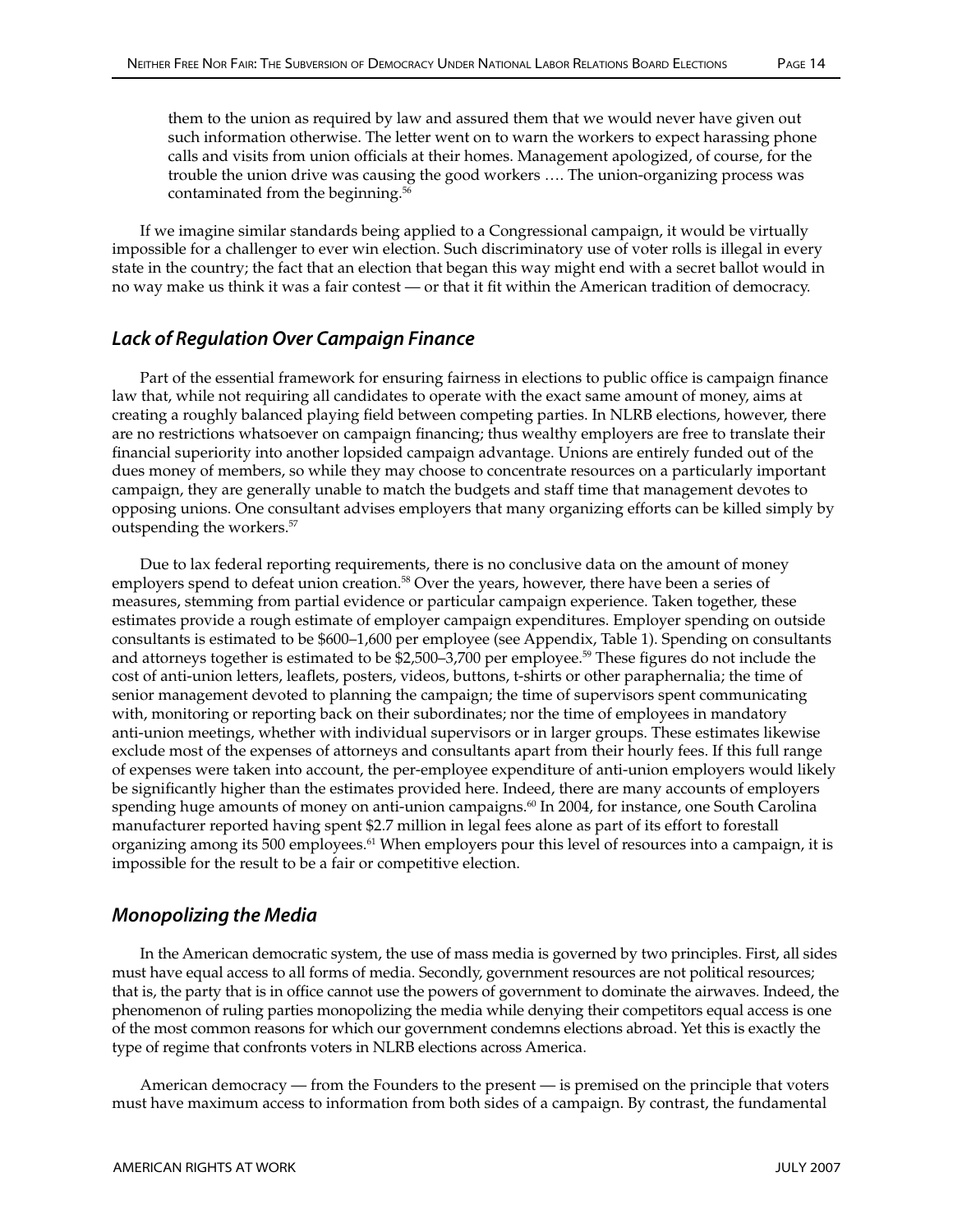> them to the union as required by law and assured them that we would never have given out such information otherwise. The letter went on to warn the workers to expect harassing phone calls and visits from union officials at their homes. Management apologized, of course, for the trouble the union drive was causing the good workers …. The union-organizing process was contaminated from the beginning.[56]

If we imagine similar standards being applied to a Congressional campaign, it would be virtually impossible for a challenger to ever win election. Such discriminatory use of voter rolls is illegal in every state in the country; the fact that an election that began this way might end with a secret ballot would in no way make us think it was a fair contest — or that it fit within the American tradition of democracy.

## *Lack of Regulation Over Campaign Finance*

Part of the essential framework for ensuring fairness in elections to public office is campaign finance law that, while not requiring all candidates to operate with the exact same amount of money, aims at creating a roughly balanced playing field between competing parties. In NLRB elections, however, there are no restrictions whatsoever on campaign financing; thus wealthy employers are free to translate their financial superiority into another lopsided campaign advantage. Unions are entirely funded out of the dues money of members, so while they may choose to concentrate resources on a particularly important campaign, they are generally unable to match the budgets and staff time that management devotes to opposing unions. One consultant advises employers that many organizing efforts can be killed simply by outspending the workers.[57]

Due to lax federal reporting requirements, there is no conclusive data on the amount of money employers spend to defeat union creation.[58] Over the years, however, there have been a series of measures, stemming from partial evidence or particular campaign experience. Taken together, these estimates provide a rough estimate of employer campaign expenditures. Employer spending on outside consultants is estimated to be $600–1,600 per employee (see Appendix, Table 1). Spending on consultants and attorneys together is estimated to be $2,500–3,700 per employee.[59] These figures do not include the cost of anti-union letters, leaflets, posters, videos, buttons, t-shirts or other paraphernalia; the time of senior management devoted to planning the campaign; the time of supervisors spent communicating with, monitoring or reporting back on their subordinates; nor the time of employees in mandatory anti-union meetings, whether with individual supervisors or in larger groups. These estimates likewise exclude most of the expenses of attorneys and consultants apart from their hourly fees. If this full range of expenses were taken into account, the per-employee expenditure of anti-union employers would likely be significantly higher than the estimates provided here. Indeed, there are many accounts of employers spending huge amounts of money on anti-union campaigns.[60] In 2004, for instance, one South Carolina manufacturer reported having spent $2.7 million in legal fees alone as part of its effort to forestall organizing among its 500 employees.[61] When employers pour this level of resources into a campaign, it is impossible for the result to be a fair or competitive election.

## *Monopolizing the Media*

In the American democratic system, the use of mass media is governed by two principles. First, all sides must have equal access to all forms of media. Secondly, government resources are not political resources; that is, the party that is in office cannot use the powers of government to dominate the airwaves. Indeed, the phenomenon of ruling parties monopolizing the media while denying their competitors equal access is one of the most common reasons for which our government condemns elections abroad. Yet this is exactly the type of regime that confronts voters in NLRB elections across America.

American democracy — from the Founders to the present — is premised on the principle that voters must have maximum access to information from both sides of a campaign. By contrast, the fundamental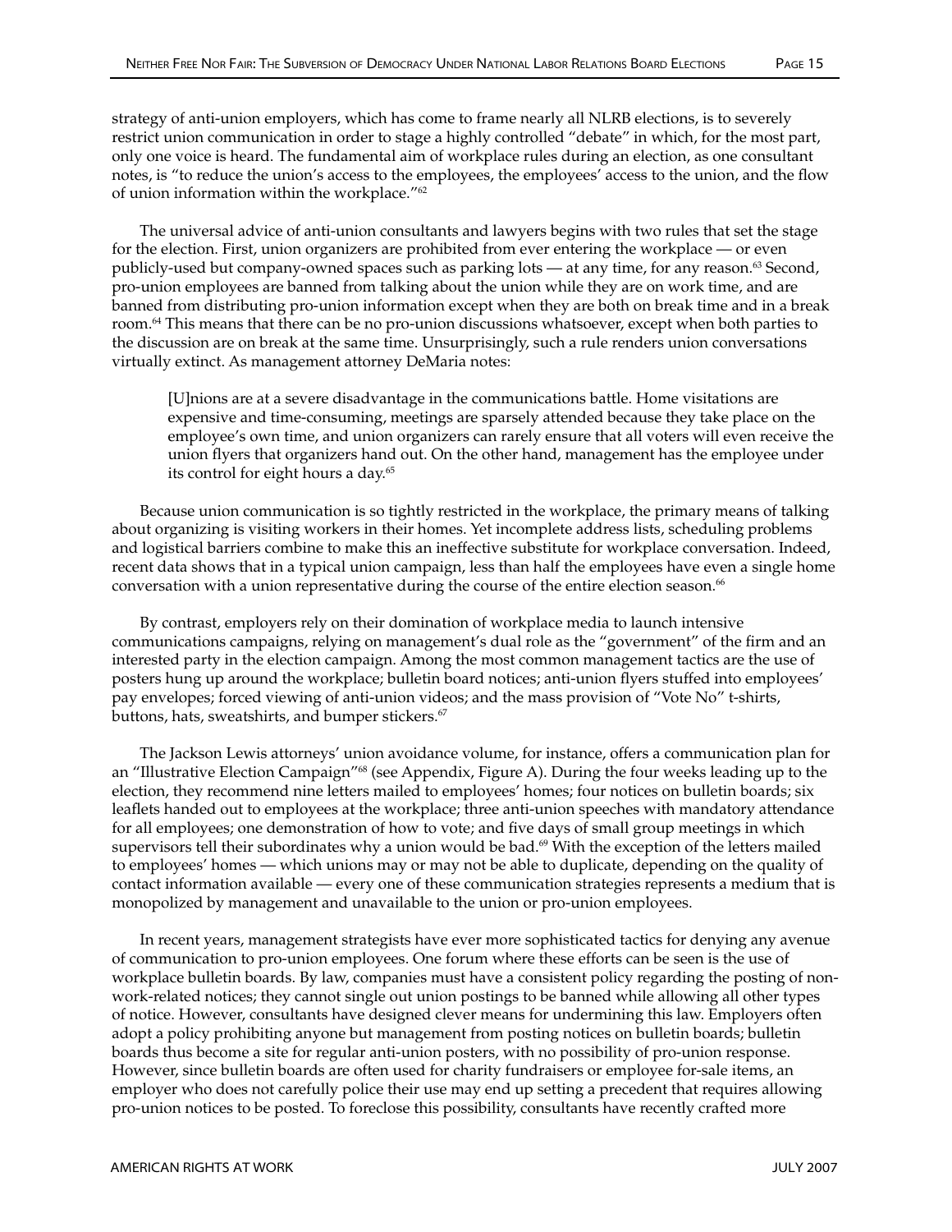strategy of anti-union employers, which has come to frame nearly all NLRB elections, is to severely restrict union communication in order to stage a highly controlled "debate" in which, for the most part, only one voice is heard. The fundamental aim of workplace rules during an election, as one consultant notes, is "to reduce the union's access to the employees, the employees' access to the union, and the flow of union information within the workplace."[62]

The universal advice of anti-union consultants and lawyers begins with two rules that set the stage for the election. First, union organizers are prohibited from ever entering the workplace — or even publicly-used but company-owned spaces such as parking lots — at any time, for any reason.[63] Second, pro-union employees are banned from talking about the union while they are on work time, and are banned from distributing pro-union information except when they are both on break time and in a break room.[64] This means that there can be no pro-union discussions whatsoever, except when both parties to the discussion are on break at the same time. Unsurprisingly, such a rule renders union conversations virtually extinct. As management attorney DeMaria notes:

> [U]nions are at a severe disadvantage in the communications battle. Home visitations are expensive and time-consuming, meetings are sparsely attended because they take place on the employee's own time, and union organizers can rarely ensure that all voters will even receive the union flyers that organizers hand out. On the other hand, management has the employee under its control for eight hours a day.[65]

Because union communication is so tightly restricted in the workplace, the primary means of talking about organizing is visiting workers in their homes. Yet incomplete address lists, scheduling problems and logistical barriers combine to make this an ineffective substitute for workplace conversation. Indeed, recent data shows that in a typical union campaign, less than half the employees have even a single home conversation with a union representative during the course of the entire election season.[66]

By contrast, employers rely on their domination of workplace media to launch intensive communications campaigns, relying on management's dual role as the "government" of the firm and an interested party in the election campaign. Among the most common management tactics are the use of posters hung up around the workplace; bulletin board notices; anti-union flyers stuffed into employees' pay envelopes; forced viewing of anti-union videos; and the mass provision of "Vote No" t-shirts, buttons, hats, sweatshirts, and bumper stickers.[67]

The Jackson Lewis attorneys' union avoidance volume, for instance, offers a communication plan for an "Illustrative Election Campaign"[68] (see Appendix, Figure A). During the four weeks leading up to the election, they recommend nine letters mailed to employees' homes; four notices on bulletin boards; six leaflets handed out to employees at the workplace; three anti-union speeches with mandatory attendance for all employees; one demonstration of how to vote; and five days of small group meetings in which supervisors tell their subordinates why a union would be bad.[69] With the exception of the letters mailed to employees' homes — which unions may or may not be able to duplicate, depending on the quality of contact information available — every one of these communication strategies represents a medium that is monopolized by management and unavailable to the union or pro-union employees.

In recent years, management strategists have ever more sophisticated tactics for denying any avenue of communication to pro-union employees. One forum where these efforts can be seen is the use of workplace bulletin boards. By law, companies must have a consistent policy regarding the posting of non-work-related notices; they cannot single out union postings to be banned while allowing all other types of notice. However, consultants have designed clever means for undermining this law. Employers often adopt a policy prohibiting anyone but management from posting notices on bulletin boards; bulletin boards thus become a site for regular anti-union posters, with no possibility of pro-union response. However, since bulletin boards are often used for charity fundraisers or employee for-sale items, an employer who does not carefully police their use may end up setting a precedent that requires allowing pro-union notices to be posted. To foreclose this possibility, consultants have recently crafted more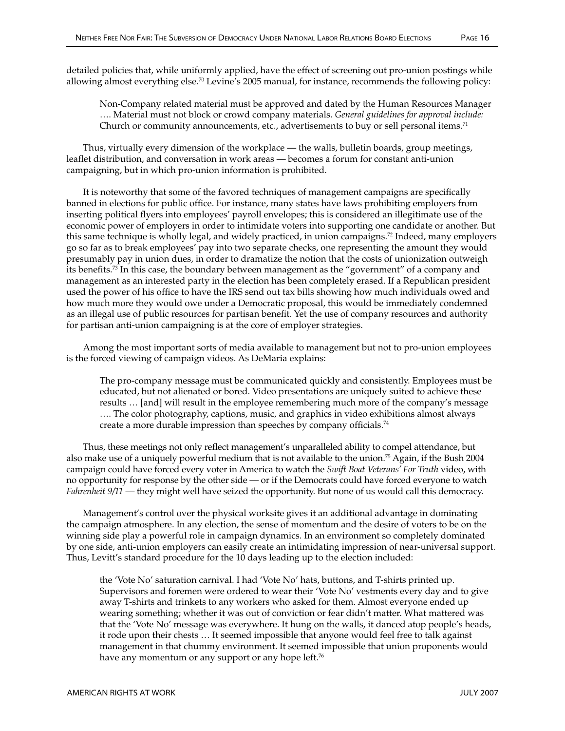detailed policies that, while uniformly applied, have the effect of screening out pro-union postings while allowing almost everything else.[70] Levine's 2005 manual, for instance, recommends the following policy:

> Non-Company related material must be approved and dated by the Human Resources Manager …. Material must not block or crowd company materials. *General guidelines for approval include:* Church or community announcements, etc., advertisements to buy or sell personal items.[71]

Thus, virtually every dimension of the workplace — the walls, bulletin boards, group meetings, leaflet distribution, and conversation in work areas — becomes a forum for constant anti-union campaigning, but in which pro-union information is prohibited.

It is noteworthy that some of the favored techniques of management campaigns are specifically banned in elections for public office. For instance, many states have laws prohibiting employers from inserting political flyers into employees' payroll envelopes; this is considered an illegitimate use of the economic power of employers in order to intimidate voters into supporting one candidate or another. But this same technique is wholly legal, and widely practiced, in union campaigns.[72] Indeed, many employers go so far as to break employees' pay into two separate checks, one representing the amount they would presumably pay in union dues, in order to dramatize the notion that the costs of unionization outweigh its benefits.[73] In this case, the boundary between management as the "government" of a company and management as an interested party in the election has been completely erased. If a Republican president used the power of his office to have the IRS send out tax bills showing how much individuals owed and how much more they would owe under a Democratic proposal, this would be immediately condemned as an illegal use of public resources for partisan benefit. Yet the use of company resources and authority for partisan anti-union campaigning is at the core of employer strategies.

Among the most important sorts of media available to management but not to pro-union employees is the forced viewing of campaign videos. As DeMaria explains:

> The pro-company message must be communicated quickly and consistently. Employees must be educated, but not alienated or bored. Video presentations are uniquely suited to achieve these results … [and] will result in the employee remembering much more of the company's message …. The color photography, captions, music, and graphics in video exhibitions almost always create a more durable impression than speeches by company officials.[74]

Thus, these meetings not only reflect management's unparalleled ability to compel attendance, but also make use of a uniquely powerful medium that is not available to the union.[75] Again, if the Bush 2004 campaign could have forced every voter in America to watch the *Swift Boat Veterans' For Truth* video, with no opportunity for response by the other side — or if the Democrats could have forced everyone to watch *Fahrenheit 9/11* — they might well have seized the opportunity. But none of us would call this democracy.

Management's control over the physical worksite gives it an additional advantage in dominating the campaign atmosphere. In any election, the sense of momentum and the desire of voters to be on the winning side play a powerful role in campaign dynamics. In an environment so completely dominated by one side, anti-union employers can easily create an intimidating impression of near-universal support. Thus, Levitt's standard procedure for the 10 days leading up to the election included:

> the 'Vote No' saturation carnival. I had 'Vote No' hats, buttons, and T-shirts printed up. Supervisors and foremen were ordered to wear their 'Vote No' vestments every day and to give away T-shirts and trinkets to any workers who asked for them. Almost everyone ended up wearing something; whether it was out of conviction or fear didn't matter. What mattered was that the 'Vote No' message was everywhere. It hung on the walls, it danced atop people's heads, it rode upon their chests … It seemed impossible that anyone would feel free to talk against management in that chummy environment. It seemed impossible that union proponents would have any momentum or any support or any hope left.[76]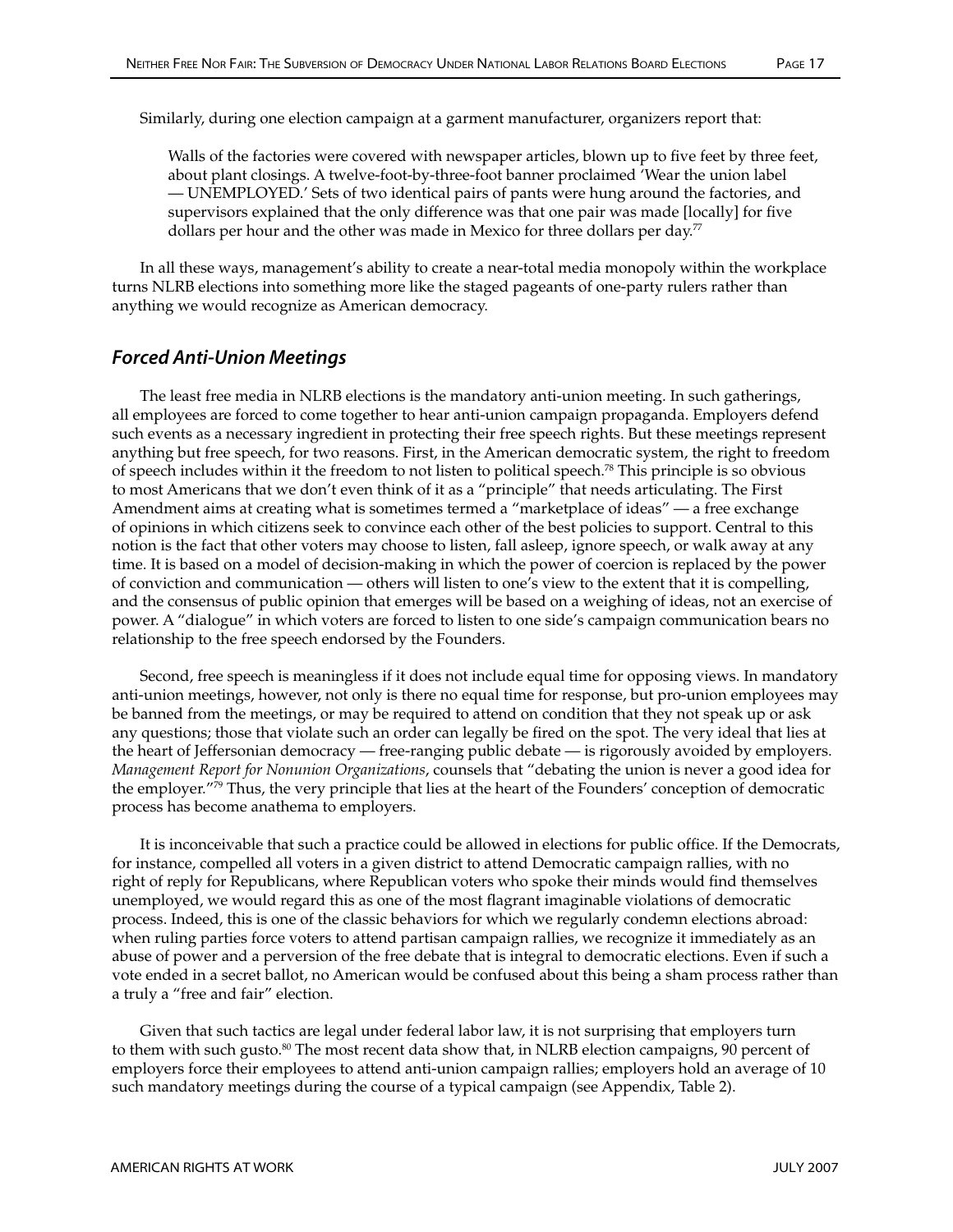Similarly, during one election campaign at a garment manufacturer, organizers report that:

> Walls of the factories were covered with newspaper articles, blown up to five feet by three feet, about plant closings. A twelve-foot-by-three-foot banner proclaimed 'Wear the union label — UNEMPLOYED.' Sets of two identical pairs of pants were hung around the factories, and supervisors explained that the only difference was that one pair was made [locally] for five dollars per hour and the other was made in Mexico for three dollars per day.[77]

In all these ways, management's ability to create a near-total media monopoly within the workplace turns NLRB elections into something more like the staged pageants of one-party rulers rather than anything we would recognize as American democracy.

## Forced Anti-Union Meetings

The least free media in NLRB elections is the mandatory anti-union meeting. In such gatherings, all employees are forced to come together to hear anti-union campaign propaganda. Employers defend such events as a necessary ingredient in protecting their free speech rights. But these meetings represent anything but free speech, for two reasons. First, in the American democratic system, the right to freedom of speech includes within it the freedom to not listen to political speech.[78] This principle is so obvious to most Americans that we don't even think of it as a "principle" that needs articulating. The First Amendment aims at creating what is sometimes termed a "marketplace of ideas" — a free exchange of opinions in which citizens seek to convince each other of the best policies to support. Central to this notion is the fact that other voters may choose to listen, fall asleep, ignore speech, or walk away at any time. It is based on a model of decision-making in which the power of coercion is replaced by the power of conviction and communication — others will listen to one's view to the extent that it is compelling, and the consensus of public opinion that emerges will be based on a weighing of ideas, not an exercise of power. A "dialogue" in which voters are forced to listen to one side's campaign communication bears no relationship to the free speech endorsed by the Founders.

Second, free speech is meaningless if it does not include equal time for opposing views. In mandatory anti-union meetings, however, not only is there no equal time for response, but pro-union employees may be banned from the meetings, or may be required to attend on condition that they not speak up or ask any questions; those that violate such an order can legally be fired on the spot. The very ideal that lies at the heart of Jeffersonian democracy — free-ranging public debate — is rigorously avoided by employers. *Management Report for Nonunion Organizations*, counsels that "debating the union is never a good idea for the employer."[79] Thus, the very principle that lies at the heart of the Founders' conception of democratic process has become anathema to employers.

It is inconceivable that such a practice could be allowed in elections for public office. If the Democrats, for instance, compelled all voters in a given district to attend Democratic campaign rallies, with no right of reply for Republicans, where Republican voters who spoke their minds would find themselves unemployed, we would regard this as one of the most flagrant imaginable violations of democratic process. Indeed, this is one of the classic behaviors for which we regularly condemn elections abroad: when ruling parties force voters to attend partisan campaign rallies, we recognize it immediately as an abuse of power and a perversion of the free debate that is integral to democratic elections. Even if such a vote ended in a secret ballot, no American would be confused about this being a sham process rather than a truly a "free and fair" election.

Given that such tactics are legal under federal labor law, it is not surprising that employers turn to them with such gusto.[80] The most recent data show that, in NLRB election campaigns, 90 percent of employers force their employees to attend anti-union campaign rallies; employers hold an average of 10 such mandatory meetings during the course of a typical campaign (see Appendix, Table 2).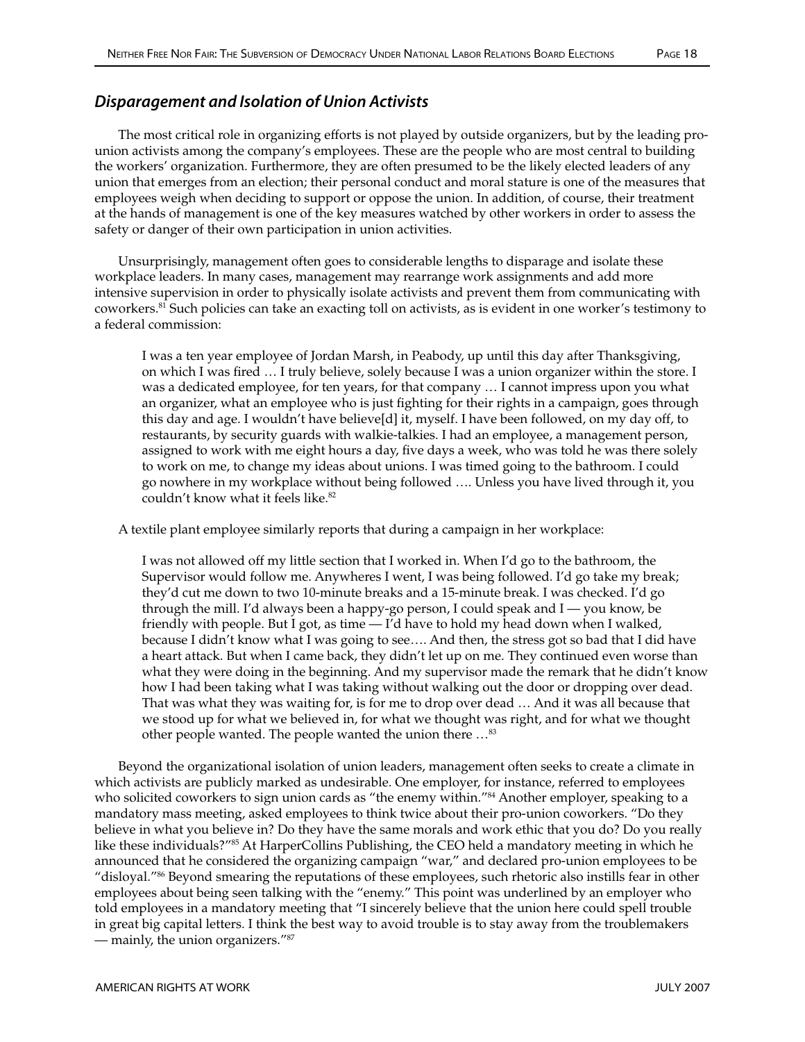## *Disparagement and Isolation of Union Activists*

The most critical role in organizing efforts is not played by outside organizers, but by the leading pro-union activists among the company's employees. These are the people who are most central to building the workers' organization. Furthermore, they are often presumed to be the likely elected leaders of any union that emerges from an election; their personal conduct and moral stature is one of the measures that employees weigh when deciding to support or oppose the union. In addition, of course, their treatment at the hands of management is one of the key measures watched by other workers in order to assess the safety or danger of their own participation in union activities.

Unsurprisingly, management often goes to considerable lengths to disparage and isolate these workplace leaders. In many cases, management may rearrange work assignments and add more intensive supervision in order to physically isolate activists and prevent them from communicating with coworkers.[81] Such policies can take an exacting toll on activists, as is evident in one worker's testimony to a federal commission:

> I was a ten year employee of Jordan Marsh, in Peabody, up until this day after Thanksgiving, on which I was fired … I truly believe, solely because I was a union organizer within the store. I was a dedicated employee, for ten years, for that company … I cannot impress upon you what an organizer, what an employee who is just fighting for their rights in a campaign, goes through this day and age. I wouldn't have believe[d] it, myself. I have been followed, on my day off, to restaurants, by security guards with walkie-talkies. I had an employee, a management person, assigned to work with me eight hours a day, five days a week, who was told he was there solely to work on me, to change my ideas about unions. I was timed going to the bathroom. I could go nowhere in my workplace without being followed …. Unless you have lived through it, you couldn't know what it feels like.[82]

A textile plant employee similarly reports that during a campaign in her workplace:

> I was not allowed off my little section that I worked in. When I'd go to the bathroom, the Supervisor would follow me. Anywheres I went, I was being followed. I'd go take my break; they'd cut me down to two 10-minute breaks and a 15-minute break. I was checked. I'd go through the mill. I'd always been a happy-go person, I could speak and I — you know, be friendly with people. But I got, as time — I'd have to hold my head down when I walked, because I didn't know what I was going to see…. And then, the stress got so bad that I did have a heart attack. But when I came back, they didn't let up on me. They continued even worse than what they were doing in the beginning. And my supervisor made the remark that he didn't know how I had been taking what I was taking without walking out the door or dropping over dead. That was what they was waiting for, is for me to drop over dead … And it was all because that we stood up for what we believed in, for what we thought was right, and for what we thought other people wanted. The people wanted the union there …[83]

Beyond the organizational isolation of union leaders, management often seeks to create a climate in which activists are publicly marked as undesirable. One employer, for instance, referred to employees who solicited coworkers to sign union cards as "the enemy within."[84] Another employer, speaking to a mandatory mass meeting, asked employees to think twice about their pro-union coworkers. "Do they believe in what you believe in? Do they have the same morals and work ethic that you do? Do you really like these individuals?"[85] At HarperCollins Publishing, the CEO held a mandatory meeting in which he announced that he considered the organizing campaign "war," and declared pro-union employees to be "disloyal."[86] Beyond smearing the reputations of these employees, such rhetoric also instills fear in other employees about being seen talking with the "enemy." This point was underlined by an employer who told employees in a mandatory meeting that "I sincerely believe that the union here could spell trouble in great big capital letters. I think the best way to avoid trouble is to stay away from the troublemakers — mainly, the union organizers."[87]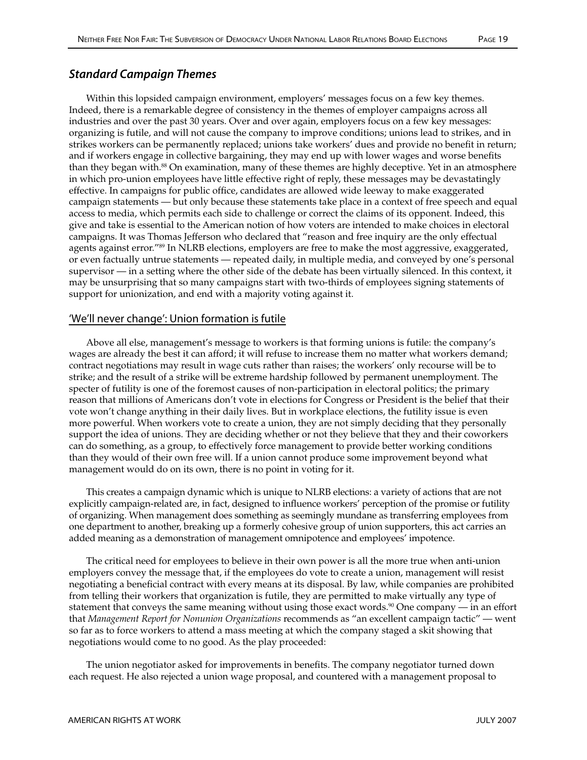## *Standard Campaign Themes*

Within this lopsided campaign environment, employers' messages focus on a few key themes. Indeed, there is a remarkable degree of consistency in the themes of employer campaigns across all industries and over the past 30 years. Over and over again, employers focus on a few key messages: organizing is futile, and will not cause the company to improve conditions; unions lead to strikes, and in strikes workers can be permanently replaced; unions take workers' dues and provide no benefit in return; and if workers engage in collective bargaining, they may end up with lower wages and worse benefits than they began with.[88] On examination, many of these themes are highly deceptive. Yet in an atmosphere in which pro-union employees have little effective right of reply, these messages may be devastatingly effective. In campaigns for public office, candidates are allowed wide leeway to make exaggerated campaign statements — but only because these statements take place in a context of free speech and equal access to media, which permits each side to challenge or correct the claims of its opponent. Indeed, this give and take is essential to the American notion of how voters are intended to make choices in electoral campaigns. It was Thomas Jefferson who declared that "reason and free inquiry are the only effectual agents against error."[89] In NLRB elections, employers are free to make the most aggressive, exaggerated, or even factually untrue statements — repeated daily, in multiple media, and conveyed by one's personal supervisor — in a setting where the other side of the debate has been virtually silenced. In this context, it may be unsurprising that so many campaigns start with two-thirds of employees signing statements of support for unionization, and end with a majority voting against it.

### 'We'll never change': Union formation is futile

Above all else, management's message to workers is that forming unions is futile: the company's wages are already the best it can afford; it will refuse to increase them no matter what workers demand; contract negotiations may result in wage cuts rather than raises; the workers' only recourse will be to strike; and the result of a strike will be extreme hardship followed by permanent unemployment. The specter of futility is one of the foremost causes of non-participation in electoral politics; the primary reason that millions of Americans don't vote in elections for Congress or President is the belief that their vote won't change anything in their daily lives. But in workplace elections, the futility issue is even more powerful. When workers vote to create a union, they are not simply deciding that they personally support the idea of unions. They are deciding whether or not they believe that they and their coworkers can do something, as a group, to effectively force management to provide better working conditions than they would of their own free will. If a union cannot produce some improvement beyond what management would do on its own, there is no point in voting for it.

This creates a campaign dynamic which is unique to NLRB elections: a variety of actions that are not explicitly campaign-related are, in fact, designed to influence workers' perception of the promise or futility of organizing. When management does something as seemingly mundane as transferring employees from one department to another, breaking up a formerly cohesive group of union supporters, this act carries an added meaning as a demonstration of management omnipotence and employees' impotence.

The critical need for employees to believe in their own power is all the more true when anti-union employers convey the message that, if the employees do vote to create a union, management will resist negotiating a beneficial contract with every means at its disposal. By law, while companies are prohibited from telling their workers that organization is futile, they are permitted to make virtually any type of statement that conveys the same meaning without using those exact words.[90] One company — in an effort that *Management Report for Nonunion Organizations* recommends as "an excellent campaign tactic" — went so far as to force workers to attend a mass meeting at which the company staged a skit showing that negotiations would come to no good. As the play proceeded:

The union negotiator asked for improvements in benefits. The company negotiator turned down each request. He also rejected a union wage proposal, and countered with a management proposal to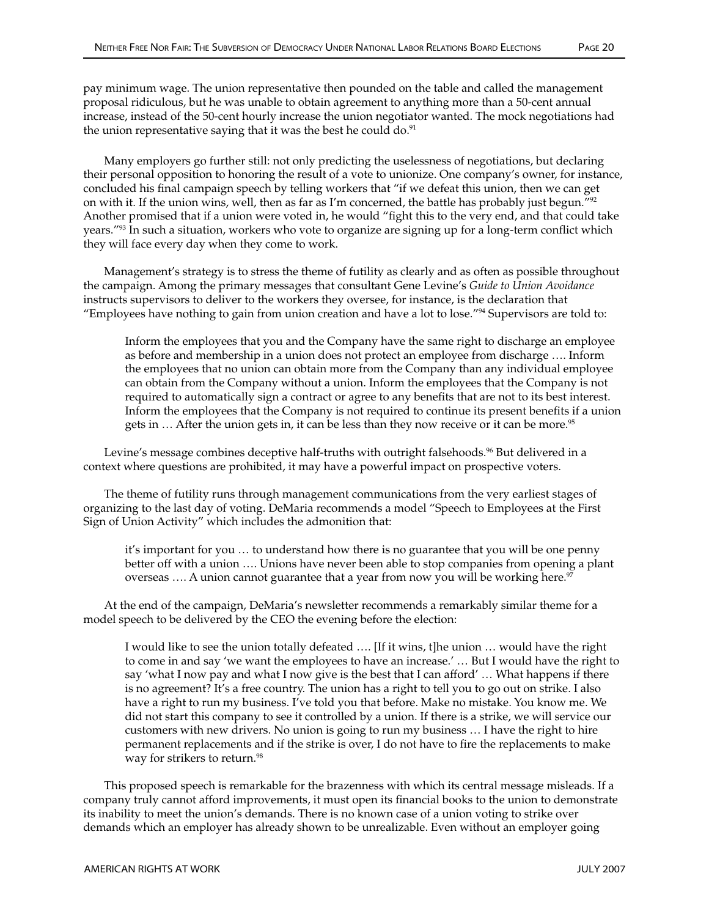pay minimum wage. The union representative then pounded on the table and called the management proposal ridiculous, but he was unable to obtain agreement to anything more than a 50-cent annual increase, instead of the 50-cent hourly increase the union negotiator wanted. The mock negotiations had the union representative saying that it was the best he could do.[91]

Many employers go further still: not only predicting the uselessness of negotiations, but declaring their personal opposition to honoring the result of a vote to unionize. One company's owner, for instance, concluded his final campaign speech by telling workers that "if we defeat this union, then we can get on with it. If the union wins, well, then as far as I'm concerned, the battle has probably just begun."[92] Another promised that if a union were voted in, he would "fight this to the very end, and that could take years."[93] In such a situation, workers who vote to organize are signing up for a long-term conflict which they will face every day when they come to work.

Management's strategy is to stress the theme of futility as clearly and as often as possible throughout the campaign. Among the primary messages that consultant Gene Levine's *Guide to Union Avoidance* instructs supervisors to deliver to the workers they oversee, for instance, is the declaration that "Employees have nothing to gain from union creation and have a lot to lose."[94] Supervisors are told to:

> Inform the employees that you and the Company have the same right to discharge an employee as before and membership in a union does not protect an employee from discharge …. Inform the employees that no union can obtain more from the Company than any individual employee can obtain from the Company without a union. Inform the employees that the Company is not required to automatically sign a contract or agree to any benefits that are not to its best interest. Inform the employees that the Company is not required to continue its present benefits if a union gets in … After the union gets in, it can be less than they now receive or it can be more.[95]

Levine's message combines deceptive half-truths with outright falsehoods.[96] But delivered in a context where questions are prohibited, it may have a powerful impact on prospective voters.

The theme of futility runs through management communications from the very earliest stages of organizing to the last day of voting. DeMaria recommends a model "Speech to Employees at the First Sign of Union Activity" which includes the admonition that:

> it's important for you … to understand how there is no guarantee that you will be one penny better off with a union …. Unions have never been able to stop companies from opening a plant overseas …. A union cannot guarantee that a year from now you will be working here.[97]

At the end of the campaign, DeMaria's newsletter recommends a remarkably similar theme for a model speech to be delivered by the CEO the evening before the election:

> I would like to see the union totally defeated …. [If it wins, t]he union … would have the right to come in and say 'we want the employees to have an increase.' … But I would have the right to say 'what I now pay and what I now give is the best that I can afford' … What happens if there is no agreement? It's a free country. The union has a right to tell you to go out on strike. I also have a right to run my business. I've told you that before. Make no mistake. You know me. We did not start this company to see it controlled by a union. If there is a strike, we will service our customers with new drivers. No union is going to run my business … I have the right to hire permanent replacements and if the strike is over, I do not have to fire the replacements to make way for strikers to return.[98]

This proposed speech is remarkable for the brazenness with which its central message misleads. If a company truly cannot afford improvements, it must open its financial books to the union to demonstrate its inability to meet the union's demands. There is no known case of a union voting to strike over demands which an employer has already shown to be unrealizable. Even without an employer going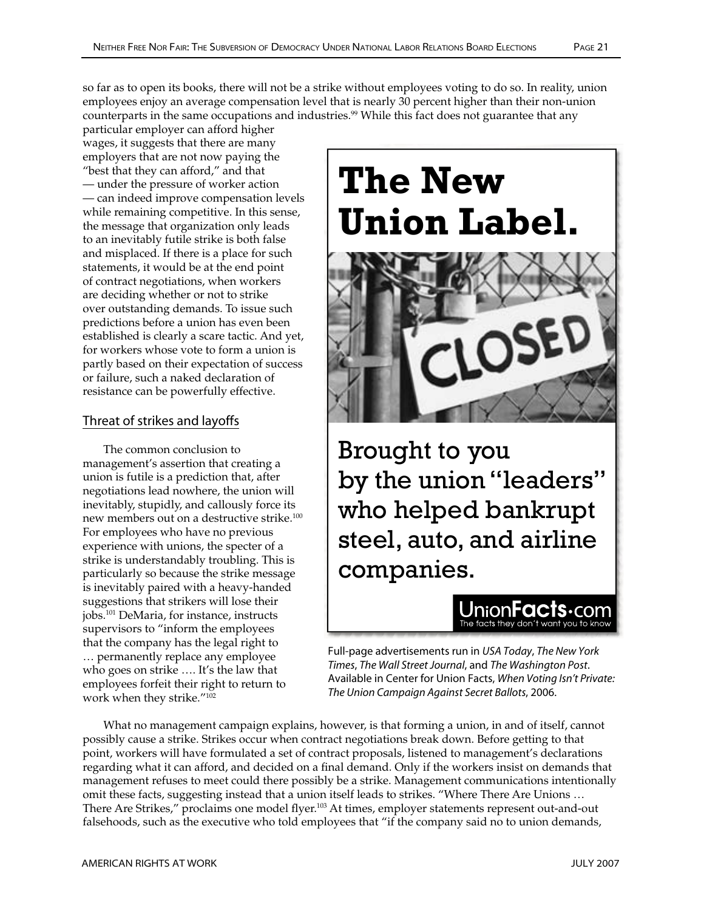so far as to open its books, there will not be a strike without employees voting to do so. In reality, union employees enjoy an average compensation level that is nearly 30 percent higher than their non-union counterparts in the same occupations and industries.[99] While this fact does not guarantee that any particular employer can afford higher wages, it suggests that there are many employers that are not now paying the "best that they can afford," and that — under the pressure of worker action — can indeed improve compensation levels while remaining competitive. In this sense, the message that organization only leads to an inevitably futile strike is both false and misplaced. If there is a place for such statements, it would be at the end point of contract negotiations, when workers are deciding whether or not to strike over outstanding demands. To issue such predictions before a union has even been established is clearly a scare tactic. And yet, for workers whose vote to form a union is partly based on their expectation of success or failure, such a naked declaration of resistance can be powerfully effective.

## Threat of strikes and layoffs

The common conclusion to management's assertion that creating a union is futile is a prediction that, after negotiations lead nowhere, the union will inevitably, stupidly, and callously force its new members out on a destructive strike.[100] For employees who have no previous experience with unions, the specter of a strike is understandably troubling. This is particularly so because the strike message is inevitably paired with a heavy-handed suggestions that strikers will lose their jobs.[101] DeMaria, for instance, instructs supervisors to "inform the employees that the company has the legal right to … permanently replace any employee who goes on strike …. It's the law that employees forfeit their right to return to work when they strike."[102]

**The New Union Label.**

CLOSED

Brought to you by the union "leaders" who helped bankrupt steel, auto, and airline companies.

UnionFacts.com
The facts they don't want you to know

Full-page advertisements run in *USA Today*, *The New York Times*, *The Wall Street Journal*, and *The Washington Post*. Available in Center for Union Facts, *When Voting Isn't Private: The Union Campaign Against Secret Ballots*, 2006.

What no management campaign explains, however, is that forming a union, in and of itself, cannot possibly cause a strike. Strikes occur when contract negotiations break down. Before getting to that point, workers will have formulated a set of contract proposals, listened to management's declarations regarding what it can afford, and decided on a final demand. Only if the workers insist on demands that management refuses to meet could there possibly be a strike. Management communications intentionally omit these facts, suggesting instead that a union itself leads to strikes. "Where There Are Unions … There Are Strikes," proclaims one model flyer.[103] At times, employer statements represent out-and-out falsehoods, such as the executive who told employees that "if the company said no to union demands,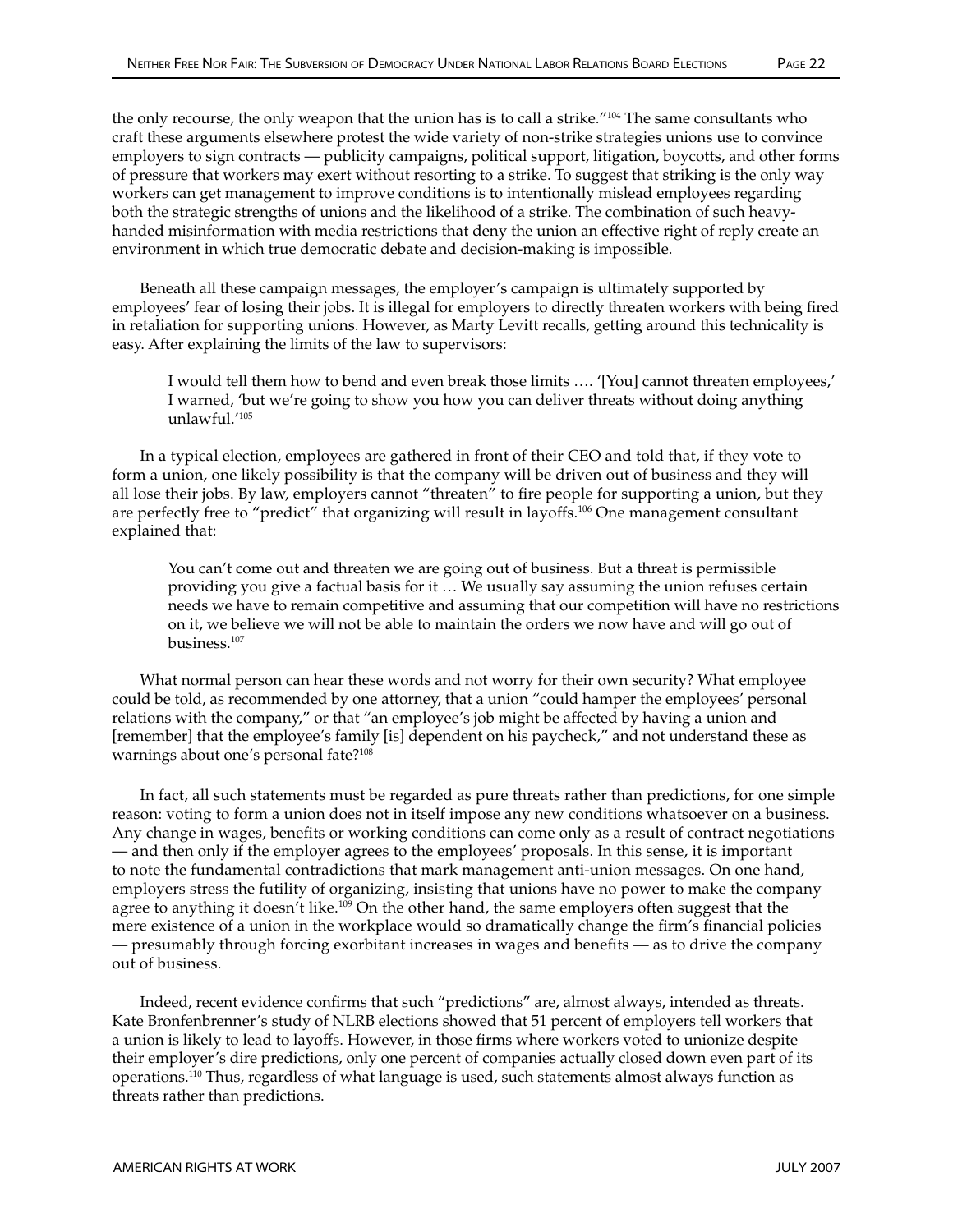the only recourse, the only weapon that the union has is to call a strike."[104] The same consultants who craft these arguments elsewhere protest the wide variety of non-strike strategies unions use to convince employers to sign contracts — publicity campaigns, political support, litigation, boycotts, and other forms of pressure that workers may exert without resorting to a strike. To suggest that striking is the only way workers can get management to improve conditions is to intentionally mislead employees regarding both the strategic strengths of unions and the likelihood of a strike. The combination of such heavy-handed misinformation with media restrictions that deny the union an effective right of reply create an environment in which true democratic debate and decision-making is impossible.

Beneath all these campaign messages, the employer's campaign is ultimately supported by employees' fear of losing their jobs. It is illegal for employers to directly threaten workers with being fired in retaliation for supporting unions. However, as Marty Levitt recalls, getting around this technicality is easy. After explaining the limits of the law to supervisors:

> I would tell them how to bend and even break those limits …. '[You] cannot threaten employees,' I warned, 'but we're going to show you how you can deliver threats without doing anything unlawful.'[105]

In a typical election, employees are gathered in front of their CEO and told that, if they vote to form a union, one likely possibility is that the company will be driven out of business and they will all lose their jobs. By law, employers cannot "threaten" to fire people for supporting a union, but they are perfectly free to "predict" that organizing will result in layoffs.[106] One management consultant explained that:

> You can't come out and threaten we are going out of business. But a threat is permissible providing you give a factual basis for it … We usually say assuming the union refuses certain needs we have to remain competitive and assuming that our competition will have no restrictions on it, we believe we will not be able to maintain the orders we now have and will go out of business.[107]

What normal person can hear these words and not worry for their own security? What employee could be told, as recommended by one attorney, that a union "could hamper the employees' personal relations with the company," or that "an employee's job might be affected by having a union and [remember] that the employee's family [is] dependent on his paycheck," and not understand these as warnings about one's personal fate?[108]

In fact, all such statements must be regarded as pure threats rather than predictions, for one simple reason: voting to form a union does not in itself impose any new conditions whatsoever on a business. Any change in wages, benefits or working conditions can come only as a result of contract negotiations — and then only if the employer agrees to the employees' proposals. In this sense, it is important to note the fundamental contradictions that mark management anti-union messages. On one hand, employers stress the futility of organizing, insisting that unions have no power to make the company agree to anything it doesn't like.[109] On the other hand, the same employers often suggest that the mere existence of a union in the workplace would so dramatically change the firm's financial policies — presumably through forcing exorbitant increases in wages and benefits — as to drive the company out of business.

Indeed, recent evidence confirms that such "predictions" are, almost always, intended as threats. Kate Bronfenbrenner's study of NLRB elections showed that 51 percent of employers tell workers that a union is likely to lead to layoffs. However, in those firms where workers voted to unionize despite their employer's dire predictions, only one percent of companies actually closed down even part of its operations.[110] Thus, regardless of what language is used, such statements almost always function as threats rather than predictions.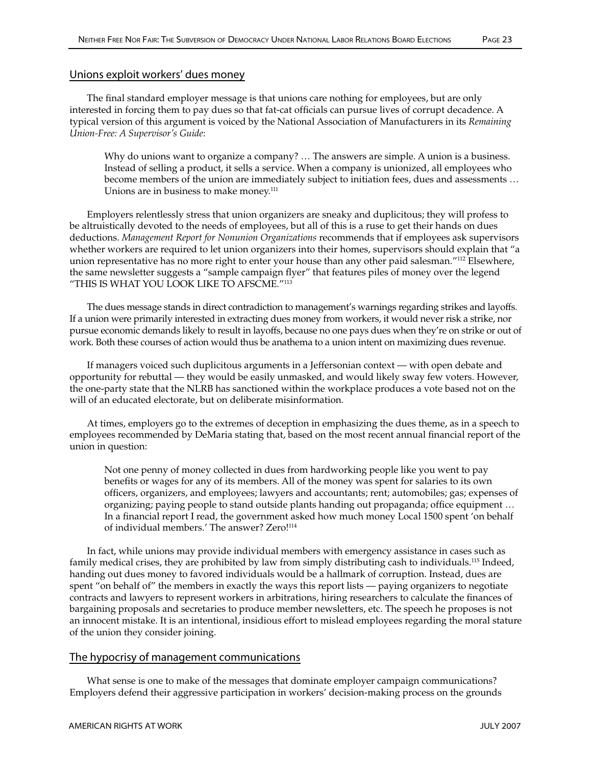## Unions exploit workers' dues money

The final standard employer message is that unions care nothing for employees, but are only interested in forcing them to pay dues so that fat-cat officials can pursue lives of corrupt decadence. A typical version of this argument is voiced by the National Association of Manufacturers in its *Remaining Union-Free: A Supervisor's Guide*:

> Why do unions want to organize a company? … The answers are simple. A union is a business. Instead of selling a product, it sells a service. When a company is unionized, all employees who become members of the union are immediately subject to initiation fees, dues and assessments … Unions are in business to make money.[111]

Employers relentlessly stress that union organizers are sneaky and duplicitous; they will profess to be altruistically devoted to the needs of employees, but all of this is a ruse to get their hands on dues deductions. *Management Report for Nonunion Organizations* recommends that if employees ask supervisors whether workers are required to let union organizers into their homes, supervisors should explain that "a union representative has no more right to enter your house than any other paid salesman."[112] Elsewhere, the same newsletter suggests a "sample campaign flyer" that features piles of money over the legend "THIS IS WHAT YOU LOOK LIKE TO AFSCME."[113]

The dues message stands in direct contradiction to management's warnings regarding strikes and layoffs. If a union were primarily interested in extracting dues money from workers, it would never risk a strike, nor pursue economic demands likely to result in layoffs, because no one pays dues when they're on strike or out of work. Both these courses of action would thus be anathema to a union intent on maximizing dues revenue.

If managers voiced such duplicitous arguments in a Jeffersonian context — with open debate and opportunity for rebuttal — they would be easily unmasked, and would likely sway few voters. However, the one-party state that the NLRB has sanctioned within the workplace produces a vote based not on the will of an educated electorate, but on deliberate misinformation.

At times, employers go to the extremes of deception in emphasizing the dues theme, as in a speech to employees recommended by DeMaria stating that, based on the most recent annual financial report of the union in question:

> Not one penny of money collected in dues from hardworking people like you went to pay benefits or wages for any of its members. All of the money was spent for salaries to its own officers, organizers, and employees; lawyers and accountants; rent; automobiles; gas; expenses of organizing; paying people to stand outside plants handing out propaganda; office equipment … In a financial report I read, the government asked how much money Local 1500 spent 'on behalf of individual members.' The answer? Zero![114]

In fact, while unions may provide individual members with emergency assistance in cases such as family medical crises, they are prohibited by law from simply distributing cash to individuals.[115] Indeed, handing out dues money to favored individuals would be a hallmark of corruption. Instead, dues are spent "on behalf of" the members in exactly the ways this report lists — paying organizers to negotiate contracts and lawyers to represent workers in arbitrations, hiring researchers to calculate the finances of bargaining proposals and secretaries to produce member newsletters, etc. The speech he proposes is not an innocent mistake. It is an intentional, insidious effort to mislead employees regarding the moral stature of the union they consider joining.

## The hypocrisy of management communications

What sense is one to make of the messages that dominate employer campaign communications? Employers defend their aggressive participation in workers' decision-making process on the grounds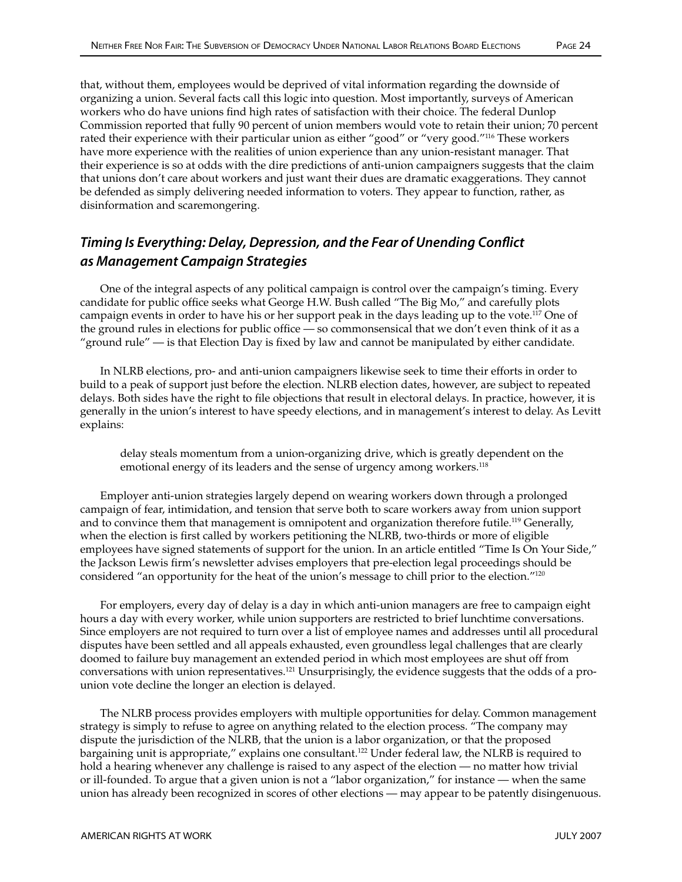that, without them, employees would be deprived of vital information regarding the downside of organizing a union. Several facts call this logic into question. Most importantly, surveys of American workers who do have unions find high rates of satisfaction with their choice. The federal Dunlop Commission reported that fully 90 percent of union members would vote to retain their union; 70 percent rated their experience with their particular union as either "good" or "very good."[116] These workers have more experience with the realities of union experience than any union-resistant manager. That their experience is so at odds with the dire predictions of anti-union campaigners suggests that the claim that unions don't care about workers and just want their dues are dramatic exaggerations. They cannot be defended as simply delivering needed information to voters. They appear to function, rather, as disinformation and scaremongering.

## *Timing Is Everything: Delay, Depression, and the Fear of Unending Conflict as Management Campaign Strategies*

One of the integral aspects of any political campaign is control over the campaign's timing. Every candidate for public office seeks what George H.W. Bush called "The Big Mo," and carefully plots campaign events in order to have his or her support peak in the days leading up to the vote.[117] One of the ground rules in elections for public office — so commonsensical that we don't even think of it as a "ground rule" — is that Election Day is fixed by law and cannot be manipulated by either candidate.

In NLRB elections, pro- and anti-union campaigners likewise seek to time their efforts in order to build to a peak of support just before the election. NLRB election dates, however, are subject to repeated delays. Both sides have the right to file objections that result in electoral delays. In practice, however, it is generally in the union's interest to have speedy elections, and in management's interest to delay. As Levitt explains:

> delay steals momentum from a union-organizing drive, which is greatly dependent on the emotional energy of its leaders and the sense of urgency among workers.[118]

Employer anti-union strategies largely depend on wearing workers down through a prolonged campaign of fear, intimidation, and tension that serve both to scare workers away from union support and to convince them that management is omnipotent and organization therefore futile.[119] Generally, when the election is first called by workers petitioning the NLRB, two-thirds or more of eligible employees have signed statements of support for the union. In an article entitled "Time Is On Your Side," the Jackson Lewis firm's newsletter advises employers that pre-election legal proceedings should be considered "an opportunity for the heat of the union's message to chill prior to the election."[120]

For employers, every day of delay is a day in which anti-union managers are free to campaign eight hours a day with every worker, while union supporters are restricted to brief lunchtime conversations. Since employers are not required to turn over a list of employee names and addresses until all procedural disputes have been settled and all appeals exhausted, even groundless legal challenges that are clearly doomed to failure buy management an extended period in which most employees are shut off from conversations with union representatives.[121] Unsurprisingly, the evidence suggests that the odds of a pro-union vote decline the longer an election is delayed.

The NLRB process provides employers with multiple opportunities for delay. Common management strategy is simply to refuse to agree on anything related to the election process. "The company may dispute the jurisdiction of the NLRB, that the union is a labor organization, or that the proposed bargaining unit is appropriate," explains one consultant.[122] Under federal law, the NLRB is required to hold a hearing whenever any challenge is raised to any aspect of the election — no matter how trivial or ill-founded. To argue that a given union is not a "labor organization," for instance — when the same union has already been recognized in scores of other elections — may appear to be patently disingenuous.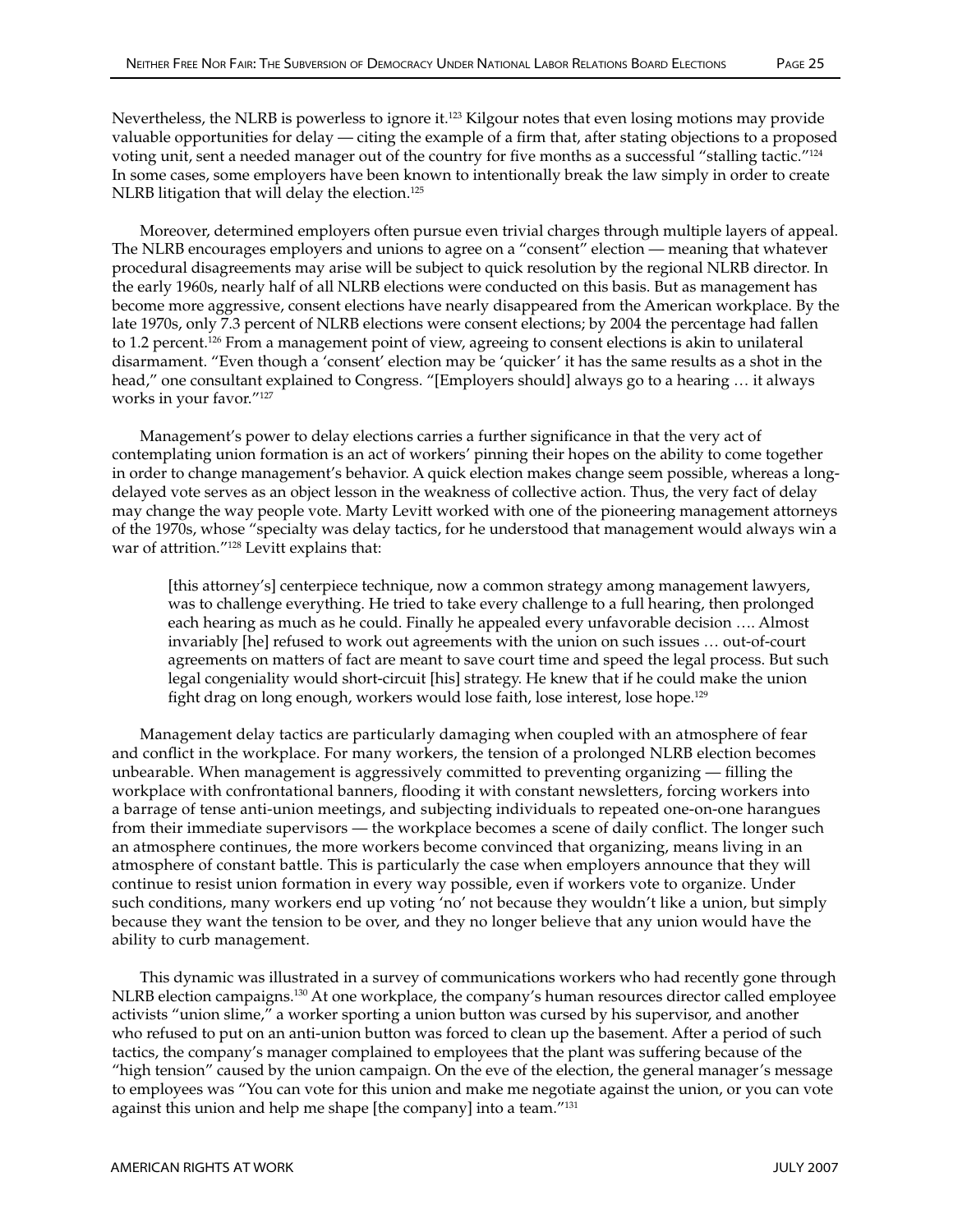Nevertheless, the NLRB is powerless to ignore it.[123] Kilgour notes that even losing motions may provide valuable opportunities for delay — citing the example of a firm that, after stating objections to a proposed voting unit, sent a needed manager out of the country for five months as a successful "stalling tactic."[124] In some cases, some employers have been known to intentionally break the law simply in order to create NLRB litigation that will delay the election.[125]

Moreover, determined employers often pursue even trivial charges through multiple layers of appeal. The NLRB encourages employers and unions to agree on a "consent" election — meaning that whatever procedural disagreements may arise will be subject to quick resolution by the regional NLRB director. In the early 1960s, nearly half of all NLRB elections were conducted on this basis. But as management has become more aggressive, consent elections have nearly disappeared from the American workplace. By the late 1970s, only 7.3 percent of NLRB elections were consent elections; by 2004 the percentage had fallen to 1.2 percent.[126] From a management point of view, agreeing to consent elections is akin to unilateral disarmament. "Even though a 'consent' election may be 'quicker' it has the same results as a shot in the head," one consultant explained to Congress. "[Employers should] always go to a hearing … it always works in your favor."[127]

Management's power to delay elections carries a further significance in that the very act of contemplating union formation is an act of workers' pinning their hopes on the ability to come together in order to change management's behavior. A quick election makes change seem possible, whereas a long-delayed vote serves as an object lesson in the weakness of collective action. Thus, the very fact of delay may change the way people vote. Marty Levitt worked with one of the pioneering management attorneys of the 1970s, whose "specialty was delay tactics, for he understood that management would always win a war of attrition."[128] Levitt explains that:

> [this attorney's] centerpiece technique, now a common strategy among management lawyers, was to challenge everything. He tried to take every challenge to a full hearing, then prolonged each hearing as much as he could. Finally he appealed every unfavorable decision …. Almost invariably [he] refused to work out agreements with the union on such issues … out-of-court agreements on matters of fact are meant to save court time and speed the legal process. But such legal congeniality would short-circuit [his] strategy. He knew that if he could make the union fight drag on long enough, workers would lose faith, lose interest, lose hope.[129]

Management delay tactics are particularly damaging when coupled with an atmosphere of fear and conflict in the workplace. For many workers, the tension of a prolonged NLRB election becomes unbearable. When management is aggressively committed to preventing organizing — filling the workplace with confrontational banners, flooding it with constant newsletters, forcing workers into a barrage of tense anti-union meetings, and subjecting individuals to repeated one-on-one harangues from their immediate supervisors — the workplace becomes a scene of daily conflict. The longer such an atmosphere continues, the more workers become convinced that organizing, means living in an atmosphere of constant battle. This is particularly the case when employers announce that they will continue to resist union formation in every way possible, even if workers vote to organize. Under such conditions, many workers end up voting 'no' not because they wouldn't like a union, but simply because they want the tension to be over, and they no longer believe that any union would have the ability to curb management.

This dynamic was illustrated in a survey of communications workers who had recently gone through NLRB election campaigns.[130] At one workplace, the company's human resources director called employee activists "union slime," a worker sporting a union button was cursed by his supervisor, and another who refused to put on an anti-union button was forced to clean up the basement. After a period of such tactics, the company's manager complained to employees that the plant was suffering because of the "high tension" caused by the union campaign. On the eve of the election, the general manager's message to employees was "You can vote for this union and make me negotiate against the union, or you can vote against this union and help me shape [the company] into a team."[131]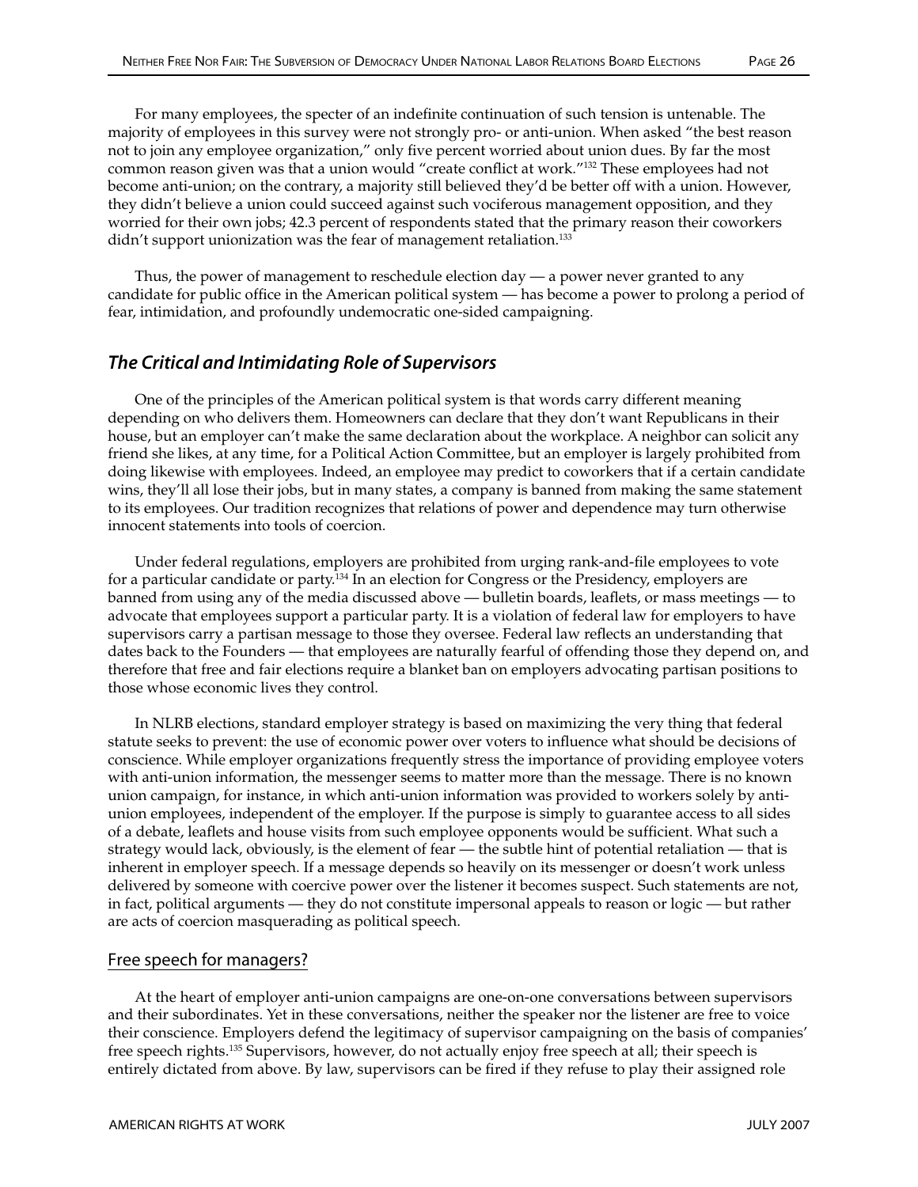For many employees, the specter of an indefinite continuation of such tension is untenable. The majority of employees in this survey were not strongly pro- or anti-union. When asked "the best reason not to join any employee organization," only five percent worried about union dues. By far the most common reason given was that a union would "create conflict at work."[132] These employees had not become anti-union; on the contrary, a majority still believed they'd be better off with a union. However, they didn't believe a union could succeed against such vociferous management opposition, and they worried for their own jobs; 42.3 percent of respondents stated that the primary reason their coworkers didn't support unionization was the fear of management retaliation.[133]

Thus, the power of management to reschedule election day — a power never granted to any candidate for public office in the American political system — has become a power to prolong a period of fear, intimidation, and profoundly undemocratic one-sided campaigning.

## *The Critical and Intimidating Role of Supervisors*

One of the principles of the American political system is that words carry different meaning depending on who delivers them. Homeowners can declare that they don't want Republicans in their house, but an employer can't make the same declaration about the workplace. A neighbor can solicit any friend she likes, at any time, for a Political Action Committee, but an employer is largely prohibited from doing likewise with employees. Indeed, an employee may predict to coworkers that if a certain candidate wins, they'll all lose their jobs, but in many states, a company is banned from making the same statement to its employees. Our tradition recognizes that relations of power and dependence may turn otherwise innocent statements into tools of coercion.

Under federal regulations, employers are prohibited from urging rank-and-file employees to vote for a particular candidate or party.[134] In an election for Congress or the Presidency, employers are banned from using any of the media discussed above — bulletin boards, leaflets, or mass meetings — to advocate that employees support a particular party. It is a violation of federal law for employers to have supervisors carry a partisan message to those they oversee. Federal law reflects an understanding that dates back to the Founders — that employees are naturally fearful of offending those they depend on, and therefore that free and fair elections require a blanket ban on employers advocating partisan positions to those whose economic lives they control.

In NLRB elections, standard employer strategy is based on maximizing the very thing that federal statute seeks to prevent: the use of economic power over voters to influence what should be decisions of conscience. While employer organizations frequently stress the importance of providing employee voters with anti-union information, the messenger seems to matter more than the message. There is no known union campaign, for instance, in which anti-union information was provided to workers solely by anti-union employees, independent of the employer. If the purpose is simply to guarantee access to all sides of a debate, leaflets and house visits from such employee opponents would be sufficient. What such a strategy would lack, obviously, is the element of fear — the subtle hint of potential retaliation — that is inherent in employer speech. If a message depends so heavily on its messenger or doesn't work unless delivered by someone with coercive power over the listener it becomes suspect. Such statements are not, in fact, political arguments — they do not constitute impersonal appeals to reason or logic — but rather are acts of coercion masquerading as political speech.

### Free speech for managers?

At the heart of employer anti-union campaigns are one-on-one conversations between supervisors and their subordinates. Yet in these conversations, neither the speaker nor the listener are free to voice their conscience. Employers defend the legitimacy of supervisor campaigning on the basis of companies' free speech rights.[135] Supervisors, however, do not actually enjoy free speech at all; their speech is entirely dictated from above. By law, supervisors can be fired if they refuse to play their assigned role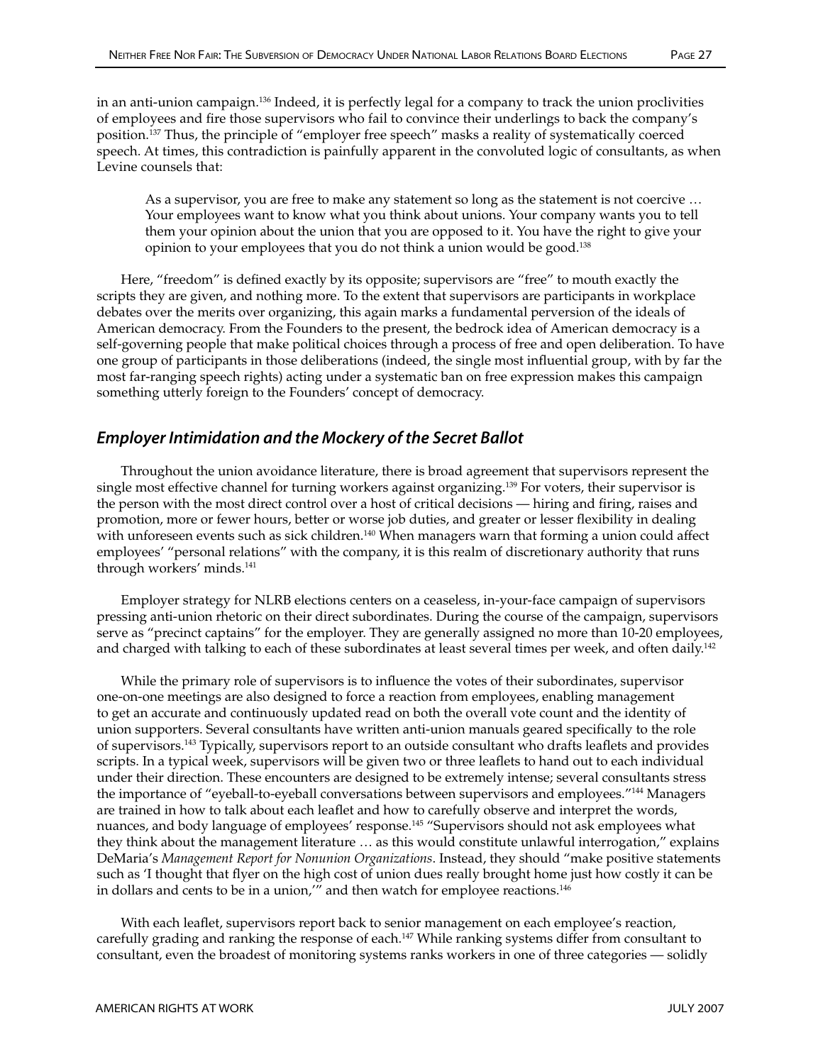in an anti-union campaign.[136] Indeed, it is perfectly legal for a company to track the union proclivities of employees and fire those supervisors who fail to convince their underlings to back the company's position.[137] Thus, the principle of "employer free speech" masks a reality of systematically coerced speech. At times, this contradiction is painfully apparent in the convoluted logic of consultants, as when Levine counsels that:

> As a supervisor, you are free to make any statement so long as the statement is not coercive … Your employees want to know what you think about unions. Your company wants you to tell them your opinion about the union that you are opposed to it. You have the right to give your opinion to your employees that you do not think a union would be good.[138]

Here, "freedom" is defined exactly by its opposite; supervisors are "free" to mouth exactly the scripts they are given, and nothing more. To the extent that supervisors are participants in workplace debates over the merits over organizing, this again marks a fundamental perversion of the ideals of American democracy. From the Founders to the present, the bedrock idea of American democracy is a self-governing people that make political choices through a process of free and open deliberation. To have one group of participants in those deliberations (indeed, the single most influential group, with by far the most far-ranging speech rights) acting under a systematic ban on free expression makes this campaign something utterly foreign to the Founders' concept of democracy.

## Employer Intimidation and the Mockery of the Secret Ballot

Throughout the union avoidance literature, there is broad agreement that supervisors represent the single most effective channel for turning workers against organizing.[139] For voters, their supervisor is the person with the most direct control over a host of critical decisions — hiring and firing, raises and promotion, more or fewer hours, better or worse job duties, and greater or lesser flexibility in dealing with unforeseen events such as sick children.[140] When managers warn that forming a union could affect employees' "personal relations" with the company, it is this realm of discretionary authority that runs through workers' minds.[141]

Employer strategy for NLRB elections centers on a ceaseless, in-your-face campaign of supervisors pressing anti-union rhetoric on their direct subordinates. During the course of the campaign, supervisors serve as "precinct captains" for the employer. They are generally assigned no more than 10-20 employees, and charged with talking to each of these subordinates at least several times per week, and often daily.[142]

While the primary role of supervisors is to influence the votes of their subordinates, supervisor one-on-one meetings are also designed to force a reaction from employees, enabling management to get an accurate and continuously updated read on both the overall vote count and the identity of union supporters. Several consultants have written anti-union manuals geared specifically to the role of supervisors.[143] Typically, supervisors report to an outside consultant who drafts leaflets and provides scripts. In a typical week, supervisors will be given two or three leaflets to hand out to each individual under their direction. These encounters are designed to be extremely intense; several consultants stress the importance of "eyeball-to-eyeball conversations between supervisors and employees."[144] Managers are trained in how to talk about each leaflet and how to carefully observe and interpret the words, nuances, and body language of employees' response.[145] "Supervisors should not ask employees what they think about the management literature … as this would constitute unlawful interrogation," explains DeMaria's *Management Report for Nonunion Organizations*. Instead, they should "make positive statements such as 'I thought that flyer on the high cost of union dues really brought home just how costly it can be in dollars and cents to be in a union,'" and then watch for employee reactions.[146]

With each leaflet, supervisors report back to senior management on each employee's reaction, carefully grading and ranking the response of each.[147] While ranking systems differ from consultant to consultant, even the broadest of monitoring systems ranks workers in one of three categories — solidly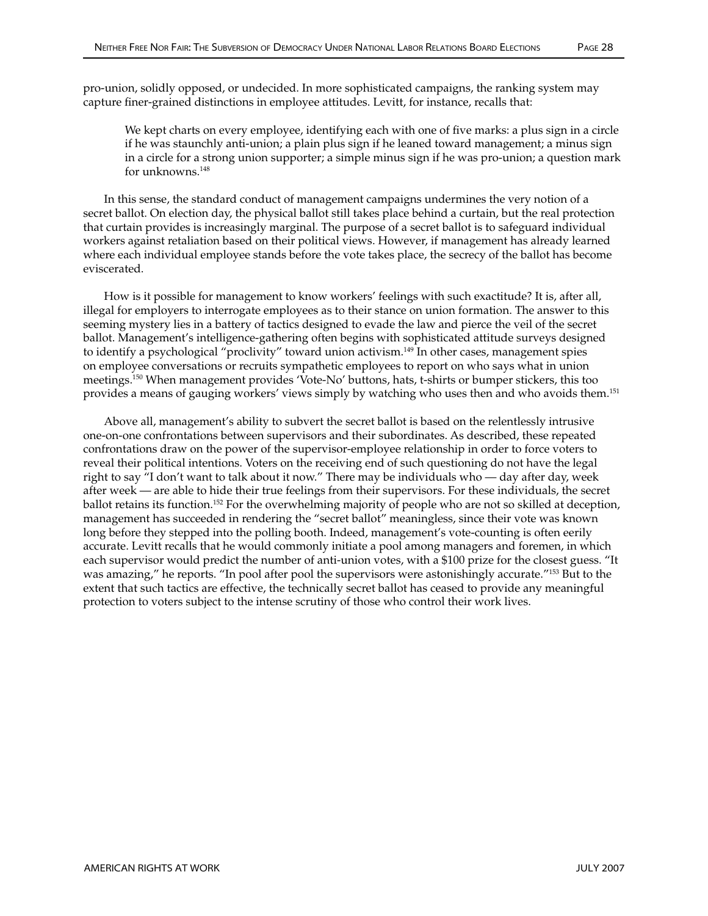pro-union, solidly opposed, or undecided. In more sophisticated campaigns, the ranking system may capture finer-grained distinctions in employee attitudes. Levitt, for instance, recalls that:

> We kept charts on every employee, identifying each with one of five marks: a plus sign in a circle if he was staunchly anti-union; a plain plus sign if he leaned toward management; a minus sign in a circle for a strong union supporter; a simple minus sign if he was pro-union; a question mark for unknowns.[148]

In this sense, the standard conduct of management campaigns undermines the very notion of a secret ballot. On election day, the physical ballot still takes place behind a curtain, but the real protection that curtain provides is increasingly marginal. The purpose of a secret ballot is to safeguard individual workers against retaliation based on their political views. However, if management has already learned where each individual employee stands before the vote takes place, the secrecy of the ballot has become eviscerated.

How is it possible for management to know workers' feelings with such exactitude? It is, after all, illegal for employers to interrogate employees as to their stance on union formation. The answer to this seeming mystery lies in a battery of tactics designed to evade the law and pierce the veil of the secret ballot. Management's intelligence-gathering often begins with sophisticated attitude surveys designed to identify a psychological "proclivity" toward union activism.[149] In other cases, management spies on employee conversations or recruits sympathetic employees to report on who says what in union meetings.[150] When management provides 'Vote-No' buttons, hats, t-shirts or bumper stickers, this too provides a means of gauging workers' views simply by watching who uses then and who avoids them.[151]

Above all, management's ability to subvert the secret ballot is based on the relentlessly intrusive one-on-one confrontations between supervisors and their subordinates. As described, these repeated confrontations draw on the power of the supervisor-employee relationship in order to force voters to reveal their political intentions. Voters on the receiving end of such questioning do not have the legal right to say "I don't want to talk about it now." There may be individuals who — day after day, week after week — are able to hide their true feelings from their supervisors. For these individuals, the secret ballot retains its function.[152] For the overwhelming majority of people who are not so skilled at deception, management has succeeded in rendering the "secret ballot" meaningless, since their vote was known long before they stepped into the polling booth. Indeed, management's vote-counting is often eerily accurate. Levitt recalls that he would commonly initiate a pool among managers and foremen, in which each supervisor would predict the number of anti-union votes, with a $100 prize for the closest guess. "It was amazing," he reports. "In pool after pool the supervisors were astonishingly accurate."[153] But to the extent that such tactics are effective, the technically secret ballot has ceased to provide any meaningful protection to voters subject to the intense scrutiny of those who control their work lives.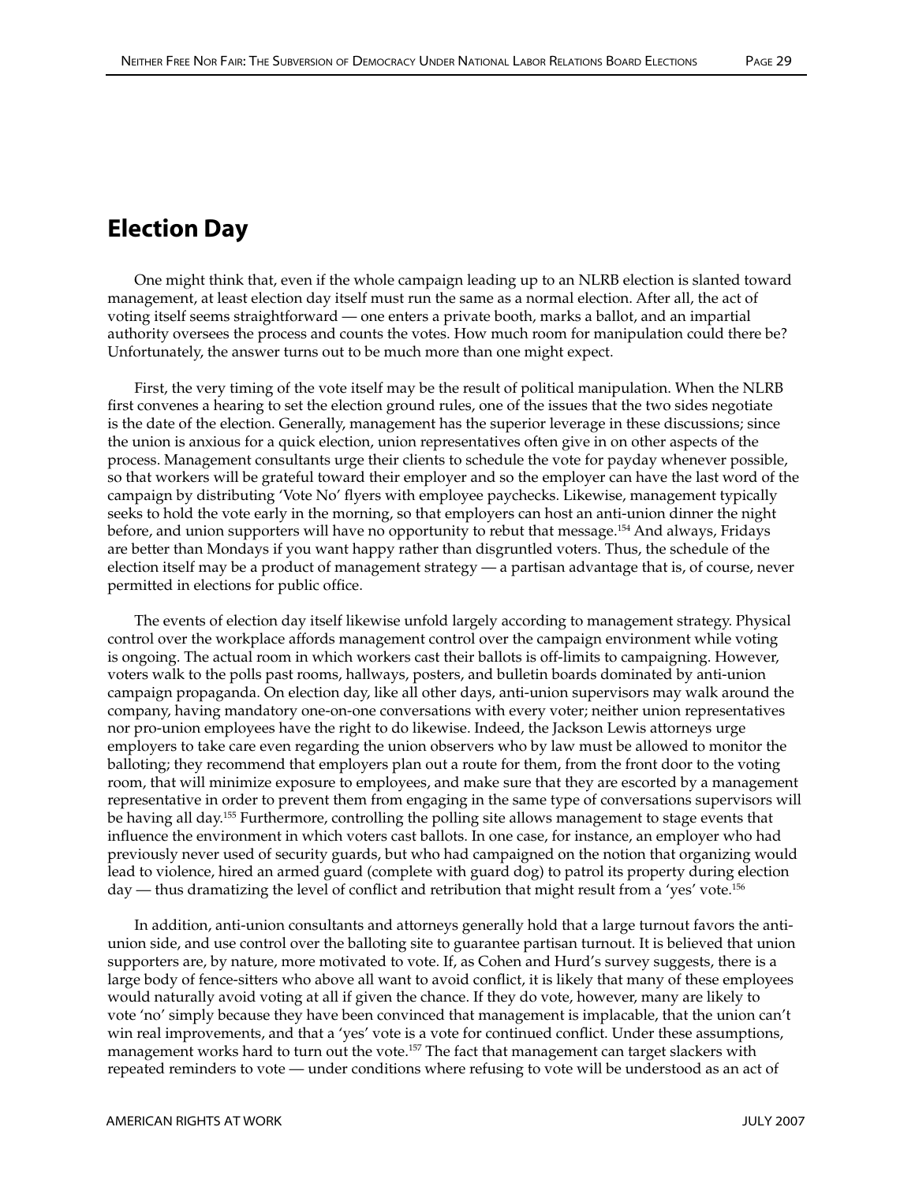## Election Day

One might think that, even if the whole campaign leading up to an NLRB election is slanted toward management, at least election day itself must run the same as a normal election. After all, the act of voting itself seems straightforward — one enters a private booth, marks a ballot, and an impartial authority oversees the process and counts the votes. How much room for manipulation could there be? Unfortunately, the answer turns out to be much more than one might expect.

First, the very timing of the vote itself may be the result of political manipulation. When the NLRB first convenes a hearing to set the election ground rules, one of the issues that the two sides negotiate is the date of the election. Generally, management has the superior leverage in these discussions; since the union is anxious for a quick election, union representatives often give in on other aspects of the process. Management consultants urge their clients to schedule the vote for payday whenever possible, so that workers will be grateful toward their employer and so the employer can have the last word of the campaign by distributing 'Vote No' flyers with employee paychecks. Likewise, management typically seeks to hold the vote early in the morning, so that employers can host an anti-union dinner the night before, and union supporters will have no opportunity to rebut that message.[154] And always, Fridays are better than Mondays if you want happy rather than disgruntled voters. Thus, the schedule of the election itself may be a product of management strategy — a partisan advantage that is, of course, never permitted in elections for public office.

The events of election day itself likewise unfold largely according to management strategy. Physical control over the workplace affords management control over the campaign environment while voting is ongoing. The actual room in which workers cast their ballots is off-limits to campaigning. However, voters walk to the polls past rooms, hallways, posters, and bulletin boards dominated by anti-union campaign propaganda. On election day, like all other days, anti-union supervisors may walk around the company, having mandatory one-on-one conversations with every voter; neither union representatives nor pro-union employees have the right to do likewise. Indeed, the Jackson Lewis attorneys urge employers to take care even regarding the union observers who by law must be allowed to monitor the balloting; they recommend that employers plan out a route for them, from the front door to the voting room, that will minimize exposure to employees, and make sure that they are escorted by a management representative in order to prevent them from engaging in the same type of conversations supervisors will be having all day.[155] Furthermore, controlling the polling site allows management to stage events that influence the environment in which voters cast ballots. In one case, for instance, an employer who had previously never used of security guards, but who had campaigned on the notion that organizing would lead to violence, hired an armed guard (complete with guard dog) to patrol its property during election day — thus dramatizing the level of conflict and retribution that might result from a 'yes' vote.[156]

In addition, anti-union consultants and attorneys generally hold that a large turnout favors the anti-union side, and use control over the balloting site to guarantee partisan turnout. It is believed that union supporters are, by nature, more motivated to vote. If, as Cohen and Hurd's survey suggests, there is a large body of fence-sitters who above all want to avoid conflict, it is likely that many of these employees would naturally avoid voting at all if given the chance. If they do vote, however, many are likely to vote 'no' simply because they have been convinced that management is implacable, that the union can't win real improvements, and that a 'yes' vote is a vote for continued conflict. Under these assumptions, management works hard to turn out the vote.[157] The fact that management can target slackers with repeated reminders to vote — under conditions where refusing to vote will be understood as an act of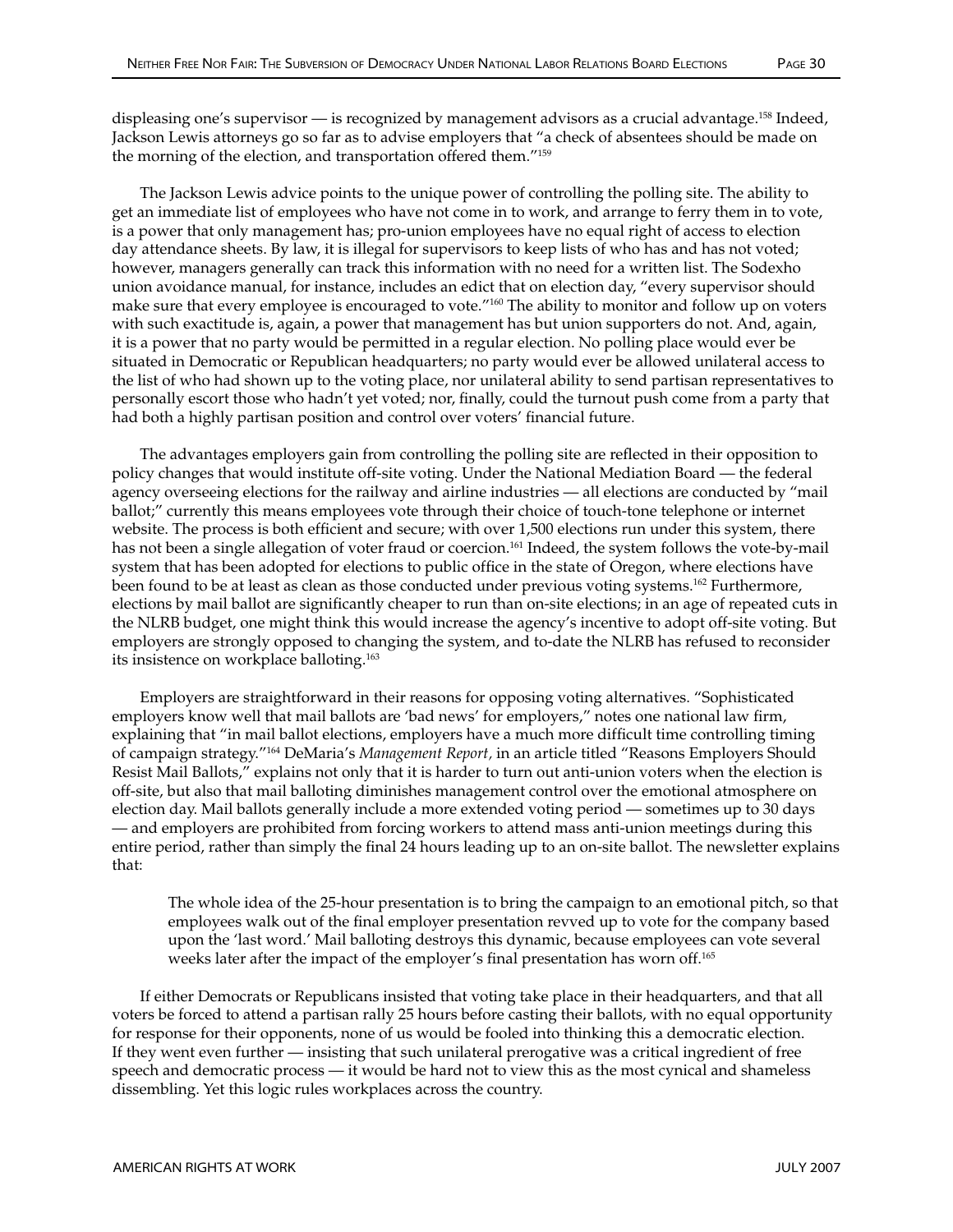displeasing one's supervisor — is recognized by management advisors as a crucial advantage.[158] Indeed, Jackson Lewis attorneys go so far as to advise employers that "a check of absentees should be made on the morning of the election, and transportation offered them."[159]

The Jackson Lewis advice points to the unique power of controlling the polling site. The ability to get an immediate list of employees who have not come in to work, and arrange to ferry them in to vote, is a power that only management has; pro-union employees have no equal right of access to election day attendance sheets. By law, it is illegal for supervisors to keep lists of who has and has not voted; however, managers generally can track this information with no need for a written list. The Sodexho union avoidance manual, for instance, includes an edict that on election day, "every supervisor should make sure that every employee is encouraged to vote."[160] The ability to monitor and follow up on voters with such exactitude is, again, a power that management has but union supporters do not. And, again, it is a power that no party would be permitted in a regular election. No polling place would ever be situated in Democratic or Republican headquarters; no party would ever be allowed unilateral access to the list of who had shown up to the voting place, nor unilateral ability to send partisan representatives to personally escort those who hadn't yet voted; nor, finally, could the turnout push come from a party that had both a highly partisan position and control over voters' financial future.

The advantages employers gain from controlling the polling site are reflected in their opposition to policy changes that would institute off-site voting. Under the National Mediation Board — the federal agency overseeing elections for the railway and airline industries — all elections are conducted by "mail ballot;" currently this means employees vote through their choice of touch-tone telephone or internet website. The process is both efficient and secure; with over 1,500 elections run under this system, there has not been a single allegation of voter fraud or coercion.[161] Indeed, the system follows the vote-by-mail system that has been adopted for elections to public office in the state of Oregon, where elections have been found to be at least as clean as those conducted under previous voting systems.[162] Furthermore, elections by mail ballot are significantly cheaper to run than on-site elections; in an age of repeated cuts in the NLRB budget, one might think this would increase the agency's incentive to adopt off-site voting. But employers are strongly opposed to changing the system, and to-date the NLRB has refused to reconsider its insistence on workplace balloting.[163]

Employers are straightforward in their reasons for opposing voting alternatives. "Sophisticated employers know well that mail ballots are 'bad news' for employers," notes one national law firm, explaining that "in mail ballot elections, employers have a much more difficult time controlling timing of campaign strategy."[164] DeMaria's *Management Report*, in an article titled "Reasons Employers Should Resist Mail Ballots," explains not only that it is harder to turn out anti-union voters when the election is off-site, but also that mail balloting diminishes management control over the emotional atmosphere on election day. Mail ballots generally include a more extended voting period — sometimes up to 30 days — and employers are prohibited from forcing workers to attend mass anti-union meetings during this entire period, rather than simply the final 24 hours leading up to an on-site ballot. The newsletter explains that:

> The whole idea of the 25-hour presentation is to bring the campaign to an emotional pitch, so that employees walk out of the final employer presentation revved up to vote for the company based upon the 'last word.' Mail balloting destroys this dynamic, because employees can vote several weeks later after the impact of the employer's final presentation has worn off.[165]

If either Democrats or Republicans insisted that voting take place in their headquarters, and that all voters be forced to attend a partisan rally 25 hours before casting their ballots, with no equal opportunity for response for their opponents, none of us would be fooled into thinking this a democratic election. If they went even further — insisting that such unilateral prerogative was a critical ingredient of free speech and democratic process — it would be hard not to view this as the most cynical and shameless dissembling. Yet this logic rules workplaces across the country.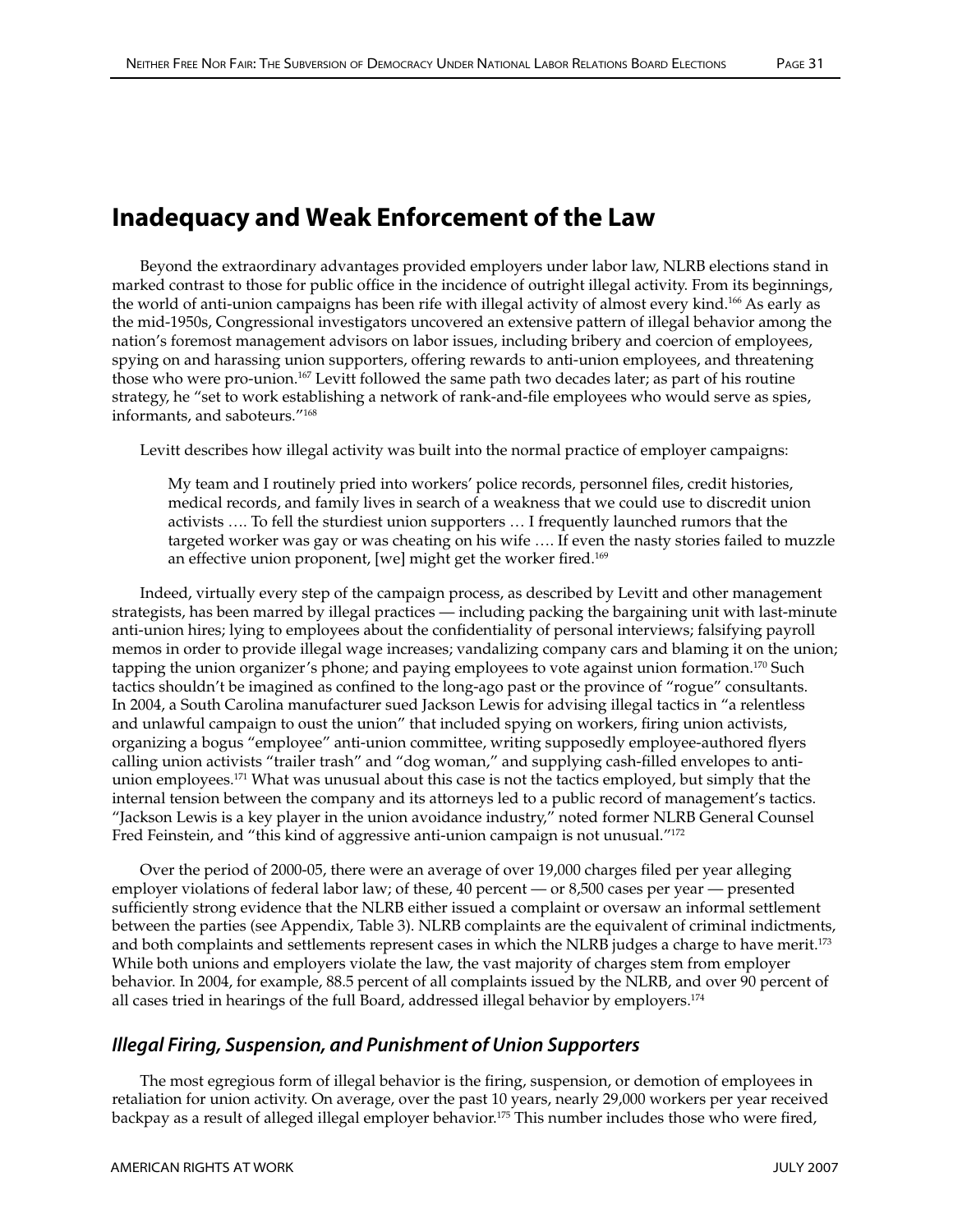## Inadequacy and Weak Enforcement of the Law

Beyond the extraordinary advantages provided employers under labor law, NLRB elections stand in marked contrast to those for public office in the incidence of outright illegal activity. From its beginnings, the world of anti-union campaigns has been rife with illegal activity of almost every kind.[166] As early as the mid-1950s, Congressional investigators uncovered an extensive pattern of illegal behavior among the nation's foremost management advisors on labor issues, including bribery and coercion of employees, spying on and harassing union supporters, offering rewards to anti-union employees, and threatening those who were pro-union.[167] Levitt followed the same path two decades later; as part of his routine strategy, he "set to work establishing a network of rank-and-file employees who would serve as spies, informants, and saboteurs."[168]

Levitt describes how illegal activity was built into the normal practice of employer campaigns:

> My team and I routinely pried into workers' police records, personnel files, credit histories, medical records, and family lives in search of a weakness that we could use to discredit union activists …. To fell the sturdiest union supporters … I frequently launched rumors that the targeted worker was gay or was cheating on his wife …. If even the nasty stories failed to muzzle an effective union proponent, [we] might get the worker fired.[169]

Indeed, virtually every step of the campaign process, as described by Levitt and other management strategists, has been marred by illegal practices — including packing the bargaining unit with last-minute anti-union hires; lying to employees about the confidentiality of personal interviews; falsifying payroll memos in order to provide illegal wage increases; vandalizing company cars and blaming it on the union; tapping the union organizer's phone; and paying employees to vote against union formation.[170] Such tactics shouldn't be imagined as confined to the long-ago past or the province of "rogue" consultants. In 2004, a South Carolina manufacturer sued Jackson Lewis for advising illegal tactics in "a relentless and unlawful campaign to oust the union" that included spying on workers, firing union activists, organizing a bogus "employee" anti-union committee, writing supposedly employee-authored flyers calling union activists "trailer trash" and "dog woman," and supplying cash-filled envelopes to anti-union employees.[171] What was unusual about this case is not the tactics employed, but simply that the internal tension between the company and its attorneys led to a public record of management's tactics. "Jackson Lewis is a key player in the union avoidance industry," noted former NLRB General Counsel Fred Feinstein, and "this kind of aggressive anti-union campaign is not unusual."[172]

Over the period of 2000-05, there were an average of over 19,000 charges filed per year alleging employer violations of federal labor law; of these, 40 percent — or 8,500 cases per year — presented sufficiently strong evidence that the NLRB either issued a complaint or oversaw an informal settlement between the parties (see Appendix, Table 3). NLRB complaints are the equivalent of criminal indictments, and both complaints and settlements represent cases in which the NLRB judges a charge to have merit.[173] While both unions and employers violate the law, the vast majority of charges stem from employer behavior. In 2004, for example, 88.5 percent of all complaints issued by the NLRB, and over 90 percent of all cases tried in hearings of the full Board, addressed illegal behavior by employers.[174]

### *Illegal Firing, Suspension, and Punishment of Union Supporters*

The most egregious form of illegal behavior is the firing, suspension, or demotion of employees in retaliation for union activity. On average, over the past 10 years, nearly 29,000 workers per year received backpay as a result of alleged illegal employer behavior.[175] This number includes those who were fired,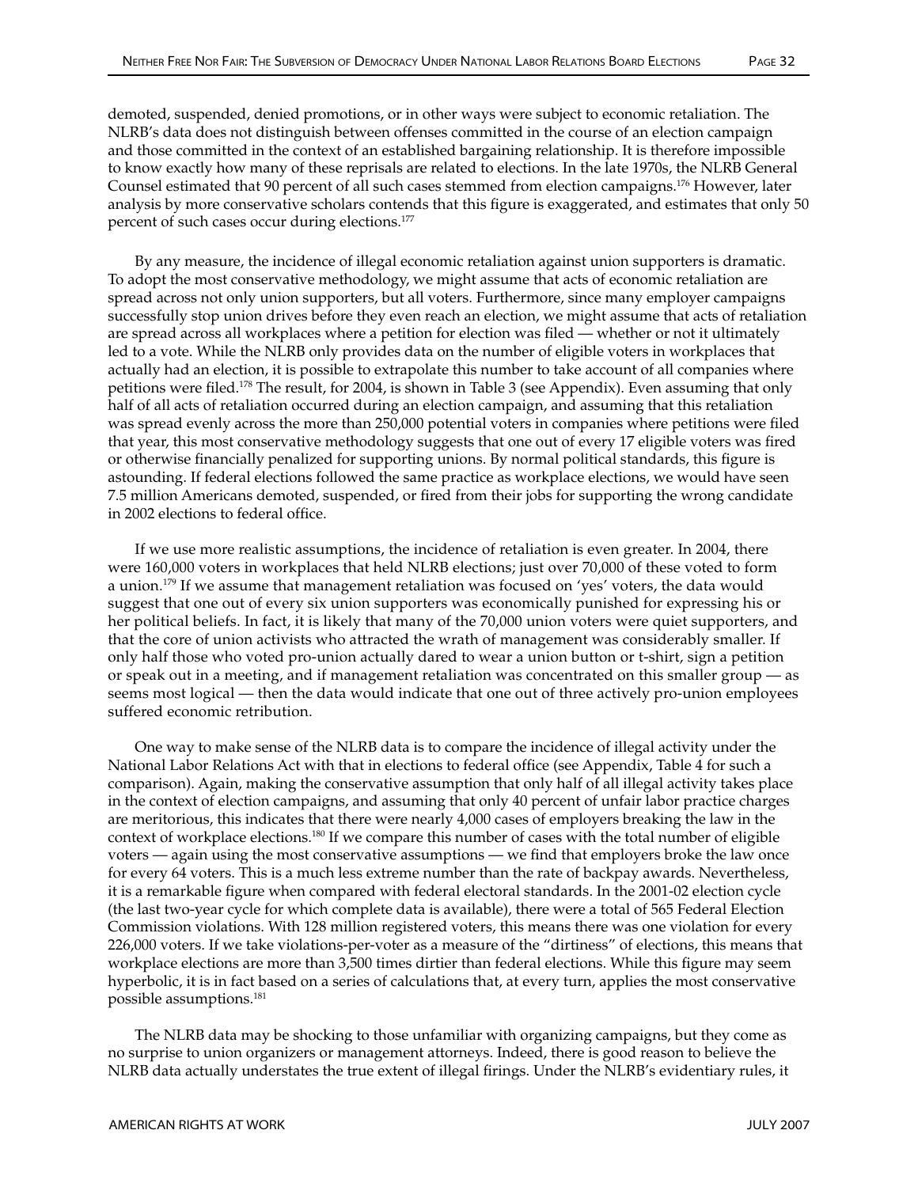demoted, suspended, denied promotions, or in other ways were subject to economic retaliation. The NLRB's data does not distinguish between offenses committed in the course of an election campaign and those committed in the context of an established bargaining relationship. It is therefore impossible to know exactly how many of these reprisals are related to elections. In the late 1970s, the NLRB General Counsel estimated that 90 percent of all such cases stemmed from election campaigns.[176] However, later analysis by more conservative scholars contends that this figure is exaggerated, and estimates that only 50 percent of such cases occur during elections.[177]

By any measure, the incidence of illegal economic retaliation against union supporters is dramatic. To adopt the most conservative methodology, we might assume that acts of economic retaliation are spread across not only union supporters, but all voters. Furthermore, since many employer campaigns successfully stop union drives before they even reach an election, we might assume that acts of retaliation are spread across all workplaces where a petition for election was filed — whether or not it ultimately led to a vote. While the NLRB only provides data on the number of eligible voters in workplaces that actually had an election, it is possible to extrapolate this number to take account of all companies where petitions were filed.[178] The result, for 2004, is shown in Table 3 (see Appendix). Even assuming that only half of all acts of retaliation occurred during an election campaign, and assuming that this retaliation was spread evenly across the more than 250,000 potential voters in companies where petitions were filed that year, this most conservative methodology suggests that one out of every 17 eligible voters was fired or otherwise financially penalized for supporting unions. By normal political standards, this figure is astounding. If federal elections followed the same practice as workplace elections, we would have seen 7.5 million Americans demoted, suspended, or fired from their jobs for supporting the wrong candidate in 2002 elections to federal office.

If we use more realistic assumptions, the incidence of retaliation is even greater. In 2004, there were 160,000 voters in workplaces that held NLRB elections; just over 70,000 of these voted to form a union.[179] If we assume that management retaliation was focused on 'yes' voters, the data would suggest that one out of every six union supporters was economically punished for expressing his or her political beliefs. In fact, it is likely that many of the 70,000 union voters were quiet supporters, and that the core of union activists who attracted the wrath of management was considerably smaller. If only half those who voted pro-union actually dared to wear a union button or t-shirt, sign a petition or speak out in a meeting, and if management retaliation was concentrated on this smaller group — as seems most logical — then the data would indicate that one out of three actively pro-union employees suffered economic retribution.

One way to make sense of the NLRB data is to compare the incidence of illegal activity under the National Labor Relations Act with that in elections to federal office (see Appendix, Table 4 for such a comparison). Again, making the conservative assumption that only half of all illegal activity takes place in the context of election campaigns, and assuming that only 40 percent of unfair labor practice charges are meritorious, this indicates that there were nearly 4,000 cases of employers breaking the law in the context of workplace elections.[180] If we compare this number of cases with the total number of eligible voters — again using the most conservative assumptions — we find that employers broke the law once for every 64 voters. This is a much less extreme number than the rate of backpay awards. Nevertheless, it is a remarkable figure when compared with federal electoral standards. In the 2001-02 election cycle (the last two-year cycle for which complete data is available), there were a total of 565 Federal Election Commission violations. With 128 million registered voters, this means there was one violation for every 226,000 voters. If we take violations-per-voter as a measure of the "dirtiness" of elections, this means that workplace elections are more than 3,500 times dirtier than federal elections. While this figure may seem hyperbolic, it is in fact based on a series of calculations that, at every turn, applies the most conservative possible assumptions.[181]

The NLRB data may be shocking to those unfamiliar with organizing campaigns, but they come as no surprise to union organizers or management attorneys. Indeed, there is good reason to believe the NLRB data actually understates the true extent of illegal firings. Under the NLRB's evidentiary rules, it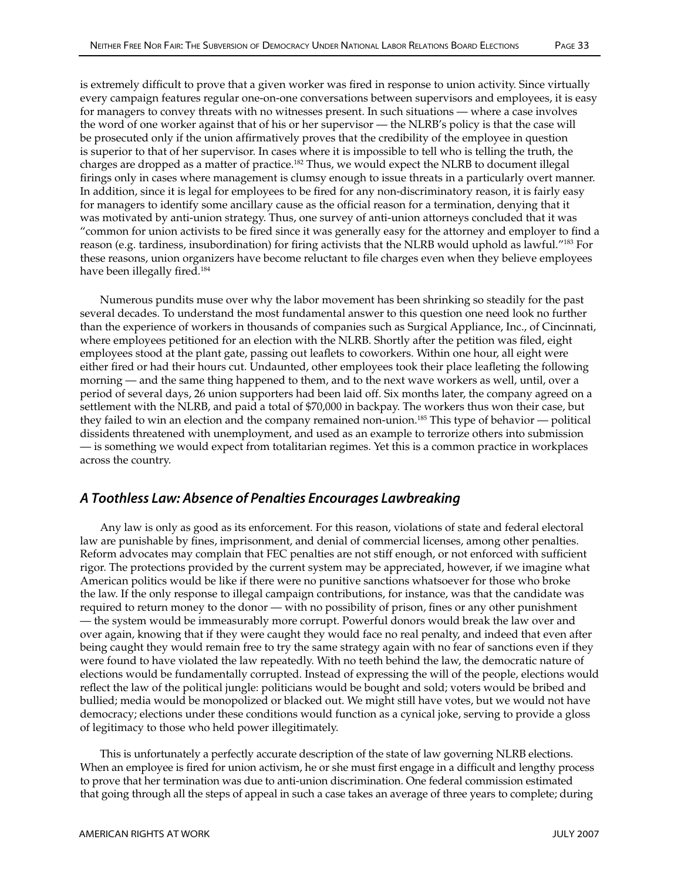is extremely difficult to prove that a given worker was fired in response to union activity. Since virtually every campaign features regular one-on-one conversations between supervisors and employees, it is easy for managers to convey threats with no witnesses present. In such situations — where a case involves the word of one worker against that of his or her supervisor — the NLRB's policy is that the case will be prosecuted only if the union affirmatively proves that the credibility of the employee in question is superior to that of her supervisor. In cases where it is impossible to tell who is telling the truth, the charges are dropped as a matter of practice.[182] Thus, we would expect the NLRB to document illegal firings only in cases where management is clumsy enough to issue threats in a particularly overt manner. In addition, since it is legal for employees to be fired for any non-discriminatory reason, it is fairly easy for managers to identify some ancillary cause as the official reason for a termination, denying that it was motivated by anti-union strategy. Thus, one survey of anti-union attorneys concluded that it was "common for union activists to be fired since it was generally easy for the attorney and employer to find a reason (e.g. tardiness, insubordination) for firing activists that the NLRB would uphold as lawful."[183] For these reasons, union organizers have become reluctant to file charges even when they believe employees have been illegally fired.[184]

Numerous pundits muse over why the labor movement has been shrinking so steadily for the past several decades. To understand the most fundamental answer to this question one need look no further than the experience of workers in thousands of companies such as Surgical Appliance, Inc., of Cincinnati, where employees petitioned for an election with the NLRB. Shortly after the petition was filed, eight employees stood at the plant gate, passing out leaflets to coworkers. Within one hour, all eight were either fired or had their hours cut. Undaunted, other employees took their place leafleting the following morning — and the same thing happened to them, and to the next wave workers as well, until, over a period of several days, 26 union supporters had been laid off. Six months later, the company agreed on a settlement with the NLRB, and paid a total of $70,000 in backpay. The workers thus won their case, but they failed to win an election and the company remained non-union.[185] This type of behavior — political dissidents threatened with unemployment, and used as an example to terrorize others into submission — is something we would expect from totalitarian regimes. Yet this is a common practice in workplaces across the country.

## *A Toothless Law: Absence of Penalties Encourages Lawbreaking*

Any law is only as good as its enforcement. For this reason, violations of state and federal electoral law are punishable by fines, imprisonment, and denial of commercial licenses, among other penalties. Reform advocates may complain that FEC penalties are not stiff enough, or not enforced with sufficient rigor. The protections provided by the current system may be appreciated, however, if we imagine what American politics would be like if there were no punitive sanctions whatsoever for those who broke the law. If the only response to illegal campaign contributions, for instance, was that the candidate was required to return money to the donor — with no possibility of prison, fines or any other punishment — the system would be immeasurably more corrupt. Powerful donors would break the law over and over again, knowing that if they were caught they would face no real penalty, and indeed that even after being caught they would remain free to try the same strategy again with no fear of sanctions even if they were found to have violated the law repeatedly. With no teeth behind the law, the democratic nature of elections would be fundamentally corrupted. Instead of expressing the will of the people, elections would reflect the law of the political jungle: politicians would be bought and sold; voters would be bribed and bullied; media would be monopolized or blacked out. We might still have votes, but we would not have democracy; elections under these conditions would function as a cynical joke, serving to provide a gloss of legitimacy to those who held power illegitimately.

This is unfortunately a perfectly accurate description of the state of law governing NLRB elections. When an employee is fired for union activism, he or she must first engage in a difficult and lengthy process to prove that her termination was due to anti-union discrimination. One federal commission estimated that going through all the steps of appeal in such a case takes an average of three years to complete; during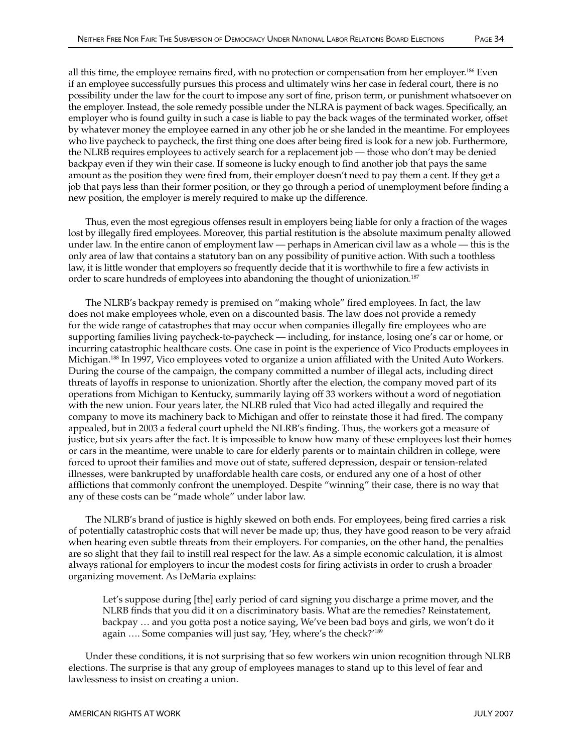all this time, the employee remains fired, with no protection or compensation from her employer.[186] Even if an employee successfully pursues this process and ultimately wins her case in federal court, there is no possibility under the law for the court to impose any sort of fine, prison term, or punishment whatsoever on the employer. Instead, the sole remedy possible under the NLRA is payment of back wages. Specifically, an employer who is found guilty in such a case is liable to pay the back wages of the terminated worker, offset by whatever money the employee earned in any other job he or she landed in the meantime. For employees who live paycheck to paycheck, the first thing one does after being fired is look for a new job. Furthermore, the NLRB requires employees to actively search for a replacement job — those who don't may be denied backpay even if they win their case. If someone is lucky enough to find another job that pays the same amount as the position they were fired from, their employer doesn't need to pay them a cent. If they get a job that pays less than their former position, or they go through a period of unemployment before finding a new position, the employer is merely required to make up the difference.

Thus, even the most egregious offenses result in employers being liable for only a fraction of the wages lost by illegally fired employees. Moreover, this partial restitution is the absolute maximum penalty allowed under law. In the entire canon of employment law — perhaps in American civil law as a whole — this is the only area of law that contains a statutory ban on any possibility of punitive action. With such a toothless law, it is little wonder that employers so frequently decide that it is worthwhile to fire a few activists in order to scare hundreds of employees into abandoning the thought of unionization.[187]

The NLRB's backpay remedy is premised on "making whole" fired employees. In fact, the law does not make employees whole, even on a discounted basis. The law does not provide a remedy for the wide range of catastrophes that may occur when companies illegally fire employees who are supporting families living paycheck-to-paycheck — including, for instance, losing one's car or home, or incurring catastrophic healthcare costs. One case in point is the experience of Vico Products employees in Michigan.[188] In 1997, Vico employees voted to organize a union affiliated with the United Auto Workers. During the course of the campaign, the company committed a number of illegal acts, including direct threats of layoffs in response to unionization. Shortly after the election, the company moved part of its operations from Michigan to Kentucky, summarily laying off 33 workers without a word of negotiation with the new union. Four years later, the NLRB ruled that Vico had acted illegally and required the company to move its machinery back to Michigan and offer to reinstate those it had fired. The company appealed, but in 2003 a federal court upheld the NLRB's finding. Thus, the workers got a measure of justice, but six years after the fact. It is impossible to know how many of these employees lost their homes or cars in the meantime, were unable to care for elderly parents or to maintain children in college, were forced to uproot their families and move out of state, suffered depression, despair or tension-related illnesses, were bankrupted by unaffordable health care costs, or endured any one of a host of other afflictions that commonly confront the unemployed. Despite "winning" their case, there is no way that any of these costs can be "made whole" under labor law.

The NLRB's brand of justice is highly skewed on both ends. For employees, being fired carries a risk of potentially catastrophic costs that will never be made up; thus, they have good reason to be very afraid when hearing even subtle threats from their employers. For companies, on the other hand, the penalties are so slight that they fail to instill real respect for the law. As a simple economic calculation, it is almost always rational for employers to incur the modest costs for firing activists in order to crush a broader organizing movement. As DeMaria explains:

> Let's suppose during [the] early period of card signing you discharge a prime mover, and the NLRB finds that you did it on a discriminatory basis. What are the remedies? Reinstatement, backpay … and you gotta post a notice saying, We've been bad boys and girls, we won't do it again …. Some companies will just say, 'Hey, where's the check?'[189]

Under these conditions, it is not surprising that so few workers win union recognition through NLRB elections. The surprise is that any group of employees manages to stand up to this level of fear and lawlessness to insist on creating a union.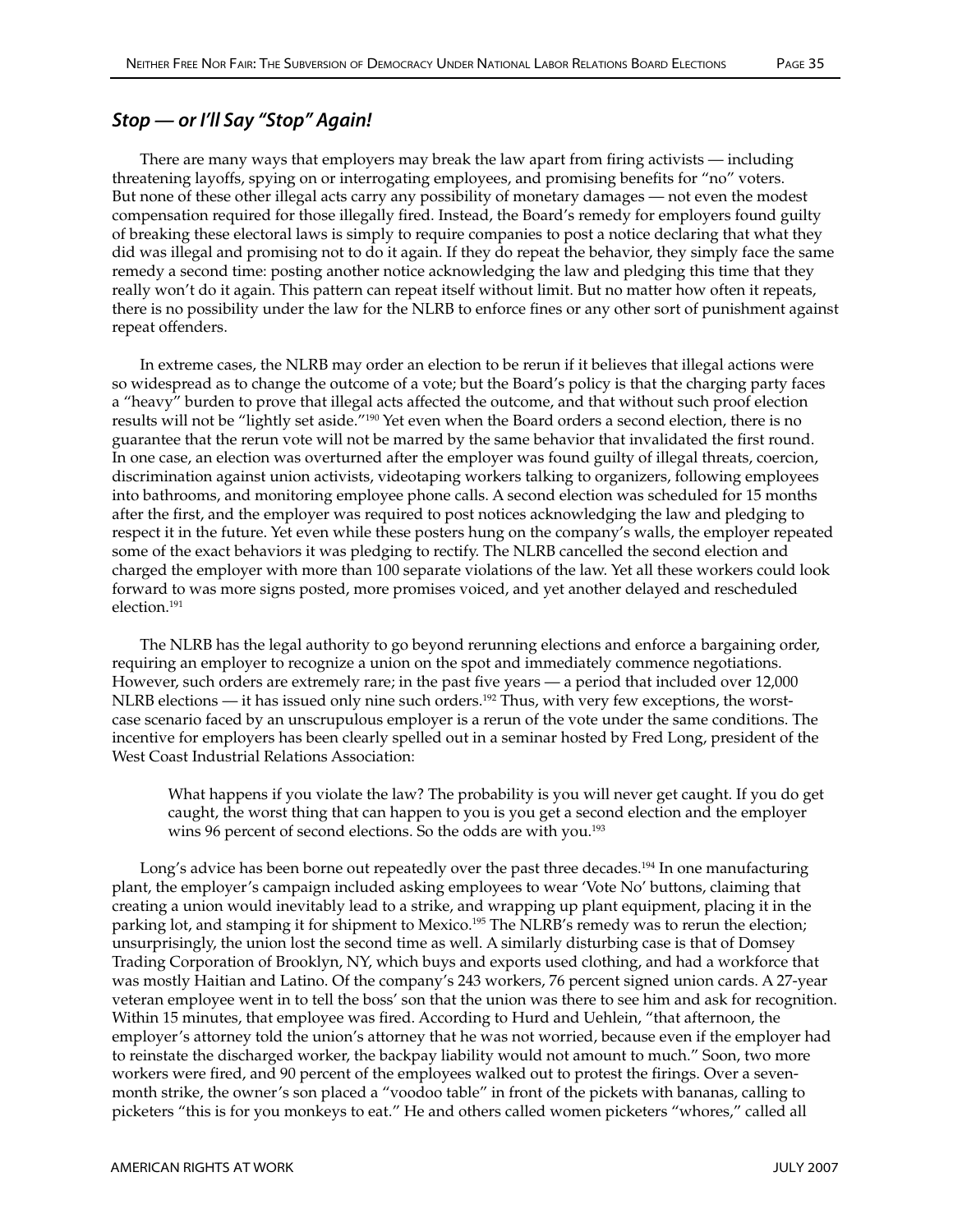## *Stop — or I'll Say "Stop" Again!*

There are many ways that employers may break the law apart from firing activists — including threatening layoffs, spying on or interrogating employees, and promising benefits for "no" voters. But none of these other illegal acts carry any possibility of monetary damages — not even the modest compensation required for those illegally fired. Instead, the Board's remedy for employers found guilty of breaking these electoral laws is simply to require companies to post a notice declaring that what they did was illegal and promising not to do it again. If they do repeat the behavior, they simply face the same remedy a second time: posting another notice acknowledging the law and pledging this time that they really won't do it again. This pattern can repeat itself without limit. But no matter how often it repeats, there is no possibility under the law for the NLRB to enforce fines or any other sort of punishment against repeat offenders.

In extreme cases, the NLRB may order an election to be rerun if it believes that illegal actions were so widespread as to change the outcome of a vote; but the Board's policy is that the charging party faces a "heavy" burden to prove that illegal acts affected the outcome, and that without such proof election results will not be "lightly set aside."[190] Yet even when the Board orders a second election, there is no guarantee that the rerun vote will not be marred by the same behavior that invalidated the first round. In one case, an election was overturned after the employer was found guilty of illegal threats, coercion, discrimination against union activists, videotaping workers talking to organizers, following employees into bathrooms, and monitoring employee phone calls. A second election was scheduled for 15 months after the first, and the employer was required to post notices acknowledging the law and pledging to respect it in the future. Yet even while these posters hung on the company's walls, the employer repeated some of the exact behaviors it was pledging to rectify. The NLRB cancelled the second election and charged the employer with more than 100 separate violations of the law. Yet all these workers could look forward to was more signs posted, more promises voiced, and yet another delayed and rescheduled election.[191]

The NLRB has the legal authority to go beyond rerunning elections and enforce a bargaining order, requiring an employer to recognize a union on the spot and immediately commence negotiations. However, such orders are extremely rare; in the past five years — a period that included over 12,000 NLRB elections — it has issued only nine such orders.[192] Thus, with very few exceptions, the worst-case scenario faced by an unscrupulous employer is a rerun of the vote under the same conditions. The incentive for employers has been clearly spelled out in a seminar hosted by Fred Long, president of the West Coast Industrial Relations Association:

> What happens if you violate the law? The probability is you will never get caught. If you do get caught, the worst thing that can happen to you is you get a second election and the employer wins 96 percent of second elections. So the odds are with you.[193]

Long's advice has been borne out repeatedly over the past three decades.[194] In one manufacturing plant, the employer's campaign included asking employees to wear 'Vote No' buttons, claiming that creating a union would inevitably lead to a strike, and wrapping up plant equipment, placing it in the parking lot, and stamping it for shipment to Mexico.[195] The NLRB's remedy was to rerun the election; unsurprisingly, the union lost the second time as well. A similarly disturbing case is that of Domsey Trading Corporation of Brooklyn, NY, which buys and exports used clothing, and had a workforce that was mostly Haitian and Latino. Of the company's 243 workers, 76 percent signed union cards. A 27-year veteran employee went in to tell the boss' son that the union was there to see him and ask for recognition. Within 15 minutes, that employee was fired. According to Hurd and Uehlein, "that afternoon, the employer's attorney told the union's attorney that he was not worried, because even if the employer had to reinstate the discharged worker, the backpay liability would not amount to much." Soon, two more workers were fired, and 90 percent of the employees walked out to protest the firings. Over a seven-month strike, the owner's son placed a "voodoo table" in front of the pickets with bananas, calling to picketers "this is for you monkeys to eat." He and others called women picketers "whores," called all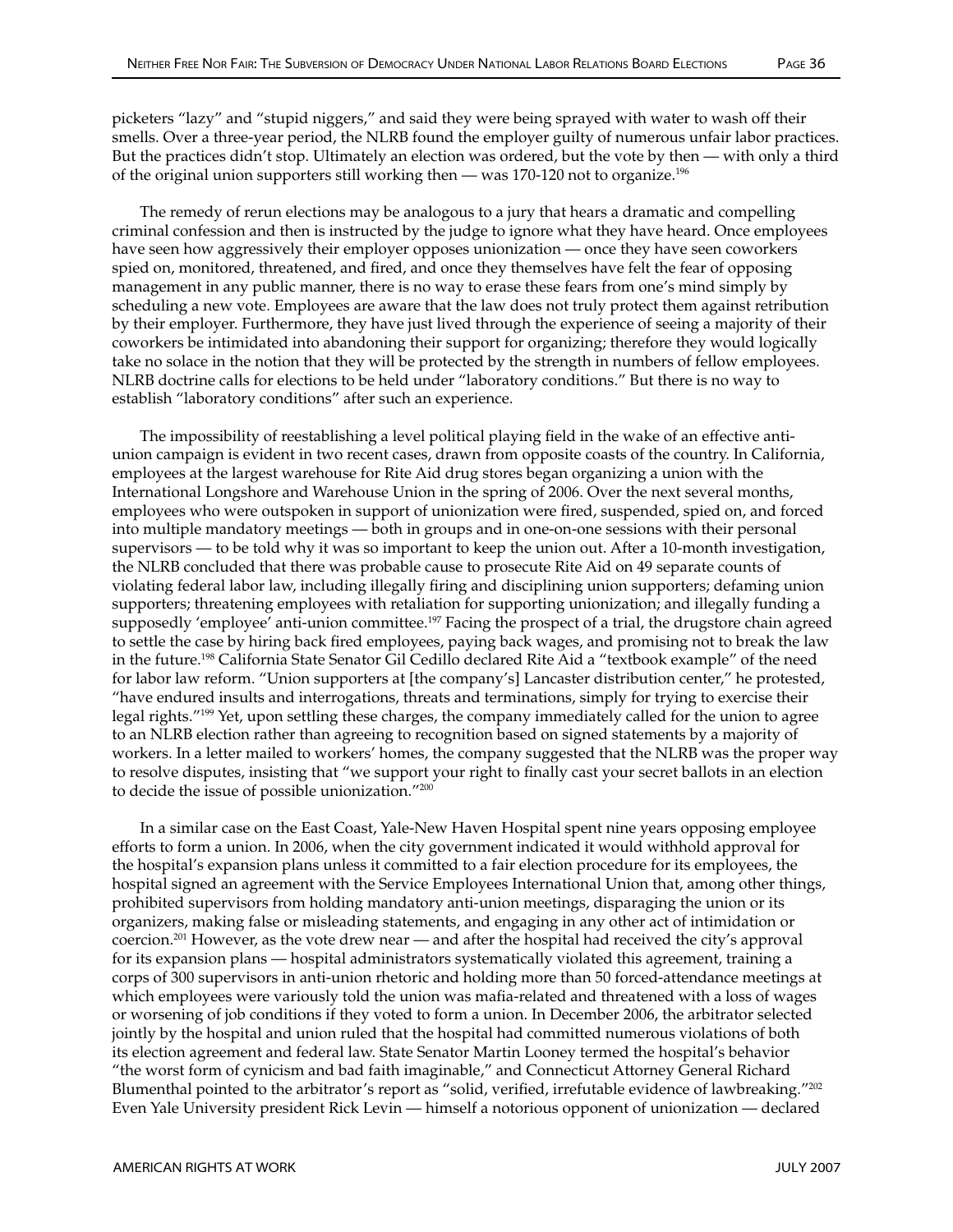picketers "lazy" and "stupid niggers," and said they were being sprayed with water to wash off their smells. Over a three-year period, the NLRB found the employer guilty of numerous unfair labor practices. But the practices didn't stop. Ultimately an election was ordered, but the vote by then — with only a third of the original union supporters still working then — was 170-120 not to organize.[196]

The remedy of rerun elections may be analogous to a jury that hears a dramatic and compelling criminal confession and then is instructed by the judge to ignore what they have heard. Once employees have seen how aggressively their employer opposes unionization — once they have seen coworkers spied on, monitored, threatened, and fired, and once they themselves have felt the fear of opposing management in any public manner, there is no way to erase these fears from one's mind simply by scheduling a new vote. Employees are aware that the law does not truly protect them against retribution by their employer. Furthermore, they have just lived through the experience of seeing a majority of their coworkers be intimidated into abandoning their support for organizing; therefore they would logically take no solace in the notion that they will be protected by the strength in numbers of fellow employees. NLRB doctrine calls for elections to be held under "laboratory conditions." But there is no way to establish "laboratory conditions" after such an experience.

The impossibility of reestablishing a level political playing field in the wake of an effective anti-union campaign is evident in two recent cases, drawn from opposite coasts of the country. In California, employees at the largest warehouse for Rite Aid drug stores began organizing a union with the International Longshore and Warehouse Union in the spring of 2006. Over the next several months, employees who were outspoken in support of unionization were fired, suspended, spied on, and forced into multiple mandatory meetings — both in groups and in one-on-one sessions with their personal supervisors — to be told why it was so important to keep the union out. After a 10-month investigation, the NLRB concluded that there was probable cause to prosecute Rite Aid on 49 separate counts of violating federal labor law, including illegally firing and disciplining union supporters; defaming union supporters; threatening employees with retaliation for supporting unionization; and illegally funding a supposedly 'employee' anti-union committee.[197] Facing the prospect of a trial, the drugstore chain agreed to settle the case by hiring back fired employees, paying back wages, and promising not to break the law in the future.[198] California State Senator Gil Cedillo declared Rite Aid a "textbook example" of the need for labor law reform. "Union supporters at [the company's] Lancaster distribution center," he protested, "have endured insults and interrogations, threats and terminations, simply for trying to exercise their legal rights."[199] Yet, upon settling these charges, the company immediately called for the union to agree to an NLRB election rather than agreeing to recognition based on signed statements by a majority of workers. In a letter mailed to workers' homes, the company suggested that the NLRB was the proper way to resolve disputes, insisting that "we support your right to finally cast your secret ballots in an election to decide the issue of possible unionization."[200]

In a similar case on the East Coast, Yale-New Haven Hospital spent nine years opposing employee efforts to form a union. In 2006, when the city government indicated it would withhold approval for the hospital's expansion plans unless it committed to a fair election procedure for its employees, the hospital signed an agreement with the Service Employees International Union that, among other things, prohibited supervisors from holding mandatory anti-union meetings, disparaging the union or its organizers, making false or misleading statements, and engaging in any other act of intimidation or coercion.[201] However, as the vote drew near — and after the hospital had received the city's approval for its expansion plans — hospital administrators systematically violated this agreement, training a corps of 300 supervisors in anti-union rhetoric and holding more than 50 forced-attendance meetings at which employees were variously told the union was mafia-related and threatened with a loss of wages or worsening of job conditions if they voted to form a union. In December 2006, the arbitrator selected jointly by the hospital and union ruled that the hospital had committed numerous violations of both its election agreement and federal law. State Senator Martin Looney termed the hospital's behavior "the worst form of cynicism and bad faith imaginable," and Connecticut Attorney General Richard Blumenthal pointed to the arbitrator's report as "solid, verified, irrefutable evidence of lawbreaking."[202] Even Yale University president Rick Levin — himself a notorious opponent of unionization — declared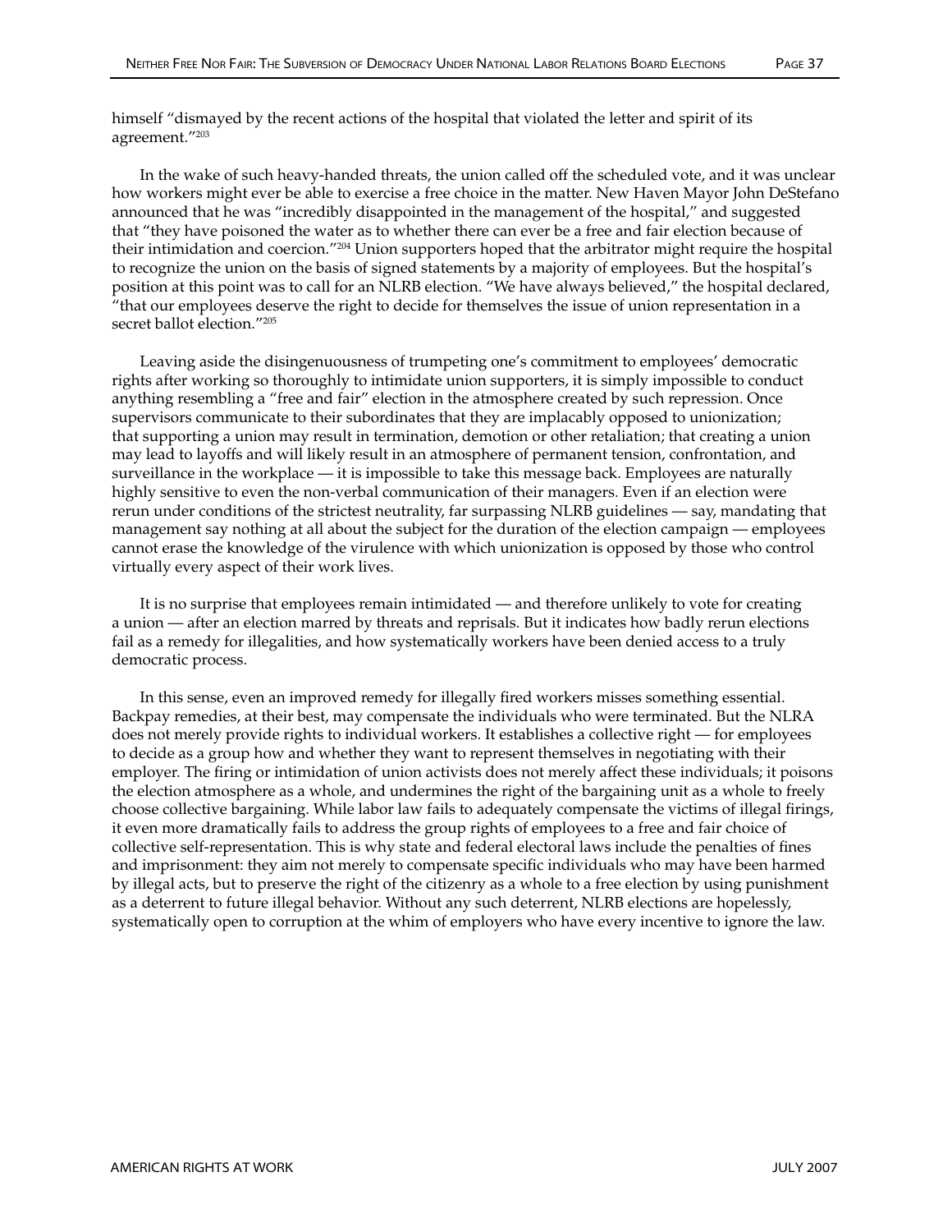himself "dismayed by the recent actions of the hospital that violated the letter and spirit of its agreement."[203]

In the wake of such heavy-handed threats, the union called off the scheduled vote, and it was unclear how workers might ever be able to exercise a free choice in the matter. New Haven Mayor John DeStefano announced that he was "incredibly disappointed in the management of the hospital," and suggested that "they have poisoned the water as to whether there can ever be a free and fair election because of their intimidation and coercion."[204] Union supporters hoped that the arbitrator might require the hospital to recognize the union on the basis of signed statements by a majority of employees. But the hospital's position at this point was to call for an NLRB election. "We have always believed," the hospital declared, "that our employees deserve the right to decide for themselves the issue of union representation in a secret ballot election."[205]

Leaving aside the disingenuousness of trumpeting one's commitment to employees' democratic rights after working so thoroughly to intimidate union supporters, it is simply impossible to conduct anything resembling a "free and fair" election in the atmosphere created by such repression. Once supervisors communicate to their subordinates that they are implacably opposed to unionization; that supporting a union may result in termination, demotion or other retaliation; that creating a union may lead to layoffs and will likely result in an atmosphere of permanent tension, confrontation, and surveillance in the workplace — it is impossible to take this message back. Employees are naturally highly sensitive to even the non-verbal communication of their managers. Even if an election were rerun under conditions of the strictest neutrality, far surpassing NLRB guidelines — say, mandating that management say nothing at all about the subject for the duration of the election campaign — employees cannot erase the knowledge of the virulence with which unionization is opposed by those who control virtually every aspect of their work lives.

It is no surprise that employees remain intimidated — and therefore unlikely to vote for creating a union — after an election marred by threats and reprisals. But it indicates how badly rerun elections fail as a remedy for illegalities, and how systematically workers have been denied access to a truly democratic process.

In this sense, even an improved remedy for illegally fired workers misses something essential. Backpay remedies, at their best, may compensate the individuals who were terminated. But the NLRA does not merely provide rights to individual workers. It establishes a collective right — for employees to decide as a group how and whether they want to represent themselves in negotiating with their employer. The firing or intimidation of union activists does not merely affect these individuals; it poisons the election atmosphere as a whole, and undermines the right of the bargaining unit as a whole to freely choose collective bargaining. While labor law fails to adequately compensate the victims of illegal firings, it even more dramatically fails to address the group rights of employees to a free and fair choice of collective self-representation. This is why state and federal electoral laws include the penalties of fines and imprisonment: they aim not merely to compensate specific individuals who may have been harmed by illegal acts, but to preserve the right of the citizenry as a whole to a free election by using punishment as a deterrent to future illegal behavior. Without any such deterrent, NLRB elections are hopelessly, systematically open to corruption at the whim of employers who have every incentive to ignore the law.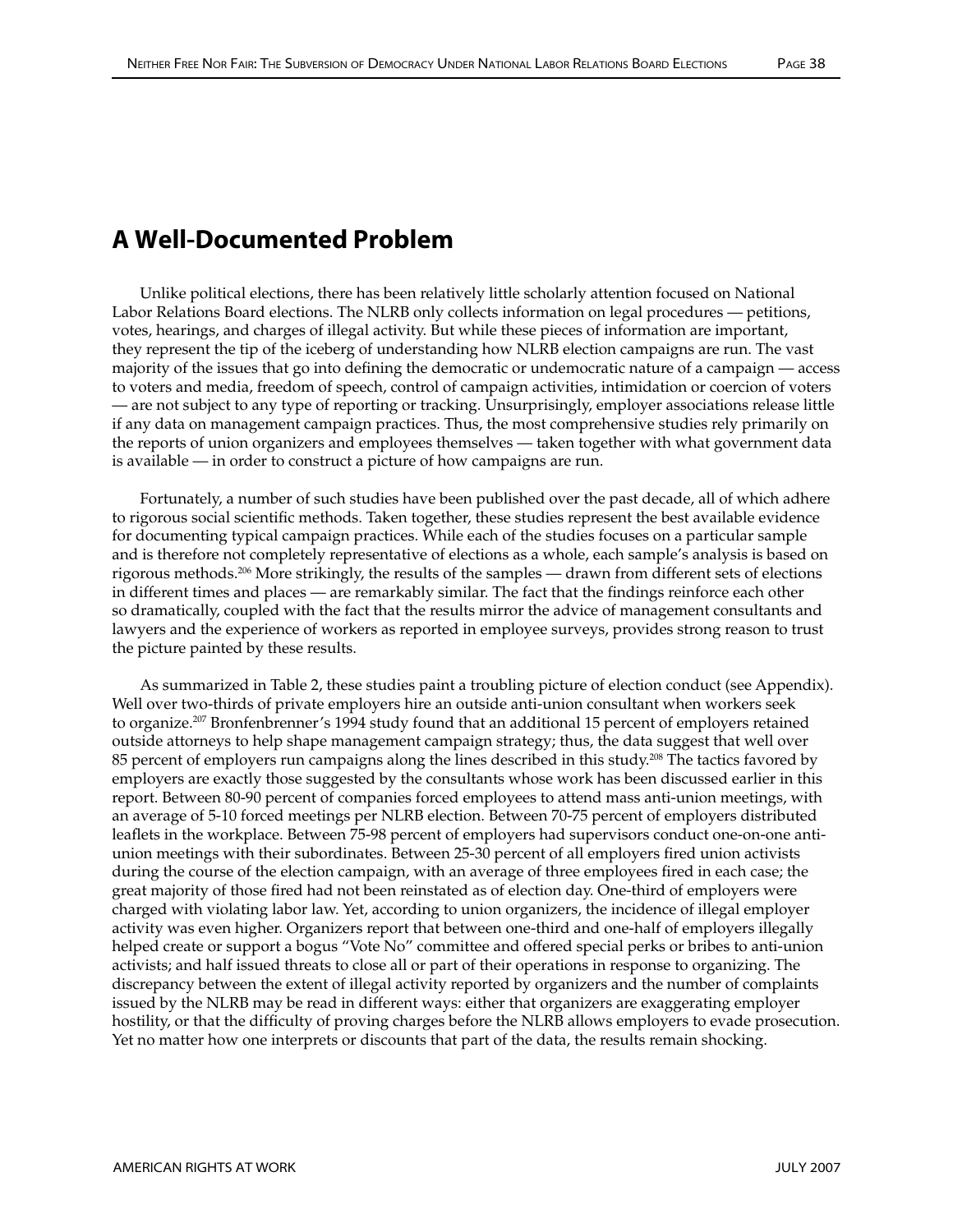## A Well-Documented Problem

Unlike political elections, there has been relatively little scholarly attention focused on National Labor Relations Board elections. The NLRB only collects information on legal procedures — petitions, votes, hearings, and charges of illegal activity. But while these pieces of information are important, they represent the tip of the iceberg of understanding how NLRB election campaigns are run. The vast majority of the issues that go into defining the democratic or undemocratic nature of a campaign — access to voters and media, freedom of speech, control of campaign activities, intimidation or coercion of voters — are not subject to any type of reporting or tracking. Unsurprisingly, employer associations release little if any data on management campaign practices. Thus, the most comprehensive studies rely primarily on the reports of union organizers and employees themselves — taken together with what government data is available — in order to construct a picture of how campaigns are run.

Fortunately, a number of such studies have been published over the past decade, all of which adhere to rigorous social scientific methods. Taken together, these studies represent the best available evidence for documenting typical campaign practices. While each of the studies focuses on a particular sample and is therefore not completely representative of elections as a whole, each sample's analysis is based on rigorous methods.[206] More strikingly, the results of the samples — drawn from different sets of elections in different times and places — are remarkably similar. The fact that the findings reinforce each other so dramatically, coupled with the fact that the results mirror the advice of management consultants and lawyers and the experience of workers as reported in employee surveys, provides strong reason to trust the picture painted by these results.

As summarized in Table 2, these studies paint a troubling picture of election conduct (see Appendix). Well over two-thirds of private employers hire an outside anti-union consultant when workers seek to organize.[207] Bronfenbrenner's 1994 study found that an additional 15 percent of employers retained outside attorneys to help shape management campaign strategy; thus, the data suggest that well over 85 percent of employers run campaigns along the lines described in this study.[208] The tactics favored by employers are exactly those suggested by the consultants whose work has been discussed earlier in this report. Between 80-90 percent of companies forced employees to attend mass anti-union meetings, with an average of 5-10 forced meetings per NLRB election. Between 70-75 percent of employers distributed leaflets in the workplace. Between 75-98 percent of employers had supervisors conduct one-on-one anti-union meetings with their subordinates. Between 25-30 percent of all employers fired union activists during the course of the election campaign, with an average of three employees fired in each case; the great majority of those fired had not been reinstated as of election day. One-third of employers were charged with violating labor law. Yet, according to union organizers, the incidence of illegal employer activity was even higher. Organizers report that between one-third and one-half of employers illegally helped create or support a bogus "Vote No" committee and offered special perks or bribes to anti-union activists; and half issued threats to close all or part of their operations in response to organizing. The discrepancy between the extent of illegal activity reported by organizers and the number of complaints issued by the NLRB may be read in different ways: either that organizers are exaggerating employer hostility, or that the difficulty of proving charges before the NLRB allows employers to evade prosecution. Yet no matter how one interprets or discounts that part of the data, the results remain shocking.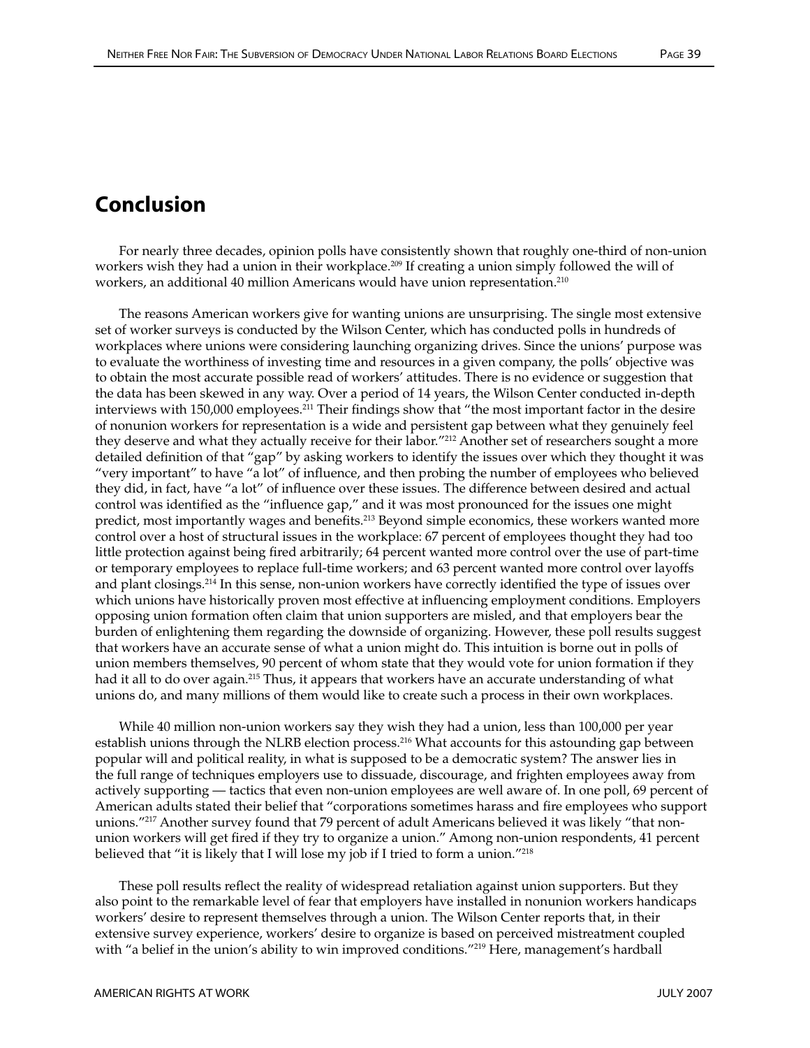## Conclusion

For nearly three decades, opinion polls have consistently shown that roughly one-third of non-union workers wish they had a union in their workplace.[209] If creating a union simply followed the will of workers, an additional 40 million Americans would have union representation.[210]

The reasons American workers give for wanting unions are unsurprising. The single most extensive set of worker surveys is conducted by the Wilson Center, which has conducted polls in hundreds of workplaces where unions were considering launching organizing drives. Since the unions' purpose was to evaluate the worthiness of investing time and resources in a given company, the polls' objective was to obtain the most accurate possible read of workers' attitudes. There is no evidence or suggestion that the data has been skewed in any way. Over a period of 14 years, the Wilson Center conducted in-depth interviews with 150,000 employees.[211] Their findings show that "the most important factor in the desire of nonunion workers for representation is a wide and persistent gap between what they genuinely feel they deserve and what they actually receive for their labor."[212] Another set of researchers sought a more detailed definition of that "gap" by asking workers to identify the issues over which they thought it was "very important" to have "a lot" of influence, and then probing the number of employees who believed they did, in fact, have "a lot" of influence over these issues. The difference between desired and actual control was identified as the "influence gap," and it was most pronounced for the issues one might predict, most importantly wages and benefits.[213] Beyond simple economics, these workers wanted more control over a host of structural issues in the workplace: 67 percent of employees thought they had too little protection against being fired arbitrarily; 64 percent wanted more control over the use of part-time or temporary employees to replace full-time workers; and 63 percent wanted more control over layoffs and plant closings.[214] In this sense, non-union workers have correctly identified the type of issues over which unions have historically proven most effective at influencing employment conditions. Employers opposing union formation often claim that union supporters are misled, and that employers bear the burden of enlightening them regarding the downside of organizing. However, these poll results suggest that workers have an accurate sense of what a union might do. This intuition is borne out in polls of union members themselves, 90 percent of whom state that they would vote for union formation if they had it all to do over again.[215] Thus, it appears that workers have an accurate understanding of what unions do, and many millions of them would like to create such a process in their own workplaces.

While 40 million non-union workers say they wish they had a union, less than 100,000 per year establish unions through the NLRB election process.[216] What accounts for this astounding gap between popular will and political reality, in what is supposed to be a democratic system? The answer lies in the full range of techniques employers use to dissuade, discourage, and frighten employees away from actively supporting — tactics that even non-union employees are well aware of. In one poll, 69 percent of American adults stated their belief that "corporations sometimes harass and fire employees who support unions."[217] Another survey found that 79 percent of adult Americans believed it was likely "that non-union workers will get fired if they try to organize a union." Among non-union respondents, 41 percent believed that "it is likely that I will lose my job if I tried to form a union."[218]

These poll results reflect the reality of widespread retaliation against union supporters. But they also point to the remarkable level of fear that employers have installed in nonunion workers handicaps workers' desire to represent themselves through a union. The Wilson Center reports that, in their extensive survey experience, workers' desire to organize is based on perceived mistreatment coupled with "a belief in the union's ability to win improved conditions."[219] Here, management's hardball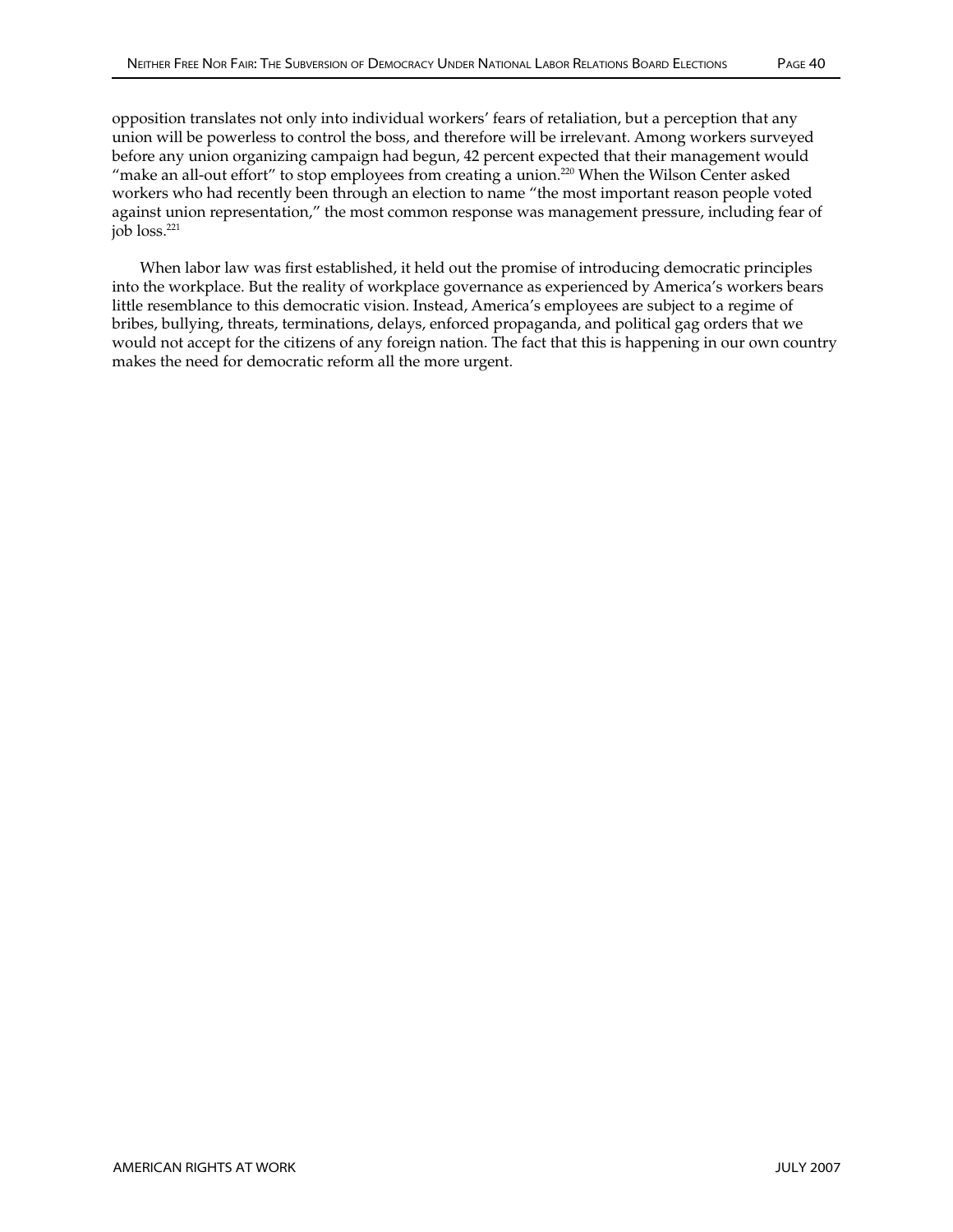opposition translates not only into individual workers' fears of retaliation, but a perception that any union will be powerless to control the boss, and therefore will be irrelevant. Among workers surveyed before any union organizing campaign had begun, 42 percent expected that their management would "make an all-out effort" to stop employees from creating a union.[220] When the Wilson Center asked workers who had recently been through an election to name "the most important reason people voted against union representation," the most common response was management pressure, including fear of job loss.[221]

When labor law was first established, it held out the promise of introducing democratic principles into the workplace. But the reality of workplace governance as experienced by America's workers bears little resemblance to this democratic vision. Instead, America's employees are subject to a regime of bribes, bullying, threats, terminations, delays, enforced propaganda, and political gag orders that we would not accept for the citizens of any foreign nation. The fact that this is happening in our own country makes the need for democratic reform all the more urgent.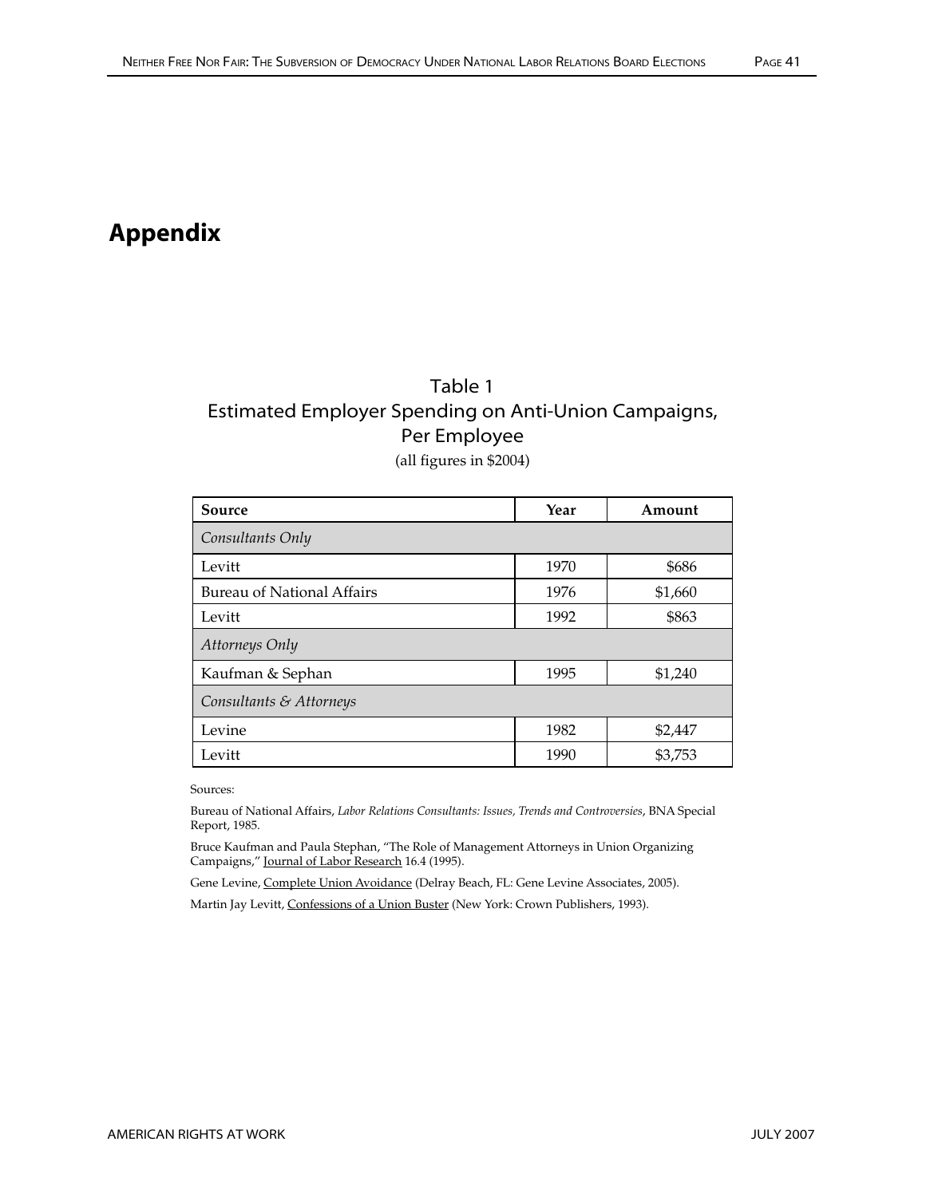# Appendix

Table 1
Estimated Employer Spending on Anti-Union Campaigns, Per Employee
(all figures in $2004)

| **Source** | **Year** | **Amount** |
|---|---|---|
| *Consultants Only* | | |
| Levitt | 1970 | $686 |
| Bureau of National Affairs | 1976 | $1,660 |
| Levitt | 1992 | $863 |
| *Attorneys Only* | | |
| Kaufman & Sephan | 1995 | $1,240 |
| *Consultants & Attorneys* | | |
| Levine | 1982 | $2,447 |
| Levitt | 1990 | $3,753 |

Sources:

Bureau of National Affairs, *Labor Relations Consultants: Issues, Trends and Controversies*, BNA Special Report, 1985.

Bruce Kaufman and Paula Stephan, "The Role of Management Attorneys in Union Organizing Campaigns," Journal of Labor Research 16.4 (1995).

Gene Levine, Complete Union Avoidance (Delray Beach, FL: Gene Levine Associates, 2005).

Martin Jay Levitt, Confessions of a Union Buster (New York: Crown Publishers, 1993).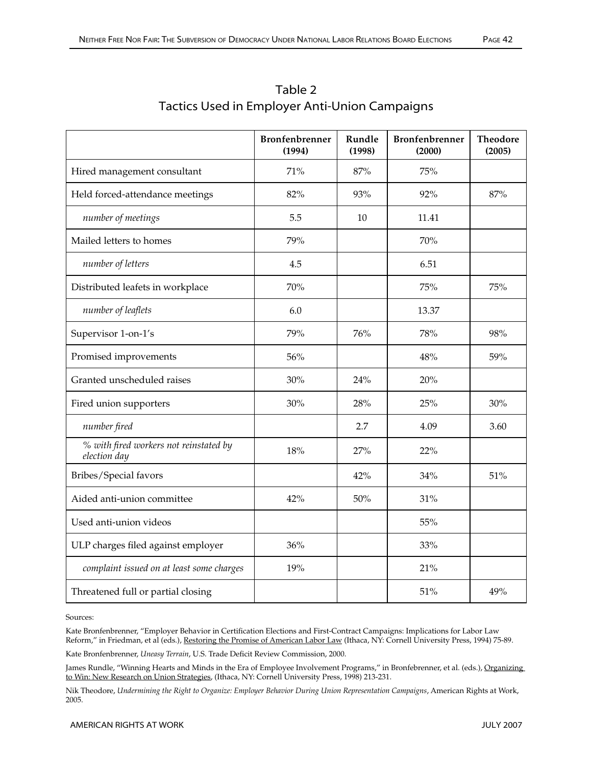# Table 2
## Tactics Used in Employer Anti-Union Campaigns

| | Bronfenbrenner (1994) | Rundle (1998) | Bronfenbrenner (2000) | Theodore (2005) |
|---|---|---|---|---|
| Hired management consultant | 71% | 87% | 75% | |
| Held forced-attendance meetings | 82% | 93% | 92% | 87% |
| *number of meetings* | 5.5 | 10 | 11.41 | |
| Mailed letters to homes | 79% | | 70% | |
| *number of letters* | 4.5 | | 6.51 | |
| Distributed leafets in workplace | 70% | | 75% | 75% |
| *number of leaflets* | 6.0 | | 13.37 | |
| Supervisor 1-on-1's | 79% | 76% | 78% | 98% |
| Promised improvements | 56% | | 48% | 59% |
| Granted unscheduled raises | 30% | 24% | 20% | |
| Fired union supporters | 30% | 28% | 25% | 30% |
| *number fired* | | 2.7 | 4.09 | 3.60 |
| *% with fired workers not reinstated by election day* | 18% | 27% | 22% | |
| Bribes/Special favors | | 42% | 34% | 51% |
| Aided anti-union committee | 42% | 50% | 31% | |
| Used anti-union videos | | | 55% | |
| ULP charges filed against employer | 36% | | 33% | |
| *complaint issued on at least some charges* | 19% | | 21% | |
| Threatened full or partial closing | | | 51% | 49% |

Sources:

Kate Bronfenbrenner, "Employer Behavior in Certification Elections and First-Contract Campaigns: Implications for Labor Law Reform," in Friedman, et al (eds.), Restoring the Promise of American Labor Law (Ithaca, NY: Cornell University Press, 1994) 75-89.

Kate Bronfenbrenner, *Uneasy Terrain*, U.S. Trade Deficit Review Commission, 2000.

James Rundle, "Winning Hearts and Minds in the Era of Employee Involvement Programs," in Bronfebrenner, et al. (eds.), Organizing to Win: New Research on Union Strategies, (Ithaca, NY: Cornell University Press, 1998) 213-231.

Nik Theodore, *Undermining the Right to Organize: Employer Behavior During Union Representation Campaigns*, American Rights at Work, 2005.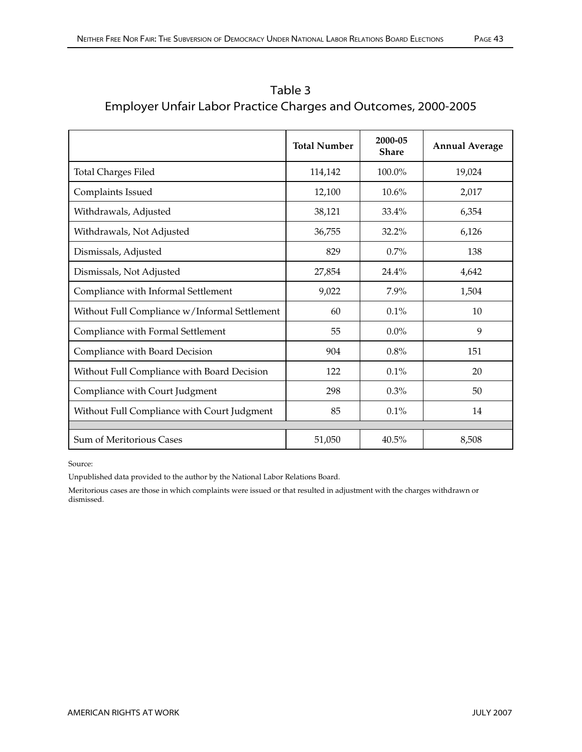## Table 3
## Employer Unfair Labor Practice Charges and Outcomes, 2000-2005

| | Total Number | 2000-05 Share | Annual Average |
|---|---|---|---|
| Total Charges Filed | 114,142 | 100.0% | 19,024 |
| Complaints Issued | 12,100 | 10.6% | 2,017 |
| Withdrawals, Adjusted | 38,121 | 33.4% | 6,354 |
| Withdrawals, Not Adjusted | 36,755 | 32.2% | 6,126 |
| Dismissals, Adjusted | 829 | 0.7% | 138 |
| Dismissals, Not Adjusted | 27,854 | 24.4% | 4,642 |
| Compliance with Informal Settlement | 9,022 | 7.9% | 1,504 |
| Without Full Compliance w/Informal Settlement | 60 | 0.1% | 10 |
| Compliance with Formal Settlement | 55 | 0.0% | 9 |
| Compliance with Board Decision | 904 | 0.8% | 151 |
| Without Full Compliance with Board Decision | 122 | 0.1% | 20 |
| Compliance with Court Judgment | 298 | 0.3% | 50 |
| Without Full Compliance with Court Judgment | 85 | 0.1% | 14 |
| | | | |
| Sum of Meritorious Cases | 51,050 | 40.5% | 8,508 |

Source:

Unpublished data provided to the author by the National Labor Relations Board.

Meritorious cases are those in which complaints were issued or that resulted in adjustment with the charges withdrawn or dismissed.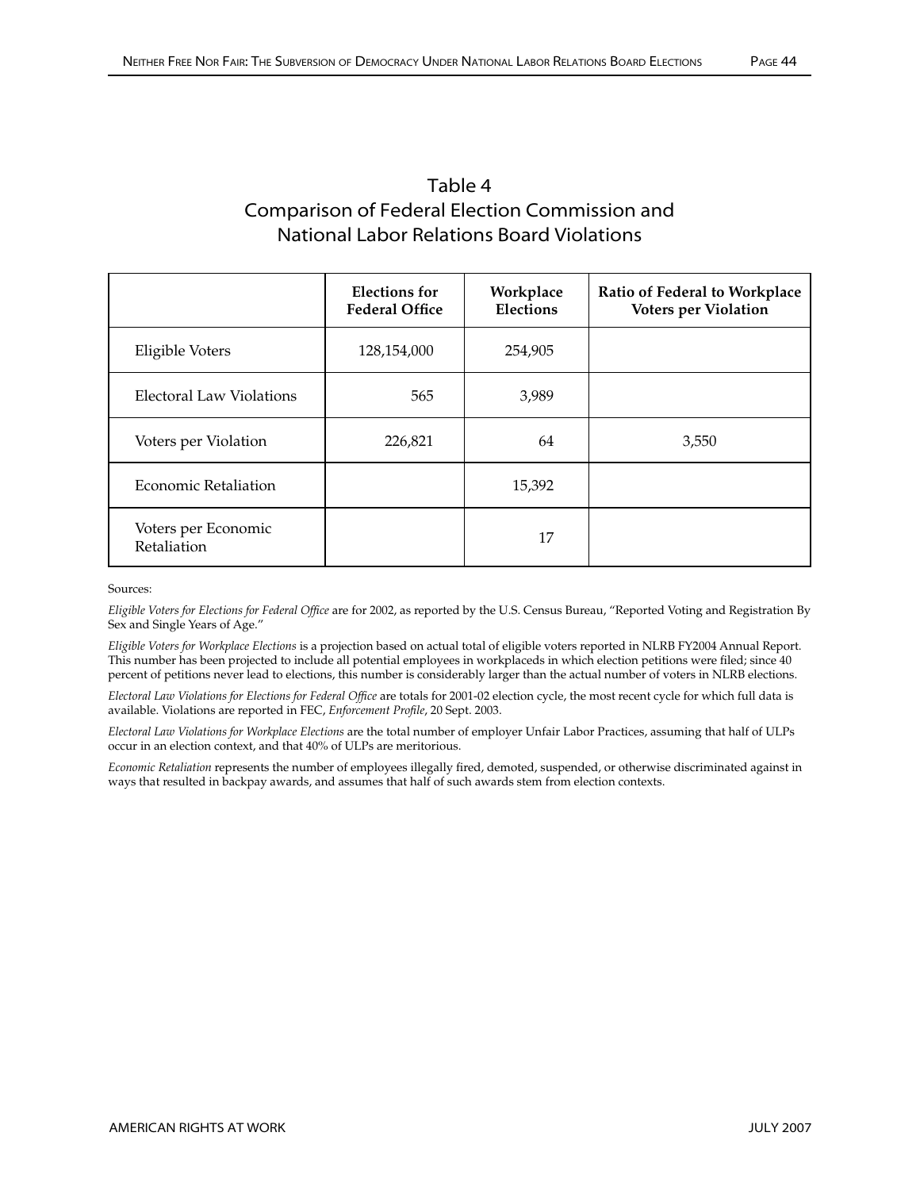## Table 4
## Comparison of Federal Election Commission and National Labor Relations Board Violations

| | Elections for Federal Office | Workplace Elections | Ratio of Federal to Workplace Voters per Violation |
|---|---|---|---|
| Eligible Voters | 128,154,000 | 254,905 | |
| Electoral Law Violations | 565 | 3,989 | |
| Voters per Violation | 226,821 | 64 | 3,550 |
| Economic Retaliation | | 15,392 | |
| Voters per Economic Retaliation | | 17 | |

Sources:

*Eligible Voters for Elections for Federal Office* are for 2002, as reported by the U.S. Census Bureau, "Reported Voting and Registration By Sex and Single Years of Age."

*Eligible Voters for Workplace Elections* is a projection based on actual total of eligible voters reported in NLRB FY2004 Annual Report. This number has been projected to include all potential employees in workplaceds in which election petitions were filed; since 40 percent of petitions never lead to elections, this number is considerably larger than the actual number of voters in NLRB elections.

*Electoral Law Violations for Elections for Federal Office* are totals for 2001-02 election cycle, the most recent cycle for which full data is available. Violations are reported in FEC, *Enforcement Profile*, 20 Sept. 2003.

*Electoral Law Violations for Workplace Elections* are the total number of employer Unfair Labor Practices, assuming that half of ULPs occur in an election context, and that 40% of ULPs are meritorious.

*Economic Retaliation* represents the number of employees illegally fired, demoted, suspended, or otherwise discriminated against in ways that resulted in backpay awards, and assumes that half of such awards stem from election contexts.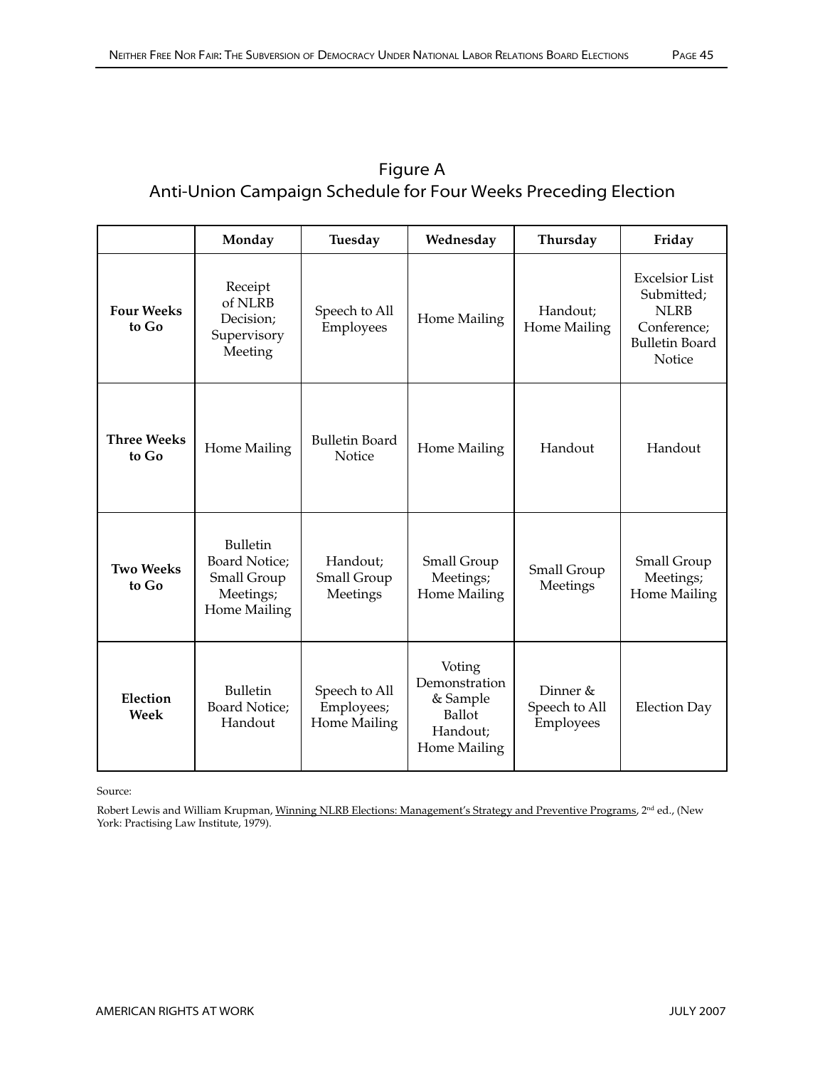## Figure A
## Anti-Union Campaign Schedule for Four Weeks Preceding Election

| | Monday | Tuesday | Wednesday | Thursday | Friday |
|---|---|---|---|---|---|
| **Four Weeks to Go** | Receipt of NLRB Decision; Supervisory Meeting | Speech to All Employees | Home Mailing | Handout; Home Mailing | Excelsior List Submitted; NLRB Conference; Bulletin Board Notice |
| **Three Weeks to Go** | Home Mailing | Bulletin Board Notice | Home Mailing | Handout | Handout |
| **Two Weeks to Go** | Bulletin Board Notice; Small Group Meetings; Home Mailing | Handout; Small Group Meetings | Small Group Meetings; Home Mailing | Small Group Meetings | Small Group Meetings; Home Mailing |
| **Election Week** | Bulletin Board Notice; Handout | Speech to All Employees; Home Mailing | Voting Demonstration & Sample Ballot Handout; Home Mailing | Dinner & Speech to All Employees | Election Day |

Source:

Robert Lewis and William Krupman, Winning NLRB Elections: Management's Strategy and Preventive Programs, 2nd ed., (New York: Practising Law Institute, 1979).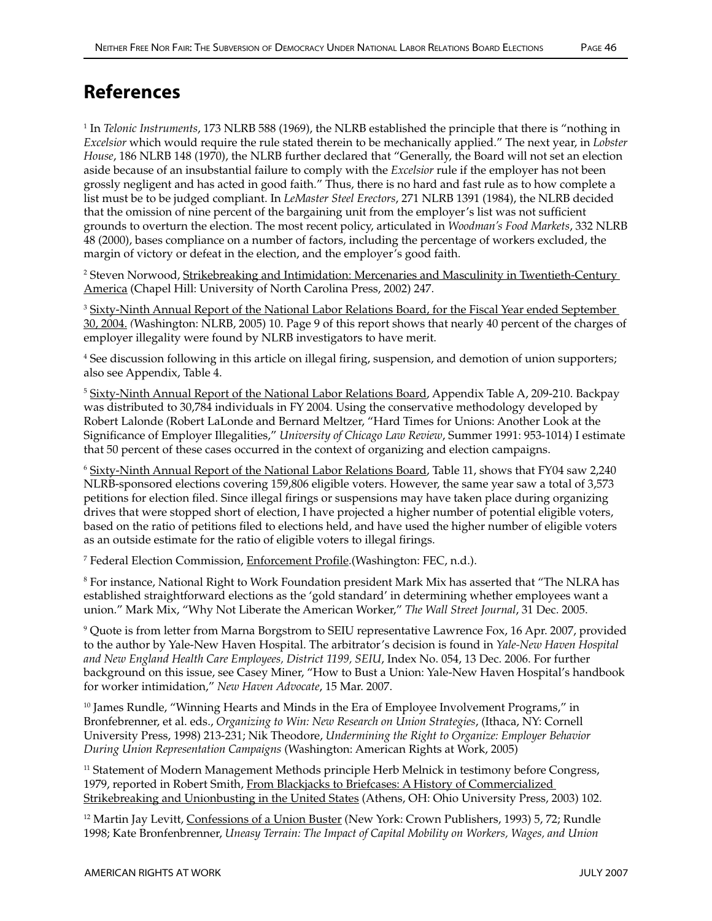# References

[1] In *Telonic Instruments*, 173 NLRB 588 (1969), the NLRB established the principle that there is "nothing in *Excelsior* which would require the rule stated therein to be mechanically applied." The next year, in *Lobster House*, 186 NLRB 148 (1970), the NLRB further declared that "Generally, the Board will not set an election aside because of an insubstantial failure to comply with the *Excelsior* rule if the employer has not been grossly negligent and has acted in good faith." Thus, there is no hard and fast rule as to how complete a list must be to be judged compliant. In *LeMaster Steel Erectors*, 271 NLRB 1391 (1984), the NLRB decided that the omission of nine percent of the bargaining unit from the employer's list was not sufficient grounds to overturn the election. The most recent policy, articulated in *Woodman's Food Markets*, 332 NLRB 48 (2000), bases compliance on a number of factors, including the percentage of workers excluded, the margin of victory or defeat in the election, and the employer's good faith.

[2] Steven Norwood, Strikebreaking and Intimidation: Mercenaries and Masculinity in Twentieth-Century America (Chapel Hill: University of North Carolina Press, 2002) 247.

[3] Sixty-Ninth Annual Report of the National Labor Relations Board, for the Fiscal Year ended September 30, 2004. (Washington: NLRB, 2005) 10. Page 9 of this report shows that nearly 40 percent of the charges of employer illegality were found by NLRB investigators to have merit.

[4] See discussion following in this article on illegal firing, suspension, and demotion of union supporters; also see Appendix, Table 4.

[5] Sixty-Ninth Annual Report of the National Labor Relations Board, Appendix Table A, 209-210. Backpay was distributed to 30,784 individuals in FY 2004. Using the conservative methodology developed by Robert Lalonde (Robert LaLonde and Bernard Meltzer, "Hard Times for Unions: Another Look at the Significance of Employer Illegalities," *University of Chicago Law Review*, Summer 1991: 953-1014) I estimate that 50 percent of these cases occurred in the context of organizing and election campaigns.

[6] Sixty-Ninth Annual Report of the National Labor Relations Board, Table 11, shows that FY04 saw 2,240 NLRB-sponsored elections covering 159,806 eligible voters. However, the same year saw a total of 3,573 petitions for election filed. Since illegal firings or suspensions may have taken place during organizing drives that were stopped short of election, I have projected a higher number of potential eligible voters, based on the ratio of petitions filed to elections held, and have used the higher number of eligible voters as an outside estimate for the ratio of eligible voters to illegal firings.

[7] Federal Election Commission, Enforcement Profile.(Washington: FEC, n.d.).

[8] For instance, National Right to Work Foundation president Mark Mix has asserted that "The NLRA has established straightforward elections as the 'gold standard' in determining whether employees want a union." Mark Mix, "Why Not Liberate the American Worker," *The Wall Street Journal*, 31 Dec. 2005.

[9] Quote is from letter from Marna Borgstrom to SEIU representative Lawrence Fox, 16 Apr. 2007, provided to the author by Yale-New Haven Hospital. The arbitrator's decision is found in *Yale-New Haven Hospital and New England Health Care Employees, District 1199, SEIU*, Index No. 054, 13 Dec. 2006. For further background on this issue, see Casey Miner, "How to Bust a Union: Yale-New Haven Hospital's handbook for worker intimidation," *New Haven Advocate*, 15 Mar. 2007.

[10] James Rundle, "Winning Hearts and Minds in the Era of Employee Involvement Programs," in Bronfebrenner, et al. eds., *Organizing to Win: New Research on Union Strategies*, (Ithaca, NY: Cornell University Press, 1998) 213-231; Nik Theodore, *Undermining the Right to Organize: Employer Behavior During Union Representation Campaigns* (Washington: American Rights at Work, 2005)

[11] Statement of Modern Management Methods principle Herb Melnick in testimony before Congress, 1979, reported in Robert Smith, From Blackjacks to Briefcases: A History of Commercialized Strikebreaking and Unionbusting in the United States (Athens, OH: Ohio University Press, 2003) 102.

[12] Martin Jay Levitt, Confessions of a Union Buster (New York: Crown Publishers, 1993) 5, 72; Rundle 1998; Kate Bronfenbrenner, *Uneasy Terrain: The Impact of Capital Mobility on Workers, Wages, and Union*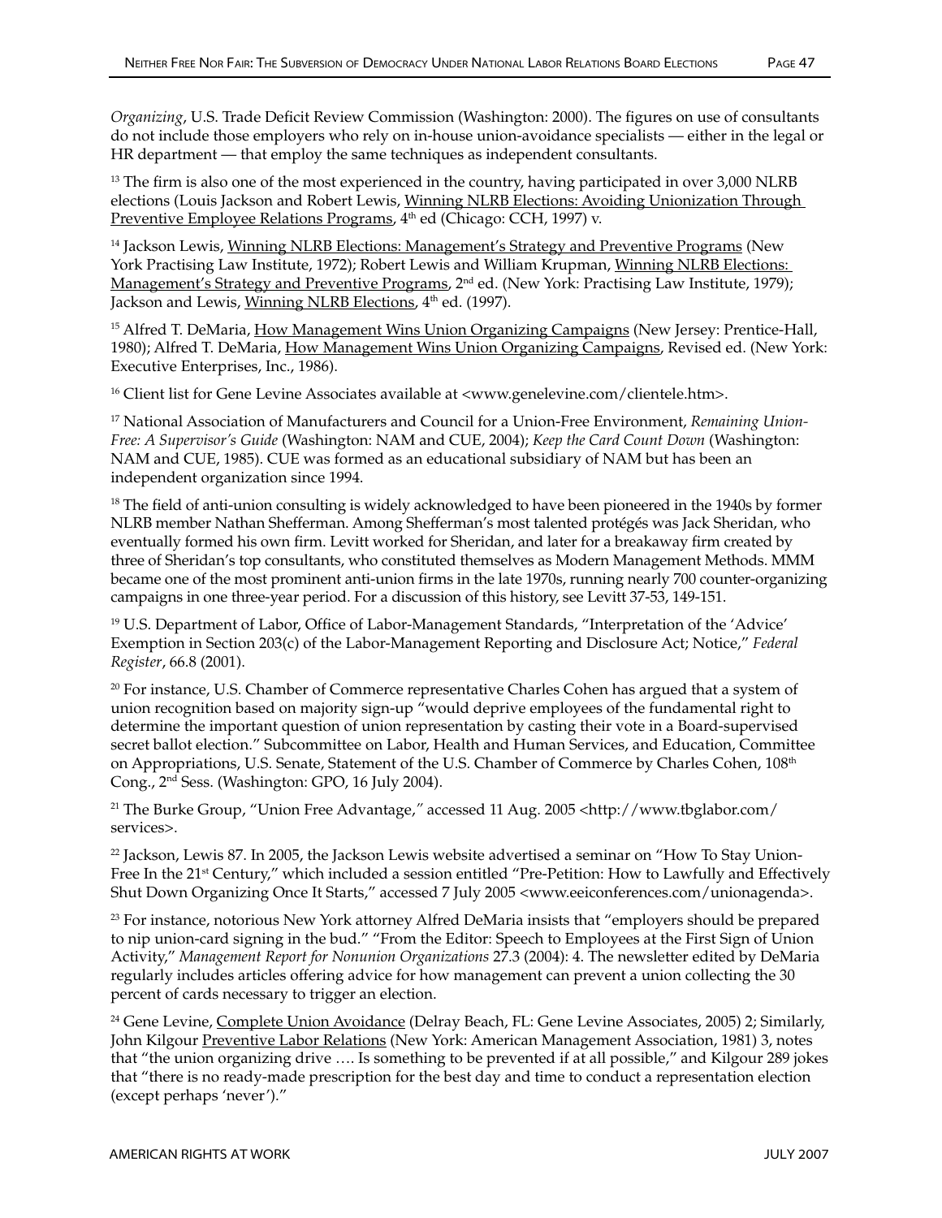*Organizing*, U.S. Trade Deficit Review Commission (Washington: 2000). The figures on use of consultants do not include those employers who rely on in-house union-avoidance specialists — either in the legal or HR department — that employ the same techniques as independent consultants.

[13] The firm is also one of the most experienced in the country, having participated in over 3,000 NLRB elections (Louis Jackson and Robert Lewis, Winning NLRB Elections: Avoiding Unionization Through Preventive Employee Relations Programs, 4th ed (Chicago: CCH, 1997) v.

[14] Jackson Lewis, Winning NLRB Elections: Management's Strategy and Preventive Programs (New York Practising Law Institute, 1972); Robert Lewis and William Krupman, Winning NLRB Elections: Management's Strategy and Preventive Programs, 2nd ed. (New York: Practising Law Institute, 1979); Jackson and Lewis, Winning NLRB Elections, 4th ed. (1997).

[15] Alfred T. DeMaria, How Management Wins Union Organizing Campaigns (New Jersey: Prentice-Hall, 1980); Alfred T. DeMaria, How Management Wins Union Organizing Campaigns, Revised ed. (New York: Executive Enterprises, Inc., 1986).

[16] Client list for Gene Levine Associates available at <www.genelevine.com/clientele.htm>.

[17] National Association of Manufacturers and Council for a Union-Free Environment, *Remaining Union-Free: A Supervisor's Guide* (Washington: NAM and CUE, 2004); *Keep the Card Count Down* (Washington: NAM and CUE, 1985). CUE was formed as an educational subsidiary of NAM but has been an independent organization since 1994.

[18] The field of anti-union consulting is widely acknowledged to have been pioneered in the 1940s by former NLRB member Nathan Shefferman. Among Shefferman's most talented protégés was Jack Sheridan, who eventually formed his own firm. Levitt worked for Sheridan, and later for a breakaway firm created by three of Sheridan's top consultants, who constituted themselves as Modern Management Methods. MMM became one of the most prominent anti-union firms in the late 1970s, running nearly 700 counter-organizing campaigns in one three-year period. For a discussion of this history, see Levitt 37-53, 149-151.

[19] U.S. Department of Labor, Office of Labor-Management Standards, "Interpretation of the 'Advice' Exemption in Section 203(c) of the Labor-Management Reporting and Disclosure Act; Notice," *Federal Register*, 66.8 (2001).

[20] For instance, U.S. Chamber of Commerce representative Charles Cohen has argued that a system of union recognition based on majority sign-up "would deprive employees of the fundamental right to determine the important question of union representation by casting their vote in a Board-supervised secret ballot election." Subcommittee on Labor, Health and Human Services, and Education, Committee on Appropriations, U.S. Senate, Statement of the U.S. Chamber of Commerce by Charles Cohen, 108th Cong., 2nd Sess. (Washington: GPO, 16 July 2004).

[21] The Burke Group, "Union Free Advantage," accessed 11 Aug. 2005 <http://www.tbglabor.com/services>.

[22] Jackson, Lewis 87. In 2005, the Jackson Lewis website advertised a seminar on "How To Stay Union-Free In the 21st Century," which included a session entitled "Pre-Petition: How to Lawfully and Effectively Shut Down Organizing Once It Starts," accessed 7 July 2005 <www.eeiconferences.com/unionagenda>.

[23] For instance, notorious New York attorney Alfred DeMaria insists that "employers should be prepared to nip union-card signing in the bud." "From the Editor: Speech to Employees at the First Sign of Union Activity," *Management Report for Nonunion Organizations* 27.3 (2004): 4. The newsletter edited by DeMaria regularly includes articles offering advice for how management can prevent a union collecting the 30 percent of cards necessary to trigger an election.

[24] Gene Levine, Complete Union Avoidance (Delray Beach, FL: Gene Levine Associates, 2005) 2; Similarly, John Kilgour Preventive Labor Relations (New York: American Management Association, 1981) 3, notes that "the union organizing drive …. Is something to be prevented if at all possible," and Kilgour 289 jokes that "there is no ready-made prescription for the best day and time to conduct a representation election (except perhaps 'never')."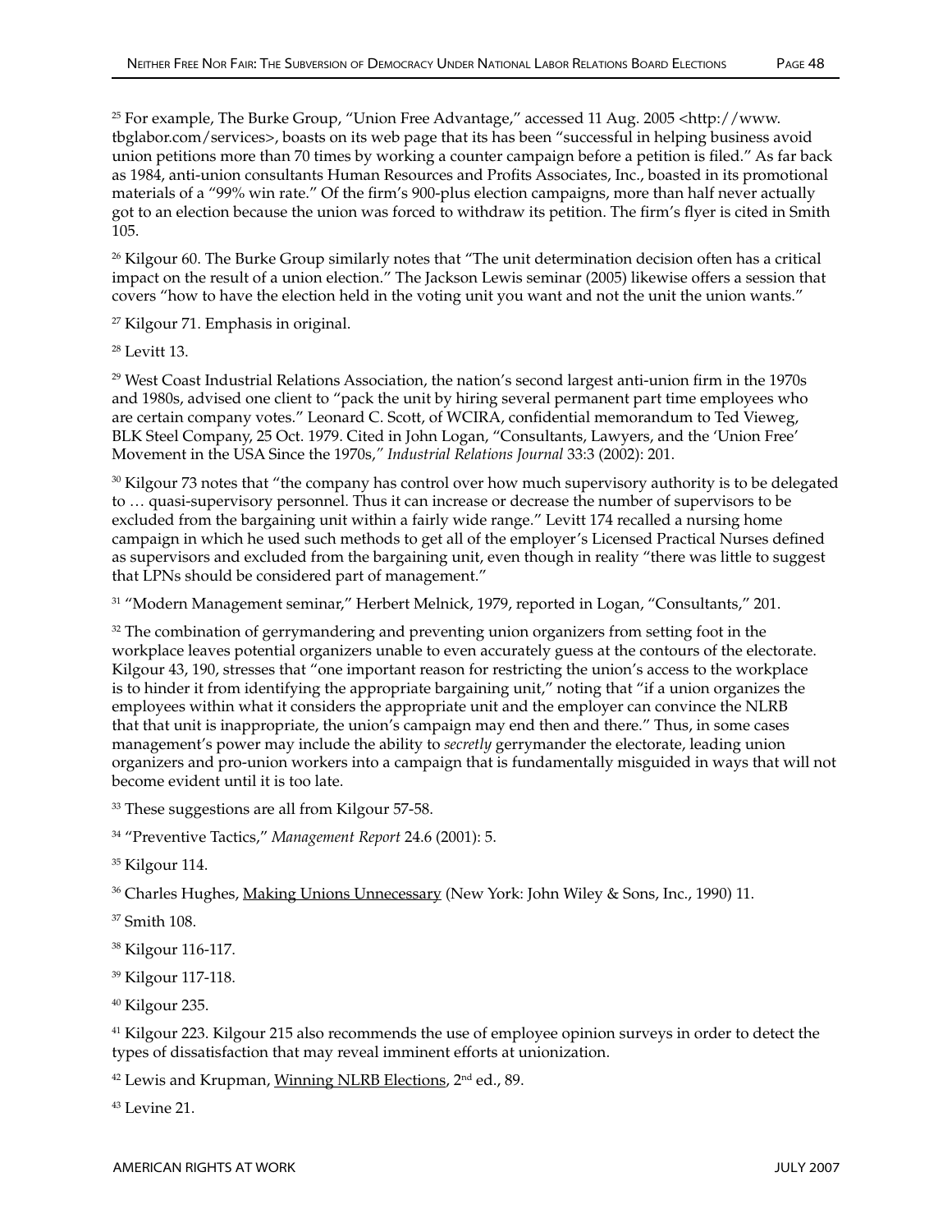[25] For example, The Burke Group, "Union Free Advantage," accessed 11 Aug. 2005 <http://www.tbglabor.com/services>, boasts on its web page that its has been "successful in helping business avoid union petitions more than 70 times by working a counter campaign before a petition is filed." As far back as 1984, anti-union consultants Human Resources and Profits Associates, Inc., boasted in its promotional materials of a "99% win rate." Of the firm's 900-plus election campaigns, more than half never actually got to an election because the union was forced to withdraw its petition. The firm's flyer is cited in Smith 105.

[26] Kilgour 60. The Burke Group similarly notes that "The unit determination decision often has a critical impact on the result of a union election." The Jackson Lewis seminar (2005) likewise offers a session that covers "how to have the election held in the voting unit you want and not the unit the union wants."

[27] Kilgour 71. Emphasis in original.

[28] Levitt 13.

[29] West Coast Industrial Relations Association, the nation's second largest anti-union firm in the 1970s and 1980s, advised one client to "pack the unit by hiring several permanent part time employees who are certain company votes." Leonard C. Scott, of WCIRA, confidential memorandum to Ted Vieweg, BLK Steel Company, 25 Oct. 1979. Cited in John Logan, "Consultants, Lawyers, and the 'Union Free' Movement in the USA Since the 1970s," *Industrial Relations Journal* 33:3 (2002): 201.

[30] Kilgour 73 notes that "the company has control over how much supervisory authority is to be delegated to … quasi-supervisory personnel. Thus it can increase or decrease the number of supervisors to be excluded from the bargaining unit within a fairly wide range." Levitt 174 recalled a nursing home campaign in which he used such methods to get all of the employer's Licensed Practical Nurses defined as supervisors and excluded from the bargaining unit, even though in reality "there was little to suggest that LPNs should be considered part of management."

[31] "Modern Management seminar," Herbert Melnick, 1979, reported in Logan, "Consultants," 201.

[32] The combination of gerrymandering and preventing union organizers from setting foot in the workplace leaves potential organizers unable to even accurately guess at the contours of the electorate. Kilgour 43, 190, stresses that "one important reason for restricting the union's access to the workplace is to hinder it from identifying the appropriate bargaining unit," noting that "if a union organizes the employees within what it considers the appropriate unit and the employer can convince the NLRB that that unit is inappropriate, the union's campaign may end then and there." Thus, in some cases management's power may include the ability to *secretly* gerrymander the electorate, leading union organizers and pro-union workers into a campaign that is fundamentally misguided in ways that will not become evident until it is too late.

[33] These suggestions are all from Kilgour 57-58.

[34] "Preventive Tactics," *Management Report* 24.6 (2001): 5.

[35] Kilgour 114.

[36] Charles Hughes, Making Unions Unnecessary (New York: John Wiley & Sons, Inc., 1990) 11.

[37] Smith 108.

[38] Kilgour 116-117.

[39] Kilgour 117-118.

[40] Kilgour 235.

[41] Kilgour 223. Kilgour 215 also recommends the use of employee opinion surveys in order to detect the types of dissatisfaction that may reveal imminent efforts at unionization.

[42] Lewis and Krupman, Winning NLRB Elections, 2nd ed., 89.

[43] Levine 21.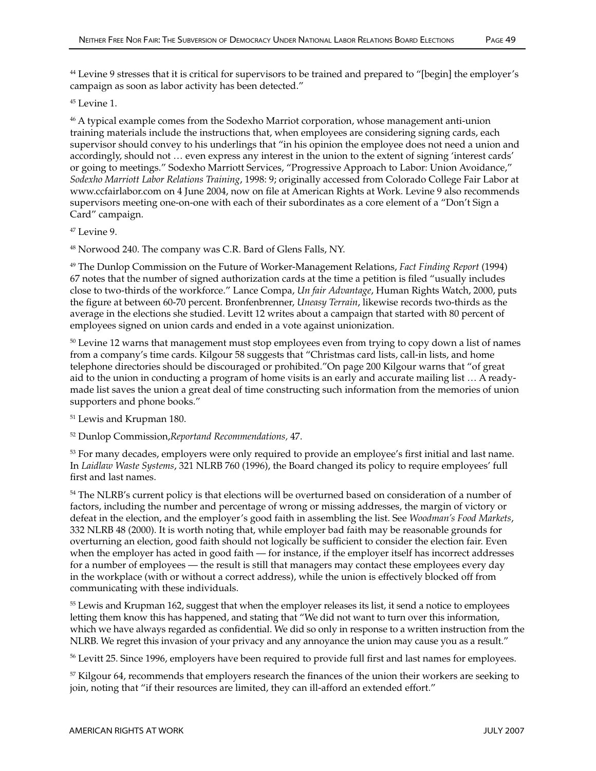[44] Levine 9 stresses that it is critical for supervisors to be trained and prepared to “[begin] the employer’s campaign as soon as labor activity has been detected.”

[45] Levine 1.

[46] A typical example comes from the Sodexho Marriot corporation, whose management anti-union training materials include the instructions that, when employees are considering signing cards, each supervisor should convey to his underlings that “in his opinion the employee does not need a union and accordingly, should not … even express any interest in the union to the extent of signing ‘interest cards’ or going to meetings.” Sodexho Marriott Services, “Progressive Approach to Labor: Union Avoidance,” *Sodexho Marriott Labor Relations Training*, 1998: 9; originally accessed from Colorado College Fair Labor at www.ccfairlabor.com on 4 June 2004, now on file at American Rights at Work. Levine 9 also recommends supervisors meeting one-on-one with each of their subordinates as a core element of a “Don’t Sign a Card” campaign.

[47] Levine 9.

[48] Norwood 240. The company was C.R. Bard of Glens Falls, NY.

[49] The Dunlop Commission on the Future of Worker-Management Relations, *Fact Finding Report* (1994) 67 notes that the number of signed authorization cards at the time a petition is filed “usually includes close to two-thirds of the workforce.” Lance Compa, *Un fair Advantage*, Human Rights Watch, 2000, puts the figure at between 60-70 percent. Bronfenbrenner, *Uneasy Terrain*, likewise records two-thirds as the average in the elections she studied. Levitt 12 writes about a campaign that started with 80 percent of employees signed on union cards and ended in a vote against unionization.

[50] Levine 12 warns that management must stop employees even from trying to copy down a list of names from a company’s time cards. Kilgour 58 suggests that “Christmas card lists, call-in lists, and home telephone directories should be discouraged or prohibited.”On page 200 Kilgour warns that “of great aid to the union in conducting a program of home visits is an early and accurate mailing list … A ready-made list saves the union a great deal of time constructing such information from the memories of union supporters and phone books.”

[51] Lewis and Krupman 180.

[52] Dunlop Commission,*Reportand Recommendations,* 47.

[53] For many decades, employers were only required to provide an employee’s first initial and last name. In *Laidlaw Waste Systems*, 321 NLRB 760 (1996), the Board changed its policy to require employees’ full first and last names.

[54] The NLRB’s current policy is that elections will be overturned based on consideration of a number of factors, including the number and percentage of wrong or missing addresses, the margin of victory or defeat in the election, and the employer’s good faith in assembling the list. See *Woodman’s Food Markets*, 332 NLRB 48 (2000). It is worth noting that, while employer bad faith may be reasonable grounds for overturning an election, good faith should not logically be sufficient to consider the election fair. Even when the employer has acted in good faith — for instance, if the employer itself has incorrect addresses for a number of employees — the result is still that managers may contact these employees every day in the workplace (with or without a correct address), while the union is effectively blocked off from communicating with these individuals.

[55] Lewis and Krupman 162, suggest that when the employer releases its list, it send a notice to employees letting them know this has happened, and stating that “We did not want to turn over this information, which we have always regarded as confidential. We did so only in response to a written instruction from the NLRB. We regret this invasion of your privacy and any annoyance the union may cause you as a result.”

[56] Levitt 25. Since 1996, employers have been required to provide full first and last names for employees.

[57] Kilgour 64, recommends that employers research the finances of the union their workers are seeking to join, noting that “if their resources are limited, they can ill-afford an extended effort.”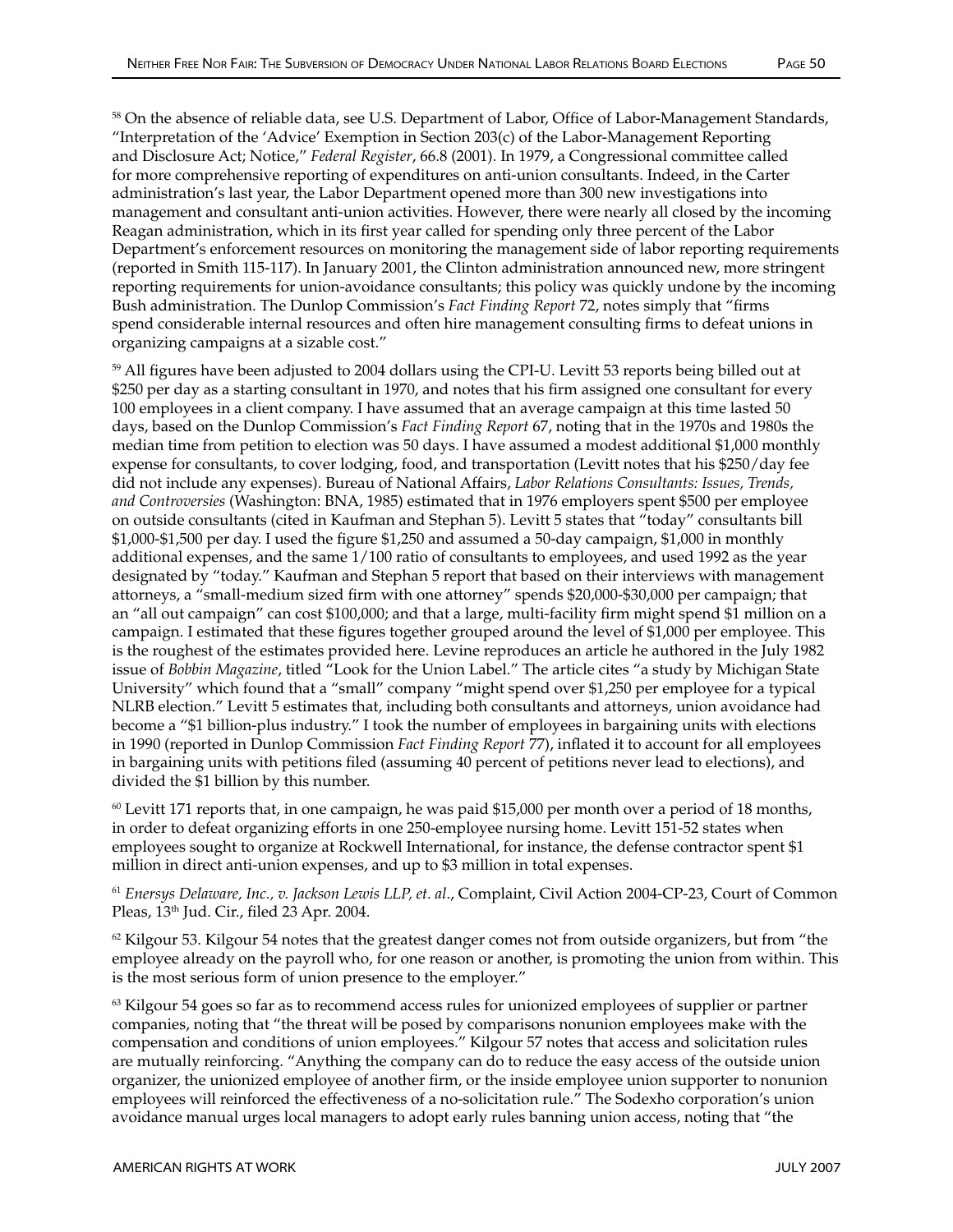[58] On the absence of reliable data, see U.S. Department of Labor, Office of Labor-Management Standards, "Interpretation of the 'Advice' Exemption in Section 203(c) of the Labor-Management Reporting and Disclosure Act; Notice," *Federal Register*, 66.8 (2001). In 1979, a Congressional committee called for more comprehensive reporting of expenditures on anti-union consultants. Indeed, in the Carter administration's last year, the Labor Department opened more than 300 new investigations into management and consultant anti-union activities. However, there were nearly all closed by the incoming Reagan administration, which in its first year called for spending only three percent of the Labor Department's enforcement resources on monitoring the management side of labor reporting requirements (reported in Smith 115-117). In January 2001, the Clinton administration announced new, more stringent reporting requirements for union-avoidance consultants; this policy was quickly undone by the incoming Bush administration. The Dunlop Commission's *Fact Finding Report* 72, notes simply that "firms spend considerable internal resources and often hire management consulting firms to defeat unions in organizing campaigns at a sizable cost."

[59] All figures have been adjusted to 2004 dollars using the CPI-U. Levitt 53 reports being billed out at $250 per day as a starting consultant in 1970, and notes that his firm assigned one consultant for every 100 employees in a client company. I have assumed that an average campaign at this time lasted 50 days, based on the Dunlop Commission's *Fact Finding Report* 67, noting that in the 1970s and 1980s the median time from petition to election was 50 days. I have assumed a modest additional $1,000 monthly expense for consultants, to cover lodging, food, and transportation (Levitt notes that his $250/day fee did not include any expenses). Bureau of National Affairs, *Labor Relations Consultants: Issues, Trends, and Controversies* (Washington: BNA, 1985) estimated that in 1976 employers spent $500 per employee on outside consultants (cited in Kaufman and Stephan 5). Levitt 5 states that "today" consultants bill $1,000-$1,500 per day. I used the figure $1,250 and assumed a 50-day campaign, $1,000 in monthly additional expenses, and the same 1/100 ratio of consultants to employees, and used 1992 as the year designated by "today." Kaufman and Stephan 5 report that based on their interviews with management attorneys, a "small-medium sized firm with one attorney" spends $20,000-$30,000 per campaign; that an "all out campaign" can cost $100,000; and that a large, multi-facility firm might spend $1 million on a campaign. I estimated that these figures together grouped around the level of $1,000 per employee. This is the roughest of the estimates provided here. Levine reproduces an article he authored in the July 1982 issue of *Bobbin Magazine*, titled "Look for the Union Label." The article cites "a study by Michigan State University" which found that a "small" company "might spend over $1,250 per employee for a typical NLRB election." Levitt 5 estimates that, including both consultants and attorneys, union avoidance had become a "$1 billion-plus industry." I took the number of employees in bargaining units with elections in 1990 (reported in Dunlop Commission *Fact Finding Report* 77), inflated it to account for all employees in bargaining units with petitions filed (assuming 40 percent of petitions never lead to elections), and divided the $1 billion by this number.

[60] Levitt 171 reports that, in one campaign, he was paid $15,000 per month over a period of 18 months, in order to defeat organizing efforts in one 250-employee nursing home. Levitt 151-52 states when employees sought to organize at Rockwell International, for instance, the defense contractor spent $1 million in direct anti-union expenses, and up to $3 million in total expenses.

[61] *Enersys Delaware, Inc., v. Jackson Lewis LLP, et. al*., Complaint, Civil Action 2004-CP-23, Court of Common Pleas, 13th Jud. Cir., filed 23 Apr. 2004.

[62] Kilgour 53. Kilgour 54 notes that the greatest danger comes not from outside organizers, but from "the employee already on the payroll who, for one reason or another, is promoting the union from within. This is the most serious form of union presence to the employer."

[63] Kilgour 54 goes so far as to recommend access rules for unionized employees of supplier or partner companies, noting that "the threat will be posed by comparisons nonunion employees make with the compensation and conditions of union employees." Kilgour 57 notes that access and solicitation rules are mutually reinforcing. "Anything the company can do to reduce the easy access of the outside union organizer, the unionized employee of another firm, or the inside employee union supporter to nonunion employees will reinforced the effectiveness of a no-solicitation rule." The Sodexho corporation's union avoidance manual urges local managers to adopt early rules banning union access, noting that "the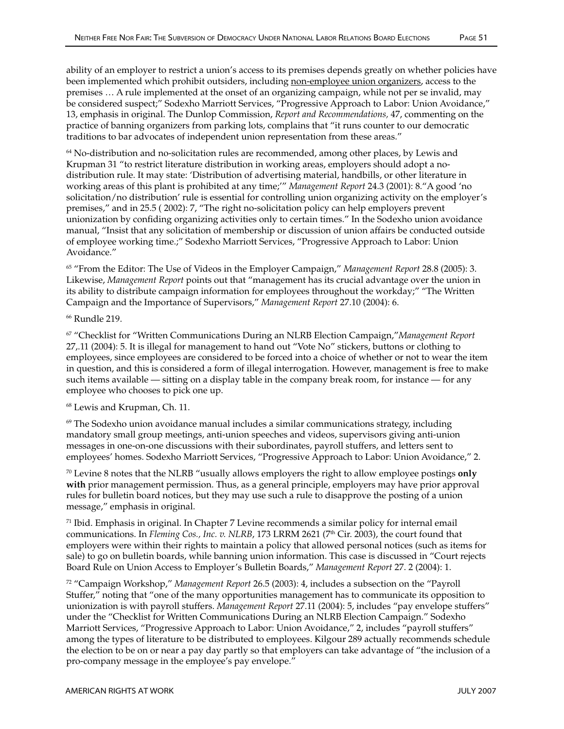ability of an employer to restrict a union's access to its premises depends greatly on whether policies have been implemented which prohibit outsiders, including non-employee union organizers, access to the premises … A rule implemented at the onset of an organizing campaign, while not per se invalid, may be considered suspect;" Sodexho Marriott Services, "Progressive Approach to Labor: Union Avoidance," 13, emphasis in original. The Dunlop Commission, *Report and Recommendations,* 47, commenting on the practice of banning organizers from parking lots, complains that "it runs counter to our democratic traditions to bar advocates of independent union representation from these areas."

[64] No-distribution and no-solicitation rules are recommended, among other places, by Lewis and Krupman 31 "to restrict literature distribution in working areas, employers should adopt a no-distribution rule. It may state: 'Distribution of advertising material, handbills, or other literature in working areas of this plant is prohibited at any time;'" *Management Report* 24.3 (2001): 8."A good 'no solicitation/no distribution' rule is essential for controlling union organizing activity on the employer's premises," and in 25.5 ( 2002): 7, "The right no-solicitation policy can help employers prevent unionization by confiding organizing activities only to certain times." In the Sodexho union avoidance manual, "Insist that any solicitation of membership or discussion of union affairs be conducted outside of employee working time.;" Sodexho Marriott Services, "Progressive Approach to Labor: Union Avoidance."

[65] "From the Editor: The Use of Videos in the Employer Campaign," *Management Report* 28.8 (2005): 3. Likewise, *Management Report* points out that "management has its crucial advantage over the union in its ability to distribute campaign information for employees throughout the workday;" "The Written Campaign and the Importance of Supervisors," *Management Report* 27.10 (2004): 6.

[66] Rundle 219.

[67] "Checklist for "Written Communications During an NLRB Election Campaign,"*Management Report* 27,.11 (2004): 5. It is illegal for management to hand out "Vote No" stickers, buttons or clothing to employees, since employees are considered to be forced into a choice of whether or not to wear the item in question, and this is considered a form of illegal interrogation. However, management is free to make such items available — sitting on a display table in the company break room, for instance — for any employee who chooses to pick one up.

[68] Lewis and Krupman, Ch. 11.

[69] The Sodexho union avoidance manual includes a similar communications strategy, including mandatory small group meetings, anti-union speeches and videos, supervisors giving anti-union messages in one-on-one discussions with their subordinates, payroll stuffers, and letters sent to employees' homes. Sodexho Marriott Services, "Progressive Approach to Labor: Union Avoidance," 2.

[70] Levine 8 notes that the NLRB "usually allows employers the right to allow employee postings **only with** prior management permission. Thus, as a general principle, employers may have prior approval rules for bulletin board notices, but they may use such a rule to disapprove the posting of a union message," emphasis in original.

[71] Ibid. Emphasis in original. In Chapter 7 Levine recommends a similar policy for internal email communications. In *Fleming Cos., Inc. v. NLRB*, 173 LRRM 2621 (7th Cir. 2003), the court found that employers were within their rights to maintain a policy that allowed personal notices (such as items for sale) to go on bulletin boards, while banning union information. This case is discussed in "Court rejects Board Rule on Union Access to Employer's Bulletin Boards," *Management Report* 27. 2 (2004): 1.

[72] "Campaign Workshop," *Management Report* 26.5 (2003): 4, includes a subsection on the "Payroll Stuffer," noting that "one of the many opportunities management has to communicate its opposition to unionization is with payroll stuffers. *Management Report* 27.11 (2004): 5, includes "pay envelope stuffers" under the "Checklist for Written Communications During an NLRB Election Campaign." Sodexho Marriott Services, "Progressive Approach to Labor: Union Avoidance," 2, includes "payroll stuffers" among the types of literature to be distributed to employees. Kilgour 289 actually recommends schedule the election to be on or near a pay day partly so that employers can take advantage of "the inclusion of a pro-company message in the employee's pay envelope."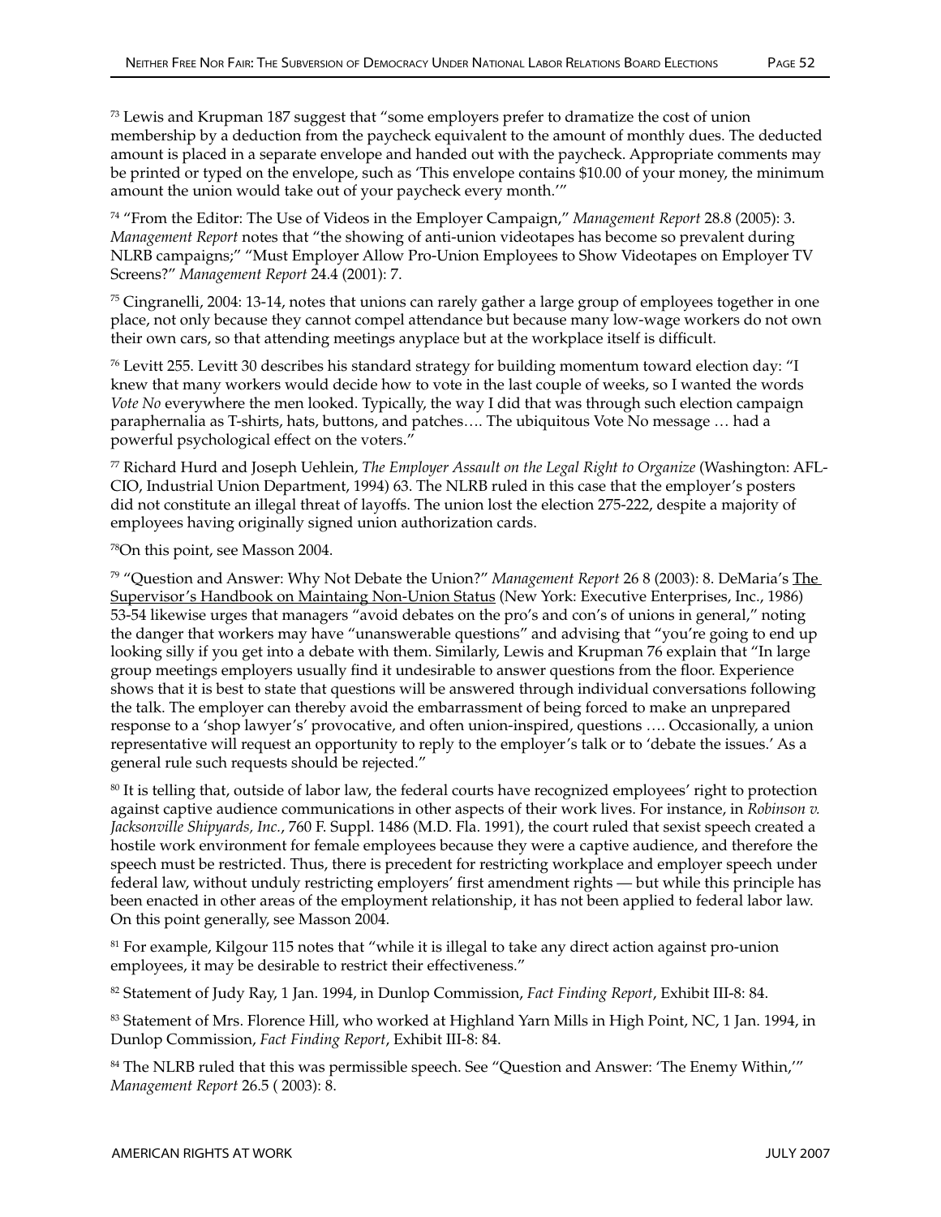[73] Lewis and Krupman 187 suggest that "some employers prefer to dramatize the cost of union membership by a deduction from the paycheck equivalent to the amount of monthly dues. The deducted amount is placed in a separate envelope and handed out with the paycheck. Appropriate comments may be printed or typed on the envelope, such as 'This envelope contains $10.00 of your money, the minimum amount the union would take out of your paycheck every month.'"

[74] "From the Editor: The Use of Videos in the Employer Campaign," *Management Report* 28.8 (2005): 3. *Management Report* notes that "the showing of anti-union videotapes has become so prevalent during NLRB campaigns;" "Must Employer Allow Pro-Union Employees to Show Videotapes on Employer TV Screens?" *Management Report* 24.4 (2001): 7.

[75] Cingranelli, 2004: 13-14, notes that unions can rarely gather a large group of employees together in one place, not only because they cannot compel attendance but because many low-wage workers do not own their own cars, so that attending meetings anyplace but at the workplace itself is difficult.

[76] Levitt 255. Levitt 30 describes his standard strategy for building momentum toward election day: "I knew that many workers would decide how to vote in the last couple of weeks, so I wanted the words *Vote No* everywhere the men looked. Typically, the way I did that was through such election campaign paraphernalia as T-shirts, hats, buttons, and patches…. The ubiquitous Vote No message … had a powerful psychological effect on the voters."

[77] Richard Hurd and Joseph Uehlein, *The Employer Assault on the Legal Right to Organize* (Washington: AFL-CIO, Industrial Union Department, 1994) 63. The NLRB ruled in this case that the employer's posters did not constitute an illegal threat of layoffs. The union lost the election 275-222, despite a majority of employees having originally signed union authorization cards.

[78] On this point, see Masson 2004.

[79] "Question and Answer: Why Not Debate the Union?" *Management Report* 26 8 (2003): 8. DeMaria's The Supervisor's Handbook on Maintaining Non-Union Status (New York: Executive Enterprises, Inc., 1986) 53-54 likewise urges that managers "avoid debates on the pro's and con's of unions in general," noting the danger that workers may have "unanswerable questions" and advising that "you're going to end up looking silly if you get into a debate with them. Similarly, Lewis and Krupman 76 explain that "In large group meetings employers usually find it undesirable to answer questions from the floor. Experience shows that it is best to state that questions will be answered through individual conversations following the talk. The employer can thereby avoid the embarrassment of being forced to make an unprepared response to a 'shop lawyer's' provocative, and often union-inspired, questions …. Occasionally, a union representative will request an opportunity to reply to the employer's talk or to 'debate the issues.' As a general rule such requests should be rejected."

[80] It is telling that, outside of labor law, the federal courts have recognized employees' right to protection against captive audience communications in other aspects of their work lives. For instance, in *Robinson v. Jacksonville Shipyards, Inc.*, 760 F. Suppl. 1486 (M.D. Fla. 1991), the court ruled that sexist speech created a hostile work environment for female employees because they were a captive audience, and therefore the speech must be restricted. Thus, there is precedent for restricting workplace and employer speech under federal law, without unduly restricting employers' first amendment rights — but while this principle has been enacted in other areas of the employment relationship, it has not been applied to federal labor law. On this point generally, see Masson 2004.

[81] For example, Kilgour 115 notes that "while it is illegal to take any direct action against pro-union employees, it may be desirable to restrict their effectiveness."

[82] Statement of Judy Ray, 1 Jan. 1994, in Dunlop Commission, *Fact Finding Report*, Exhibit III-8: 84.

[83] Statement of Mrs. Florence Hill, who worked at Highland Yarn Mills in High Point, NC, 1 Jan. 1994, in Dunlop Commission, *Fact Finding Report*, Exhibit III-8: 84.

[84] The NLRB ruled that this was permissible speech. See "Question and Answer: 'The Enemy Within,'" *Management Report* 26.5 ( 2003): 8.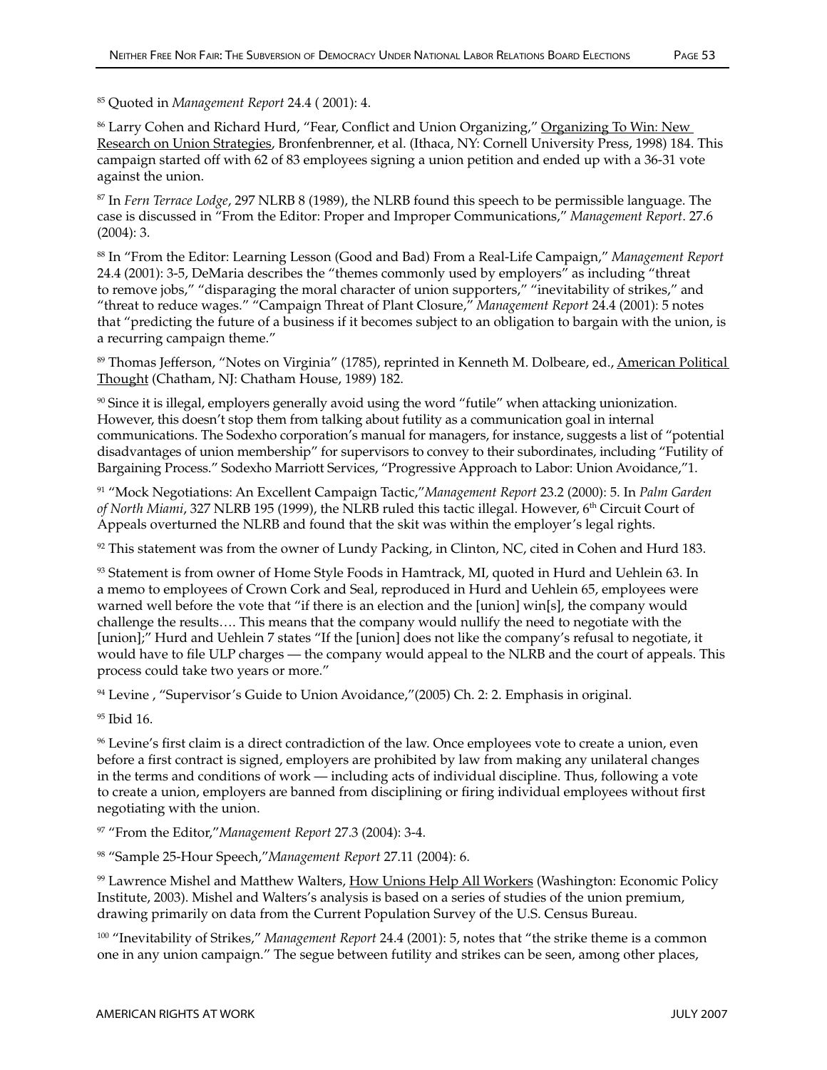[85] Quoted in *Management Report* 24.4 ( 2001): 4.

[86] Larry Cohen and Richard Hurd, "Fear, Conflict and Union Organizing," Organizing To Win: New Research on Union Strategies, Bronfenbrenner, et al. (Ithaca, NY: Cornell University Press, 1998) 184. This campaign started off with 62 of 83 employees signing a union petition and ended up with a 36-31 vote against the union.

[87] In *Fern Terrace Lodge*, 297 NLRB 8 (1989), the NLRB found this speech to be permissible language. The case is discussed in "From the Editor: Proper and Improper Communications," *Management Report*. 27.6 (2004): 3.

[88] In "From the Editor: Learning Lesson (Good and Bad) From a Real-Life Campaign," *Management Report* 24.4 (2001): 3-5, DeMaria describes the "themes commonly used by employers" as including "threat to remove jobs," "disparaging the moral character of union supporters," "inevitability of strikes," and "threat to reduce wages." "Campaign Threat of Plant Closure," *Management Report* 24.4 (2001): 5 notes that "predicting the future of a business if it becomes subject to an obligation to bargain with the union, is a recurring campaign theme."

[89] Thomas Jefferson, "Notes on Virginia" (1785), reprinted in Kenneth M. Dolbeare, ed., American Political Thought (Chatham, NJ: Chatham House, 1989) 182.

[90] Since it is illegal, employers generally avoid using the word "futile" when attacking unionization. However, this doesn't stop them from talking about futility as a communication goal in internal communications. The Sodexho corporation's manual for managers, for instance, suggests a list of "potential disadvantages of union membership" for supervisors to convey to their subordinates, including "Futility of Bargaining Process." Sodexho Marriott Services, "Progressive Approach to Labor: Union Avoidance,"1.

[91] "Mock Negotiations: An Excellent Campaign Tactic,"*Management Report* 23.2 (2000): 5. In *Palm Garden of North Miami*, 327 NLRB 195 (1999), the NLRB ruled this tactic illegal. However, 6th Circuit Court of Appeals overturned the NLRB and found that the skit was within the employer's legal rights.

[92] This statement was from the owner of Lundy Packing, in Clinton, NC, cited in Cohen and Hurd 183.

[93] Statement is from owner of Home Style Foods in Hamtrack, MI, quoted in Hurd and Uehlein 63. In a memo to employees of Crown Cork and Seal, reproduced in Hurd and Uehlein 65, employees were warned well before the vote that "if there is an election and the [union] win[s], the company would challenge the results…. This means that the company would nullify the need to negotiate with the [union];" Hurd and Uehlein 7 states "If the [union] does not like the company's refusal to negotiate, it would have to file ULP charges — the company would appeal to the NLRB and the court of appeals. This process could take two years or more."

[94] Levine , "Supervisor's Guide to Union Avoidance,"(2005) Ch. 2: 2. Emphasis in original.

[95] Ibid 16.

[96] Levine's first claim is a direct contradiction of the law. Once employees vote to create a union, even before a first contract is signed, employers are prohibited by law from making any unilateral changes in the terms and conditions of work — including acts of individual discipline. Thus, following a vote to create a union, employers are banned from disciplining or firing individual employees without first negotiating with the union.

[97] "From the Editor,"*Management Report* 27.3 (2004): 3-4.

[98] "Sample 25-Hour Speech,"*Management Report* 27.11 (2004): 6.

[99] Lawrence Mishel and Matthew Walters, How Unions Help All Workers (Washington: Economic Policy Institute, 2003). Mishel and Walters's analysis is based on a series of studies of the union premium, drawing primarily on data from the Current Population Survey of the U.S. Census Bureau.

[100] "Inevitability of Strikes," *Management Report* 24.4 (2001): 5, notes that "the strike theme is a common one in any union campaign." The segue between futility and strikes can be seen, among other places,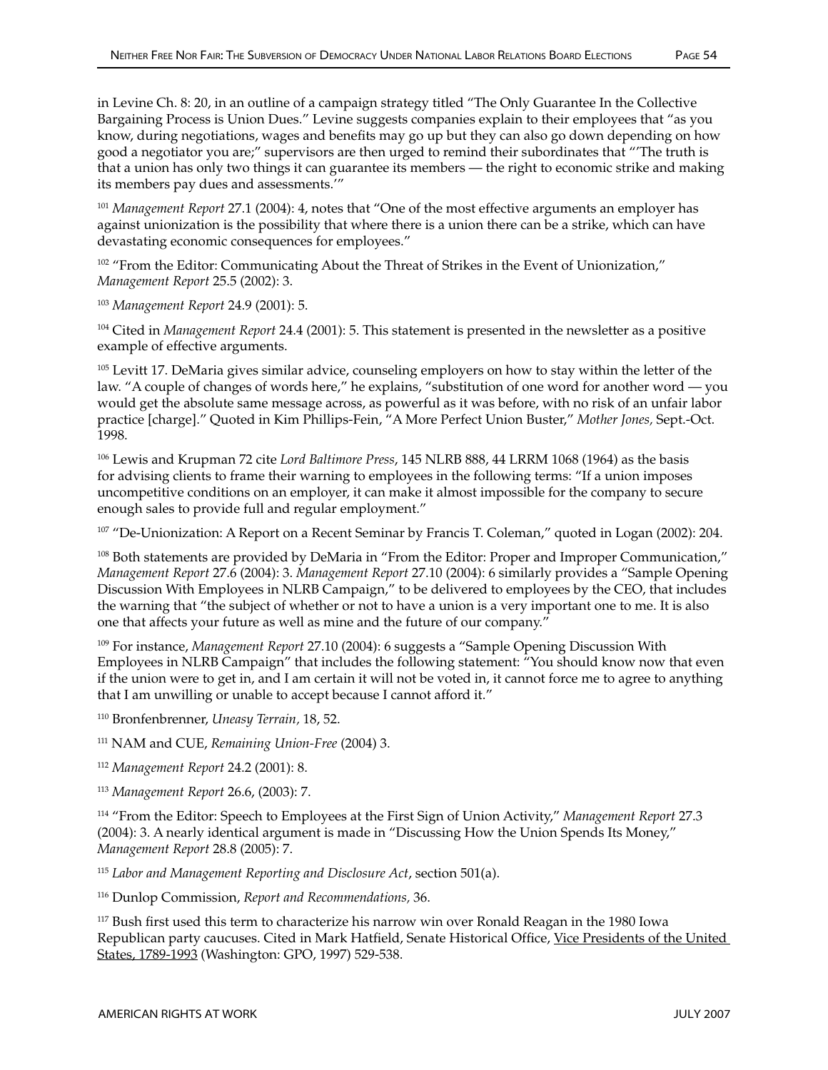in Levine Ch. 8: 20, in an outline of a campaign strategy titled "The Only Guarantee In the Collective Bargaining Process is Union Dues." Levine suggests companies explain to their employees that "as you know, during negotiations, wages and benefits may go up but they can also go down depending on how good a negotiator you are;" supervisors are then urged to remind their subordinates that "'The truth is that a union has only two things it can guarantee its members — the right to economic strike and making its members pay dues and assessments.'"

[101] *Management Report* 27.1 (2004): 4, notes that "One of the most effective arguments an employer has against unionization is the possibility that where there is a union there can be a strike, which can have devastating economic consequences for employees."

[102] "From the Editor: Communicating About the Threat of Strikes in the Event of Unionization," *Management Report* 25.5 (2002): 3.

[103] *Management Report* 24.9 (2001): 5.

[104] Cited in *Management Report* 24.4 (2001): 5. This statement is presented in the newsletter as a positive example of effective arguments.

[105] Levitt 17. DeMaria gives similar advice, counseling employers on how to stay within the letter of the law. "A couple of changes of words here," he explains, "substitution of one word for another word — you would get the absolute same message across, as powerful as it was before, with no risk of an unfair labor practice [charge]." Quoted in Kim Phillips-Fein, "A More Perfect Union Buster," *Mother Jones,* Sept.-Oct. 1998.

[106] Lewis and Krupman 72 cite *Lord Baltimore Press*, 145 NLRB 888, 44 LRRM 1068 (1964) as the basis for advising clients to frame their warning to employees in the following terms: "If a union imposes uncompetitive conditions on an employer, it can make it almost impossible for the company to secure enough sales to provide full and regular employment."

[107] "De-Unionization: A Report on a Recent Seminar by Francis T. Coleman," quoted in Logan (2002): 204.

[108] Both statements are provided by DeMaria in "From the Editor: Proper and Improper Communication," *Management Report* 27.6 (2004): 3. *Management Report* 27.10 (2004): 6 similarly provides a "Sample Opening Discussion With Employees in NLRB Campaign," to be delivered to employees by the CEO, that includes the warning that "the subject of whether or not to have a union is a very important one to me. It is also one that affects your future as well as mine and the future of our company."

[109] For instance, *Management Report* 27.10 (2004): 6 suggests a "Sample Opening Discussion With Employees in NLRB Campaign" that includes the following statement: "You should know now that even if the union were to get in, and I am certain it will not be voted in, it cannot force me to agree to anything that I am unwilling or unable to accept because I cannot afford it."

[110] Bronfenbrenner, *Uneasy Terrain,* 18, 52.

[111] NAM and CUE, *Remaining Union-Free* (2004) 3.

[112] *Management Report* 24.2 (2001): 8.

[113] *Management Report* 26.6, (2003): 7.

[114] "From the Editor: Speech to Employees at the First Sign of Union Activity," *Management Report* 27.3 (2004): 3. A nearly identical argument is made in "Discussing How the Union Spends Its Money," *Management Report* 28.8 (2005): 7.

[115] *Labor and Management Reporting and Disclosure Act*, section 501(a).

[116] Dunlop Commission, *Report and Recommendations,* 36.

[117] Bush first used this term to characterize his narrow win over Ronald Reagan in the 1980 Iowa Republican party caucuses. Cited in Mark Hatfield, Senate Historical Office, Vice Presidents of the United States, 1789-1993 (Washington: GPO, 1997) 529-538.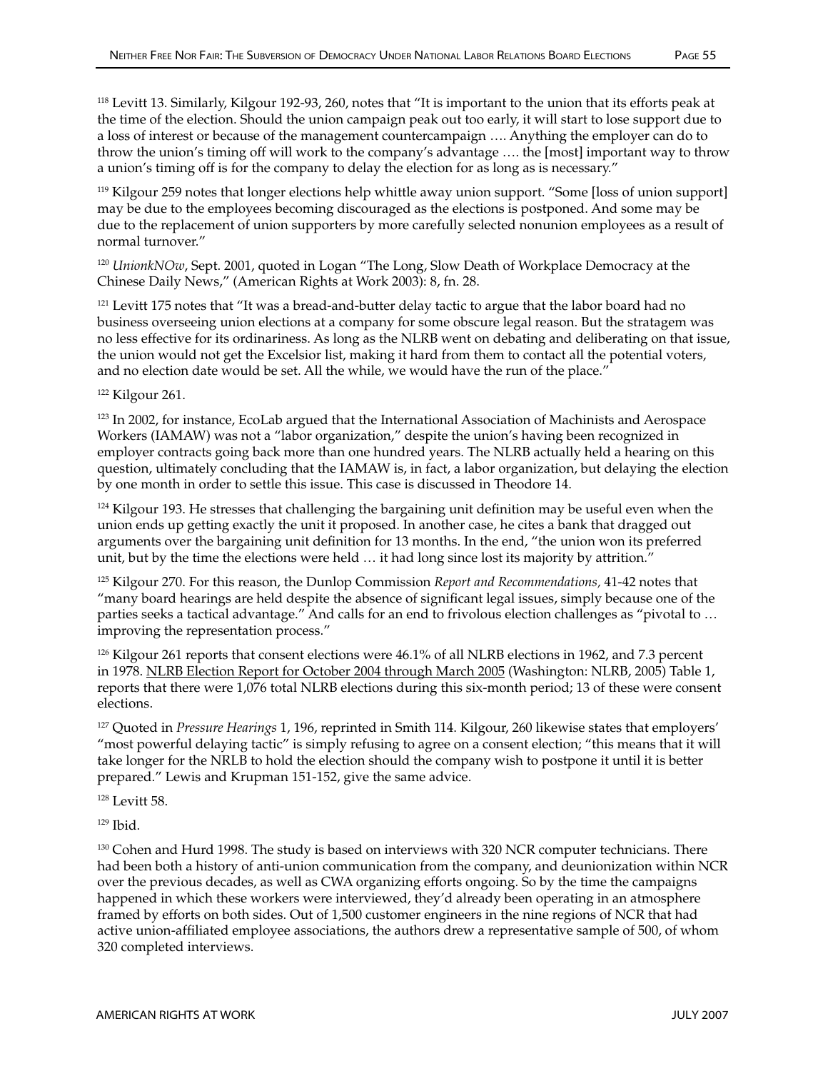[118] Levitt 13. Similarly, Kilgour 192-93, 260, notes that "It is important to the union that its efforts peak at the time of the election. Should the union campaign peak out too early, it will start to lose support due to a loss of interest or because of the management countercampaign …. Anything the employer can do to throw the union's timing off will work to the company's advantage …. the [most] important way to throw a union's timing off is for the company to delay the election for as long as is necessary."

[119] Kilgour 259 notes that longer elections help whittle away union support. "Some [loss of union support] may be due to the employees becoming discouraged as the elections is postponed. And some may be due to the replacement of union supporters by more carefully selected nonunion employees as a result of normal turnover."

[120] *UnionkNOw*, Sept. 2001, quoted in Logan "The Long, Slow Death of Workplace Democracy at the Chinese Daily News," (American Rights at Work 2003): 8, fn. 28.

[121] Levitt 175 notes that "It was a bread-and-butter delay tactic to argue that the labor board had no business overseeing union elections at a company for some obscure legal reason. But the stratagem was no less effective for its ordinariness. As long as the NLRB went on debating and deliberating on that issue, the union would not get the Excelsior list, making it hard from them to contact all the potential voters, and no election date would be set. All the while, we would have the run of the place."

[122] Kilgour 261.

[123] In 2002, for instance, EcoLab argued that the International Association of Machinists and Aerospace Workers (IAMAW) was not a "labor organization," despite the union's having been recognized in employer contracts going back more than one hundred years. The NLRB actually held a hearing on this question, ultimately concluding that the IAMAW is, in fact, a labor organization, but delaying the election by one month in order to settle this issue. This case is discussed in Theodore 14.

[124] Kilgour 193. He stresses that challenging the bargaining unit definition may be useful even when the union ends up getting exactly the unit it proposed. In another case, he cites a bank that dragged out arguments over the bargaining unit definition for 13 months. In the end, "the union won its preferred unit, but by the time the elections were held … it had long since lost its majority by attrition."

[125] Kilgour 270. For this reason, the Dunlop Commission *Report and Recommendations,* 41-42 notes that "many board hearings are held despite the absence of significant legal issues, simply because one of the parties seeks a tactical advantage." And calls for an end to frivolous election challenges as "pivotal to … improving the representation process."

[126] Kilgour 261 reports that consent elections were 46.1% of all NLRB elections in 1962, and 7.3 percent in 1978. NLRB Election Report for October 2004 through March 2005 (Washington: NLRB, 2005) Table 1, reports that there were 1,076 total NLRB elections during this six-month period; 13 of these were consent elections.

[127] Quoted in *Pressure Hearings* 1, 196, reprinted in Smith 114. Kilgour, 260 likewise states that employers' "most powerful delaying tactic" is simply refusing to agree on a consent election; "this means that it will take longer for the NRLB to hold the election should the company wish to postpone it until it is better prepared." Lewis and Krupman 151-152, give the same advice.

[128] Levitt 58.

[129] Ibid.

[130] Cohen and Hurd 1998. The study is based on interviews with 320 NCR computer technicians. There had been both a history of anti-union communication from the company, and deunionization within NCR over the previous decades, as well as CWA organizing efforts ongoing. So by the time the campaigns happened in which these workers were interviewed, they'd already been operating in an atmosphere framed by efforts on both sides. Out of 1,500 customer engineers in the nine regions of NCR that had active union-affiliated employee associations, the authors drew a representative sample of 500, of whom 320 completed interviews.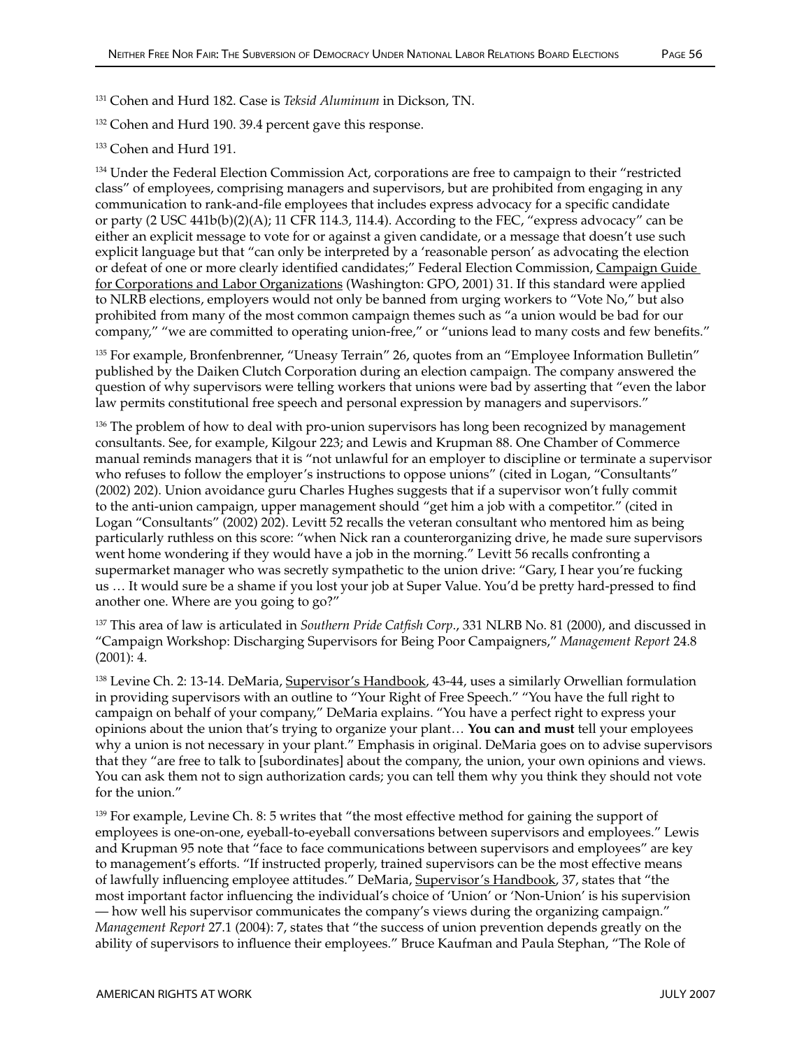[131] Cohen and Hurd 182. Case is *Teksid Aluminum* in Dickson, TN.

[132] Cohen and Hurd 190. 39.4 percent gave this response.

[133] Cohen and Hurd 191.

[134] Under the Federal Election Commission Act, corporations are free to campaign to their "restricted class" of employees, comprising managers and supervisors, but are prohibited from engaging in any communication to rank-and-file employees that includes express advocacy for a specific candidate or party (2 USC 441b(b)(2)(A); 11 CFR 114.3, 114.4). According to the FEC, "express advocacy" can be either an explicit message to vote for or against a given candidate, or a message that doesn't use such explicit language but that "can only be interpreted by a 'reasonable person' as advocating the election or defeat of one or more clearly identified candidates;" Federal Election Commission, Campaign Guide for Corporations and Labor Organizations (Washington: GPO, 2001) 31. If this standard were applied to NLRB elections, employers would not only be banned from urging workers to "Vote No," but also prohibited from many of the most common campaign themes such as "a union would be bad for our company," "we are committed to operating union-free," or "unions lead to many costs and few benefits."

[135] For example, Bronfenbrenner, "Uneasy Terrain" 26, quotes from an "Employee Information Bulletin" published by the Daiken Clutch Corporation during an election campaign. The company answered the question of why supervisors were telling workers that unions were bad by asserting that "even the labor law permits constitutional free speech and personal expression by managers and supervisors."

[136] The problem of how to deal with pro-union supervisors has long been recognized by management consultants. See, for example, Kilgour 223; and Lewis and Krupman 88. One Chamber of Commerce manual reminds managers that it is "not unlawful for an employer to discipline or terminate a supervisor who refuses to follow the employer's instructions to oppose unions" (cited in Logan, "Consultants" (2002) 202). Union avoidance guru Charles Hughes suggests that if a supervisor won't fully commit to the anti-union campaign, upper management should "get him a job with a competitor." (cited in Logan "Consultants" (2002) 202). Levitt 52 recalls the veteran consultant who mentored him as being particularly ruthless on this score: "when Nick ran a counterorganizing drive, he made sure supervisors went home wondering if they would have a job in the morning." Levitt 56 recalls confronting a supermarket manager who was secretly sympathetic to the union drive: "Gary, I hear you're fucking us … It would sure be a shame if you lost your job at Super Value. You'd be pretty hard-pressed to find another one. Where are you going to go?"

[137] This area of law is articulated in *Southern Pride Catfish Corp*., 331 NLRB No. 81 (2000), and discussed in "Campaign Workshop: Discharging Supervisors for Being Poor Campaigners," *Management Report* 24.8 (2001): 4.

[138] Levine Ch. 2: 13-14. DeMaria, Supervisor's Handbook, 43-44, uses a similarly Orwellian formulation in providing supervisors with an outline to "Your Right of Free Speech." "You have the full right to campaign on behalf of your company," DeMaria explains. "You have a perfect right to express your opinions about the union that's trying to organize your plant… **You can and must** tell your employees why a union is not necessary in your plant." Emphasis in original. DeMaria goes on to advise supervisors that they "are free to talk to [subordinates] about the company, the union, your own opinions and views. You can ask them not to sign authorization cards; you can tell them why you think they should not vote for the union."

[139] For example, Levine Ch. 8: 5 writes that "the most effective method for gaining the support of employees is one-on-one, eyeball-to-eyeball conversations between supervisors and employees." Lewis and Krupman 95 note that "face to face communications between supervisors and employees" are key to management's efforts. "If instructed properly, trained supervisors can be the most effective means of lawfully influencing employee attitudes." DeMaria, Supervisor's Handbook, 37, states that "the most important factor influencing the individual's choice of 'Union' or 'Non-Union' is his supervision — how well his supervisor communicates the company's views during the organizing campaign." *Management Report* 27.1 (2004): 7, states that "the success of union prevention depends greatly on the ability of supervisors to influence their employees." Bruce Kaufman and Paula Stephan, "The Role of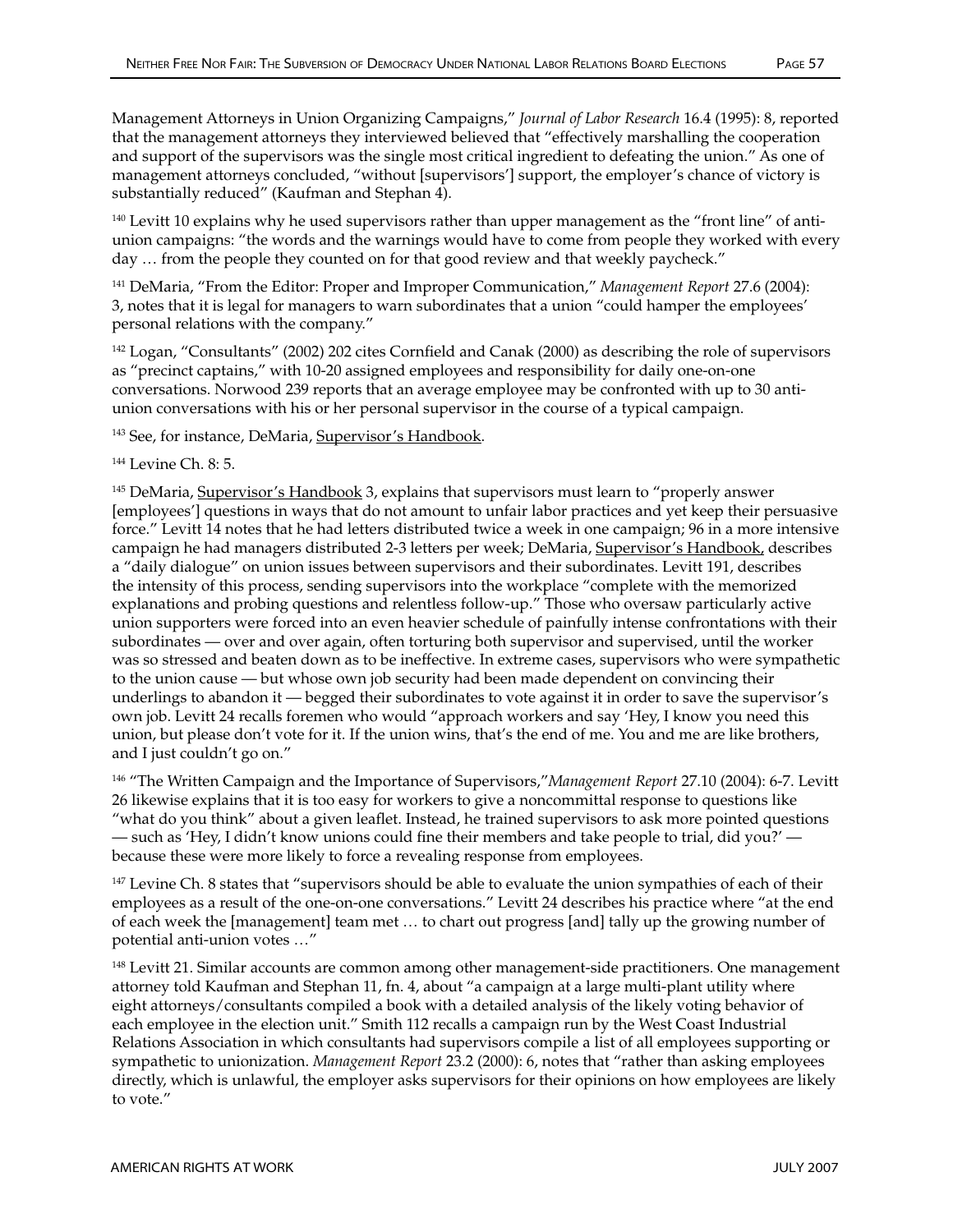Management Attorneys in Union Organizing Campaigns," *Journal of Labor Research* 16.4 (1995): 8, reported that the management attorneys they interviewed believed that "effectively marshalling the cooperation and support of the supervisors was the single most critical ingredient to defeating the union." As one of management attorneys concluded, "without [supervisors'] support, the employer's chance of victory is substantially reduced" (Kaufman and Stephan 4).

[140] Levitt 10 explains why he used supervisors rather than upper management as the "front line" of anti-union campaigns: "the words and the warnings would have to come from people they worked with every day … from the people they counted on for that good review and that weekly paycheck."

[141] DeMaria, "From the Editor: Proper and Improper Communication," *Management Report* 27.6 (2004): 3, notes that it is legal for managers to warn subordinates that a union "could hamper the employees' personal relations with the company."

[142] Logan, "Consultants" (2002) 202 cites Cornfield and Canak (2000) as describing the role of supervisors as "precinct captains," with 10-20 assigned employees and responsibility for daily one-on-one conversations. Norwood 239 reports that an average employee may be confronted with up to 30 anti-union conversations with his or her personal supervisor in the course of a typical campaign.

[143] See, for instance, DeMaria, Supervisor's Handbook.

[144] Levine Ch. 8: 5.

[145] DeMaria, Supervisor's Handbook 3, explains that supervisors must learn to "properly answer [employees'] questions in ways that do not amount to unfair labor practices and yet keep their persuasive force." Levitt 14 notes that he had letters distributed twice a week in one campaign; 96 in a more intensive campaign he had managers distributed 2-3 letters per week; DeMaria, Supervisor's Handbook, describes a "daily dialogue" on union issues between supervisors and their subordinates. Levitt 191, describes the intensity of this process, sending supervisors into the workplace "complete with the memorized explanations and probing questions and relentless follow-up." Those who oversaw particularly active union supporters were forced into an even heavier schedule of painfully intense confrontations with their subordinates — over and over again, often torturing both supervisor and supervised, until the worker was so stressed and beaten down as to be ineffective. In extreme cases, supervisors who were sympathetic to the union cause — but whose own job security had been made dependent on convincing their underlings to abandon it — begged their subordinates to vote against it in order to save the supervisor's own job. Levitt 24 recalls foremen who would "approach workers and say 'Hey, I know you need this union, but please don't vote for it. If the union wins, that's the end of me. You and me are like brothers, and I just couldn't go on."

[146] "The Written Campaign and the Importance of Supervisors,"*Management Report* 27.10 (2004): 6-7. Levitt 26 likewise explains that it is too easy for workers to give a noncommittal response to questions like "what do you think" about a given leaflet. Instead, he trained supervisors to ask more pointed questions — such as 'Hey, I didn't know unions could fine their members and take people to trial, did you?' — because these were more likely to force a revealing response from employees.

[147] Levine Ch. 8 states that "supervisors should be able to evaluate the union sympathies of each of their employees as a result of the one-on-one conversations." Levitt 24 describes his practice where "at the end of each week the [management] team met … to chart out progress [and] tally up the growing number of potential anti-union votes …"

[148] Levitt 21. Similar accounts are common among other management-side practitioners. One management attorney told Kaufman and Stephan 11, fn. 4, about "a campaign at a large multi-plant utility where eight attorneys/consultants compiled a book with a detailed analysis of the likely voting behavior of each employee in the election unit." Smith 112 recalls a campaign run by the West Coast Industrial Relations Association in which consultants had supervisors compile a list of all employees supporting or sympathetic to unionization. *Management Report* 23.2 (2000): 6, notes that "rather than asking employees directly, which is unlawful, the employer asks supervisors for their opinions on how employees are likely to vote."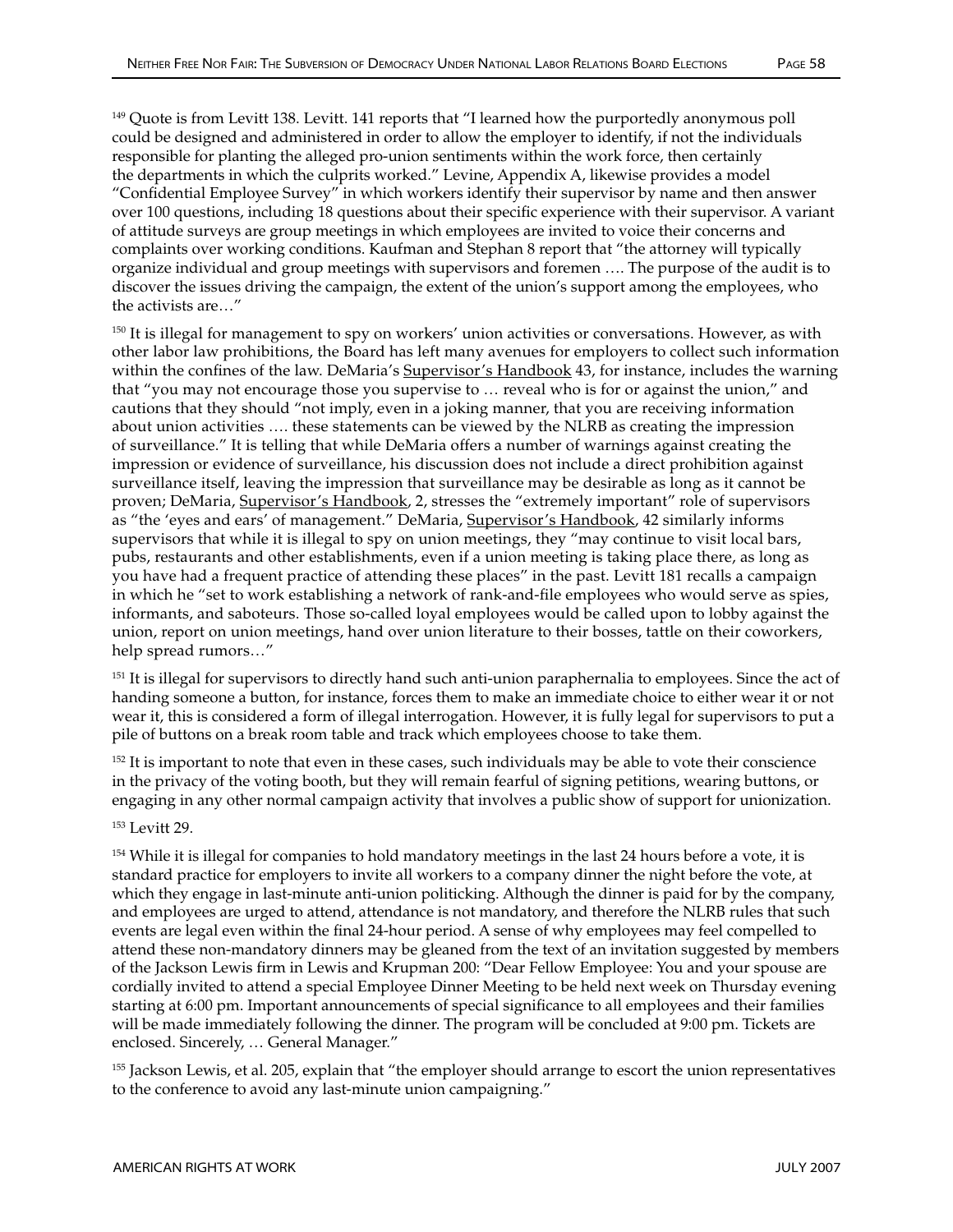[149] Quote is from Levitt 138. Levitt. 141 reports that "I learned how the purportedly anonymous poll could be designed and administered in order to allow the employer to identify, if not the individuals responsible for planting the alleged pro-union sentiments within the work force, then certainly the departments in which the culprits worked." Levine, Appendix A, likewise provides a model "Confidential Employee Survey" in which workers identify their supervisor by name and then answer over 100 questions, including 18 questions about their specific experience with their supervisor. A variant of attitude surveys are group meetings in which employees are invited to voice their concerns and complaints over working conditions. Kaufman and Stephan 8 report that "the attorney will typically organize individual and group meetings with supervisors and foremen …. The purpose of the audit is to discover the issues driving the campaign, the extent of the union's support among the employees, who the activists are…"

[150] It is illegal for management to spy on workers' union activities or conversations. However, as with other labor law prohibitions, the Board has left many avenues for employers to collect such information within the confines of the law. DeMaria's Supervisor's Handbook 43, for instance, includes the warning that "you may not encourage those you supervise to … reveal who is for or against the union," and cautions that they should "not imply, even in a joking manner, that you are receiving information about union activities …. these statements can be viewed by the NLRB as creating the impression of surveillance." It is telling that while DeMaria offers a number of warnings against creating the impression or evidence of surveillance, his discussion does not include a direct prohibition against surveillance itself, leaving the impression that surveillance may be desirable as long as it cannot be proven; DeMaria, Supervisor's Handbook, 2, stresses the "extremely important" role of supervisors as "the 'eyes and ears' of management." DeMaria, Supervisor's Handbook, 42 similarly informs supervisors that while it is illegal to spy on union meetings, they "may continue to visit local bars, pubs, restaurants and other establishments, even if a union meeting is taking place there, as long as you have had a frequent practice of attending these places" in the past. Levitt 181 recalls a campaign in which he "set to work establishing a network of rank-and-file employees who would serve as spies, informants, and saboteurs. Those so-called loyal employees would be called upon to lobby against the union, report on union meetings, hand over union literature to their bosses, tattle on their coworkers, help spread rumors…"

[151] It is illegal for supervisors to directly hand such anti-union paraphernalia to employees. Since the act of handing someone a button, for instance, forces them to make an immediate choice to either wear it or not wear it, this is considered a form of illegal interrogation. However, it is fully legal for supervisors to put a pile of buttons on a break room table and track which employees choose to take them.

[152] It is important to note that even in these cases, such individuals may be able to vote their conscience in the privacy of the voting booth, but they will remain fearful of signing petitions, wearing buttons, or engaging in any other normal campaign activity that involves a public show of support for unionization.

[153] Levitt 29.

[154] While it is illegal for companies to hold mandatory meetings in the last 24 hours before a vote, it is standard practice for employers to invite all workers to a company dinner the night before the vote, at which they engage in last-minute anti-union politicking. Although the dinner is paid for by the company, and employees are urged to attend, attendance is not mandatory, and therefore the NLRB rules that such events are legal even within the final 24-hour period. A sense of why employees may feel compelled to attend these non-mandatory dinners may be gleaned from the text of an invitation suggested by members of the Jackson Lewis firm in Lewis and Krupman 200: "Dear Fellow Employee: You and your spouse are cordially invited to attend a special Employee Dinner Meeting to be held next week on Thursday evening starting at 6:00 pm. Important announcements of special significance to all employees and their families will be made immediately following the dinner. The program will be concluded at 9:00 pm. Tickets are enclosed. Sincerely, … General Manager."

[155] Jackson Lewis, et al. 205, explain that "the employer should arrange to escort the union representatives to the conference to avoid any last-minute union campaigning."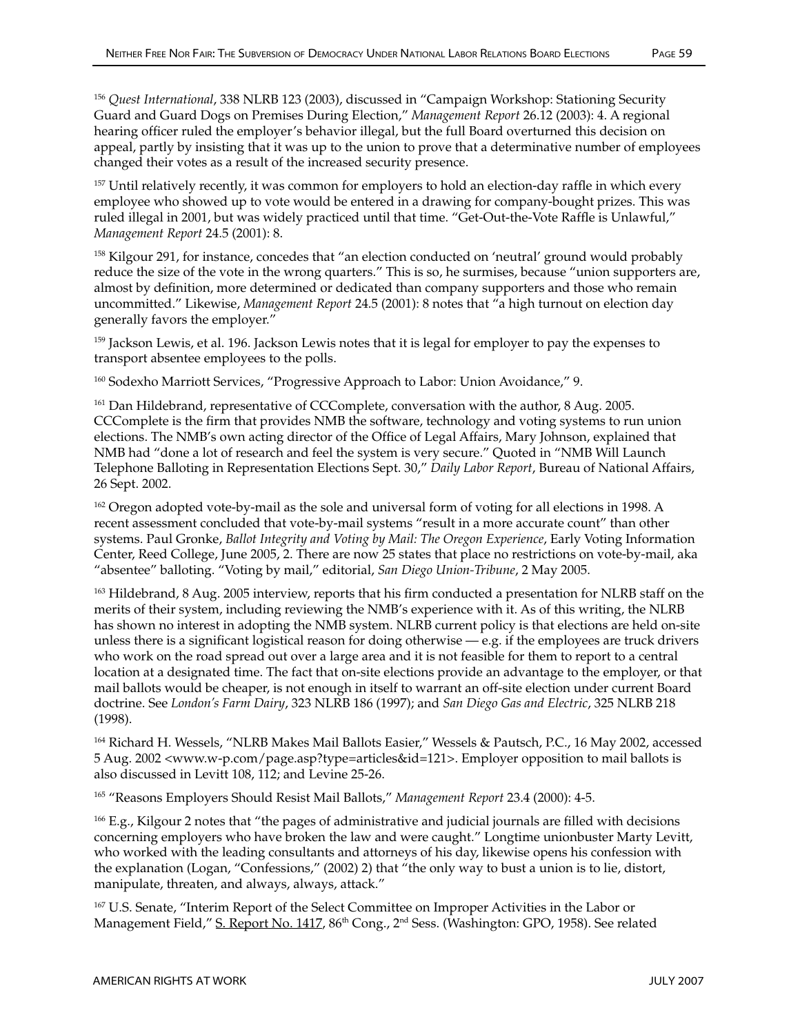[156] *Quest International*, 338 NLRB 123 (2003), discussed in "Campaign Workshop: Stationing Security Guard and Guard Dogs on Premises During Election," *Management Report* 26.12 (2003): 4. A regional hearing officer ruled the employer's behavior illegal, but the full Board overturned this decision on appeal, partly by insisting that it was up to the union to prove that a determinative number of employees changed their votes as a result of the increased security presence.

[157] Until relatively recently, it was common for employers to hold an election-day raffle in which every employee who showed up to vote would be entered in a drawing for company-bought prizes. This was ruled illegal in 2001, but was widely practiced until that time. "Get-Out-the-Vote Raffle is Unlawful," *Management Report* 24.5 (2001): 8.

[158] Kilgour 291, for instance, concedes that "an election conducted on 'neutral' ground would probably reduce the size of the vote in the wrong quarters." This is so, he surmises, because "union supporters are, almost by definition, more determined or dedicated than company supporters and those who remain uncommitted." Likewise, *Management Report* 24.5 (2001): 8 notes that "a high turnout on election day generally favors the employer."

[159] Jackson Lewis, et al. 196. Jackson Lewis notes that it is legal for employer to pay the expenses to transport absentee employees to the polls.

[160] Sodexho Marriott Services, "Progressive Approach to Labor: Union Avoidance," 9.

[161] Dan Hildebrand, representative of CCComplete, conversation with the author, 8 Aug. 2005. CCComplete is the firm that provides NMB the software, technology and voting systems to run union elections. The NMB's own acting director of the Office of Legal Affairs, Mary Johnson, explained that NMB had "done a lot of research and feel the system is very secure." Quoted in "NMB Will Launch Telephone Balloting in Representation Elections Sept. 30," *Daily Labor Report*, Bureau of National Affairs, 26 Sept. 2002.

[162] Oregon adopted vote-by-mail as the sole and universal form of voting for all elections in 1998. A recent assessment concluded that vote-by-mail systems "result in a more accurate count" than other systems. Paul Gronke, *Ballot Integrity and Voting by Mail: The Oregon Experience*, Early Voting Information Center, Reed College, June 2005, 2. There are now 25 states that place no restrictions on vote-by-mail, aka "absentee" balloting. "Voting by mail," editorial, *San Diego Union-Tribune*, 2 May 2005.

[163] Hildebrand, 8 Aug. 2005 interview, reports that his firm conducted a presentation for NLRB staff on the merits of their system, including reviewing the NMB's experience with it. As of this writing, the NLRB has shown no interest in adopting the NMB system. NLRB current policy is that elections are held on-site unless there is a significant logistical reason for doing otherwise — e.g. if the employees are truck drivers who work on the road spread out over a large area and it is not feasible for them to report to a central location at a designated time. The fact that on-site elections provide an advantage to the employer, or that mail ballots would be cheaper, is not enough in itself to warrant an off-site election under current Board doctrine. See *London's Farm Dairy*, 323 NLRB 186 (1997); and *San Diego Gas and Electric*, 325 NLRB 218 (1998).

[164] Richard H. Wessels, "NLRB Makes Mail Ballots Easier," Wessels & Pautsch, P.C., 16 May 2002, accessed 5 Aug. 2002 <www.w-p.com/page.asp?type=articles&id=121>. Employer opposition to mail ballots is also discussed in Levitt 108, 112; and Levine 25-26.

[165] "Reasons Employers Should Resist Mail Ballots," *Management Report* 23.4 (2000): 4-5.

[166] E.g., Kilgour 2 notes that "the pages of administrative and judicial journals are filled with decisions concerning employers who have broken the law and were caught." Longtime unionbuster Marty Levitt, who worked with the leading consultants and attorneys of his day, likewise opens his confession with the explanation (Logan, "Confessions," (2002) 2) that "the only way to bust a union is to lie, distort, manipulate, threaten, and always, always, attack."

[167] U.S. Senate, "Interim Report of the Select Committee on Improper Activities in the Labor or Management Field," S. Report No. 1417, 86th Cong., 2nd Sess. (Washington: GPO, 1958). See related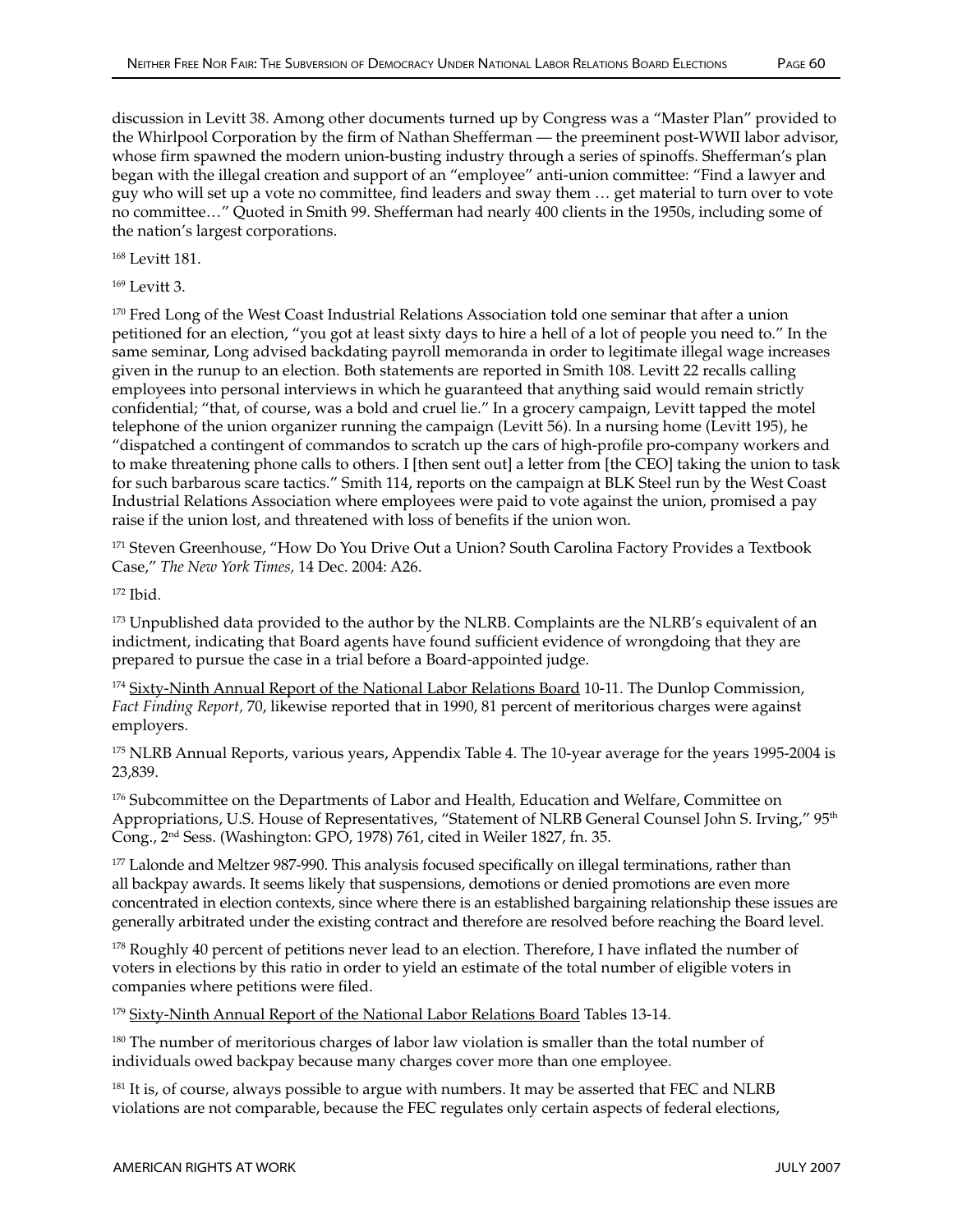discussion in Levitt 38. Among other documents turned up by Congress was a "Master Plan" provided to the Whirlpool Corporation by the firm of Nathan Shefferman — the preeminent post-WWII labor advisor, whose firm spawned the modern union-busting industry through a series of spinoffs. Shefferman's plan began with the illegal creation and support of an "employee" anti-union committee: "Find a lawyer and guy who will set up a vote no committee, find leaders and sway them … get material to turn over to vote no committee…" Quoted in Smith 99. Shefferman had nearly 400 clients in the 1950s, including some of the nation's largest corporations.

[168] Levitt 181.

[169] Levitt 3.

[170] Fred Long of the West Coast Industrial Relations Association told one seminar that after a union petitioned for an election, "you got at least sixty days to hire a hell of a lot of people you need to." In the same seminar, Long advised backdating payroll memoranda in order to legitimate illegal wage increases given in the runup to an election. Both statements are reported in Smith 108. Levitt 22 recalls calling employees into personal interviews in which he guaranteed that anything said would remain strictly confidential; "that, of course, was a bold and cruel lie." In a grocery campaign, Levitt tapped the motel telephone of the union organizer running the campaign (Levitt 56). In a nursing home (Levitt 195), he "dispatched a contingent of commandos to scratch up the cars of high-profile pro-company workers and to make threatening phone calls to others. I [then sent out] a letter from [the CEO] taking the union to task for such barbarous scare tactics." Smith 114, reports on the campaign at BLK Steel run by the West Coast Industrial Relations Association where employees were paid to vote against the union, promised a pay raise if the union lost, and threatened with loss of benefits if the union won.

[171] Steven Greenhouse, "How Do You Drive Out a Union? South Carolina Factory Provides a Textbook Case," *The New York Times,* 14 Dec. 2004: A26.

[172] Ibid.

[173] Unpublished data provided to the author by the NLRB. Complaints are the NLRB's equivalent of an indictment, indicating that Board agents have found sufficient evidence of wrongdoing that they are prepared to pursue the case in a trial before a Board-appointed judge.

[174] Sixty-Ninth Annual Report of the National Labor Relations Board 10-11. The Dunlop Commission, *Fact Finding Report,* 70, likewise reported that in 1990, 81 percent of meritorious charges were against employers.

[175] NLRB Annual Reports, various years, Appendix Table 4. The 10-year average for the years 1995-2004 is 23,839.

[176] Subcommittee on the Departments of Labor and Health, Education and Welfare, Committee on Appropriations, U.S. House of Representatives, "Statement of NLRB General Counsel John S. Irving," 95th Cong., 2nd Sess. (Washington: GPO, 1978) 761, cited in Weiler 1827, fn. 35.

[177] Lalonde and Meltzer 987-990. This analysis focused specifically on illegal terminations, rather than all backpay awards. It seems likely that suspensions, demotions or denied promotions are even more concentrated in election contexts, since where there is an established bargaining relationship these issues are generally arbitrated under the existing contract and therefore are resolved before reaching the Board level.

[178] Roughly 40 percent of petitions never lead to an election. Therefore, I have inflated the number of voters in elections by this ratio in order to yield an estimate of the total number of eligible voters in companies where petitions were filed.

[179] Sixty-Ninth Annual Report of the National Labor Relations Board Tables 13-14.

[180] The number of meritorious charges of labor law violation is smaller than the total number of individuals owed backpay because many charges cover more than one employee.

[181] It is, of course, always possible to argue with numbers. It may be asserted that FEC and NLRB violations are not comparable, because the FEC regulates only certain aspects of federal elections,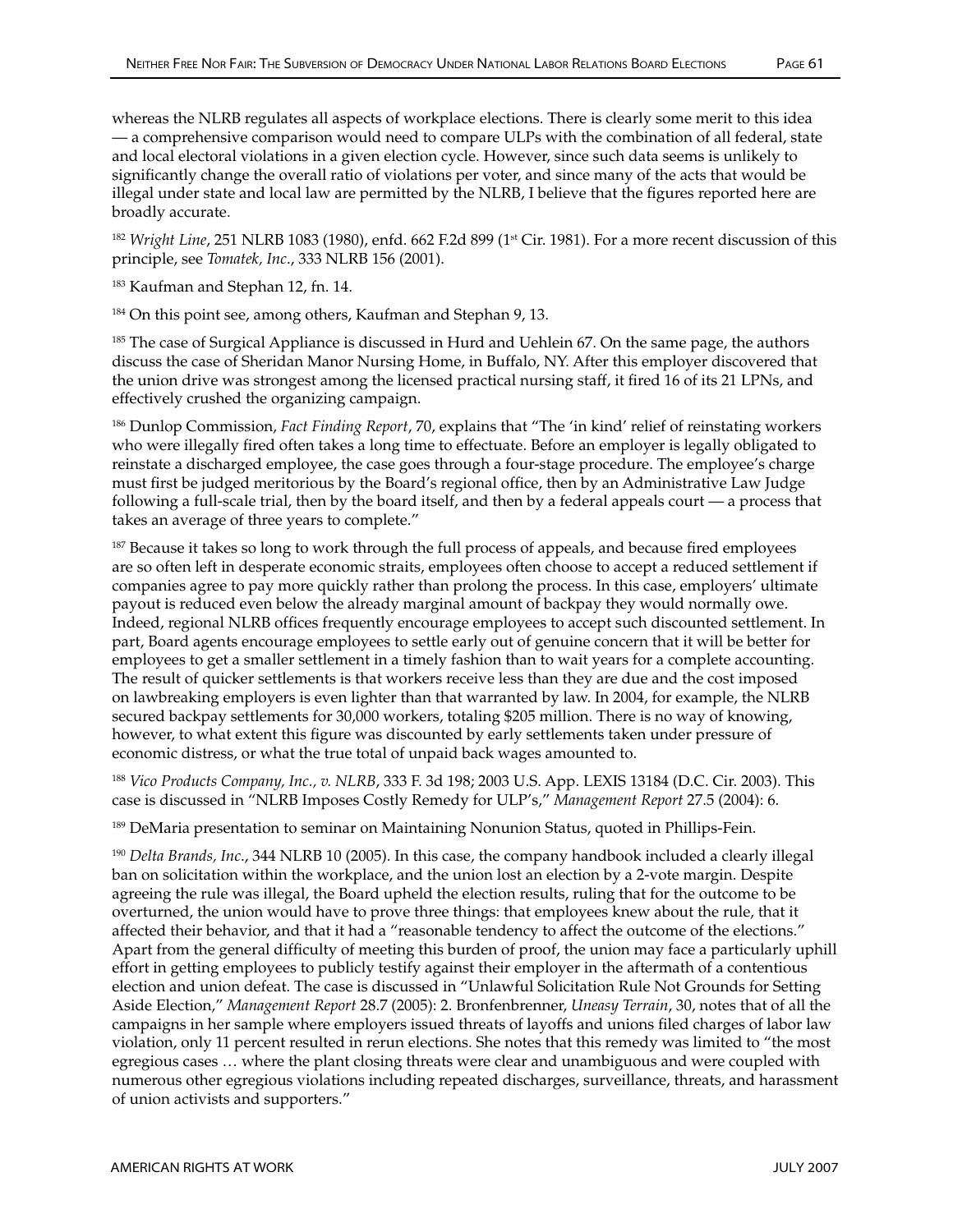whereas the NLRB regulates all aspects of workplace elections. There is clearly some merit to this idea — a comprehensive comparison would need to compare ULPs with the combination of all federal, state and local electoral violations in a given election cycle. However, since such data seems is unlikely to significantly change the overall ratio of violations per voter, and since many of the acts that would be illegal under state and local law are permitted by the NLRB, I believe that the figures reported here are broadly accurate.

[182] *Wright Line*, 251 NLRB 1083 (1980), enfd. 662 F.2d 899 (1st Cir. 1981). For a more recent discussion of this principle, see *Tomatek, Inc.*, 333 NLRB 156 (2001).

[183] Kaufman and Stephan 12, fn. 14.

[184] On this point see, among others, Kaufman and Stephan 9, 13.

[185] The case of Surgical Appliance is discussed in Hurd and Uehlein 67. On the same page, the authors discuss the case of Sheridan Manor Nursing Home, in Buffalo, NY. After this employer discovered that the union drive was strongest among the licensed practical nursing staff, it fired 16 of its 21 LPNs, and effectively crushed the organizing campaign.

[186] Dunlop Commission, *Fact Finding Report*, 70, explains that "The 'in kind' relief of reinstating workers who were illegally fired often takes a long time to effectuate. Before an employer is legally obligated to reinstate a discharged employee, the case goes through a four-stage procedure. The employee's charge must first be judged meritorious by the Board's regional office, then by an Administrative Law Judge following a full-scale trial, then by the board itself, and then by a federal appeals court — a process that takes an average of three years to complete."

[187] Because it takes so long to work through the full process of appeals, and because fired employees are so often left in desperate economic straits, employees often choose to accept a reduced settlement if companies agree to pay more quickly rather than prolong the process. In this case, employers' ultimate payout is reduced even below the already marginal amount of backpay they would normally owe. Indeed, regional NLRB offices frequently encourage employees to accept such discounted settlement. In part, Board agents encourage employees to settle early out of genuine concern that it will be better for employees to get a smaller settlement in a timely fashion than to wait years for a complete accounting. The result of quicker settlements is that workers receive less than they are due and the cost imposed on lawbreaking employers is even lighter than that warranted by law. In 2004, for example, the NLRB secured backpay settlements for 30,000 workers, totaling $205 million. There is no way of knowing, however, to what extent this figure was discounted by early settlements taken under pressure of economic distress, or what the true total of unpaid back wages amounted to.

[188] *Vico Products Company, Inc., v. NLRB*, 333 F. 3d 198; 2003 U.S. App. LEXIS 13184 (D.C. Cir. 2003). This case is discussed in "NLRB Imposes Costly Remedy for ULP's," *Management Report* 27.5 (2004): 6.

[189] DeMaria presentation to seminar on Maintaining Nonunion Status, quoted in Phillips-Fein.

[190] *Delta Brands, Inc.*, 344 NLRB 10 (2005). In this case, the company handbook included a clearly illegal ban on solicitation within the workplace, and the union lost an election by a 2-vote margin. Despite agreeing the rule was illegal, the Board upheld the election results, ruling that for the outcome to be overturned, the union would have to prove three things: that employees knew about the rule, that it affected their behavior, and that it had a "reasonable tendency to affect the outcome of the elections." Apart from the general difficulty of meeting this burden of proof, the union may face a particularly uphill effort in getting employees to publicly testify against their employer in the aftermath of a contentious election and union defeat. The case is discussed in "Unlawful Solicitation Rule Not Grounds for Setting Aside Election," *Management Report* 28.7 (2005): 2. Bronfenbrenner, *Uneasy Terrain*, 30, notes that of all the campaigns in her sample where employers issued threats of layoffs and unions filed charges of labor law violation, only 11 percent resulted in rerun elections. She notes that this remedy was limited to "the most egregious cases … where the plant closing threats were clear and unambiguous and were coupled with numerous other egregious violations including repeated discharges, surveillance, threats, and harassment of union activists and supporters."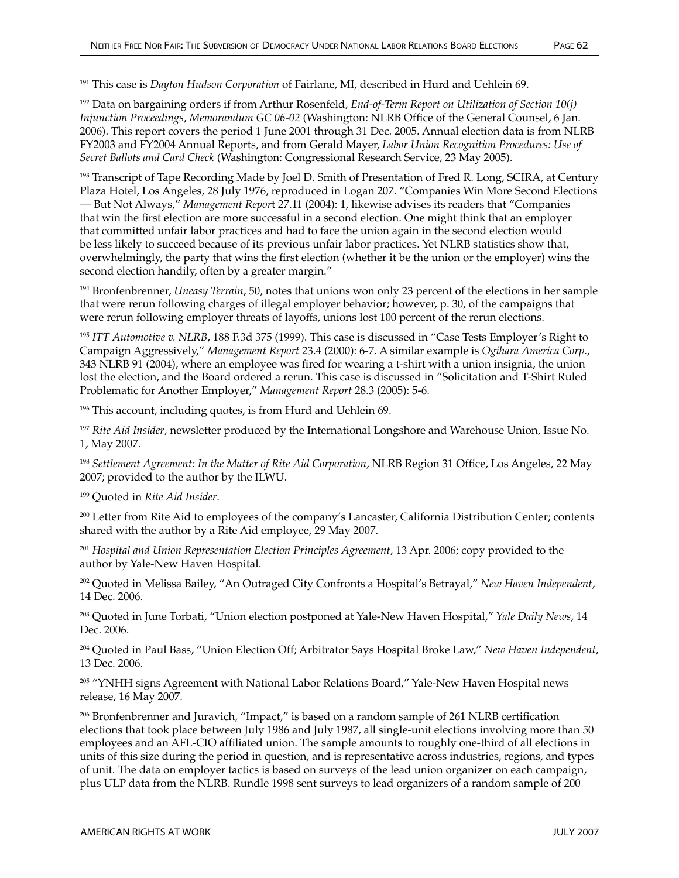[191] This case is *Dayton Hudson Corporation* of Fairlane, MI, described in Hurd and Uehlein 69.

[192] Data on bargaining orders if from Arthur Rosenfeld, *End-of-Term Report on Utilization of Section 10(j) Injunction Proceedings*, *Memorandum GC 06-02* (Washington: NLRB Office of the General Counsel, 6 Jan. 2006). This report covers the period 1 June 2001 through 31 Dec. 2005. Annual election data is from NLRB FY2003 and FY2004 Annual Reports, and from Gerald Mayer, *Labor Union Recognition Procedures: Use of Secret Ballots and Card Check* (Washington: Congressional Research Service, 23 May 2005).

[193] Transcript of Tape Recording Made by Joel D. Smith of Presentation of Fred R. Long, SCIRA, at Century Plaza Hotel, Los Angeles, 28 July 1976, reproduced in Logan 207. "Companies Win More Second Elections — But Not Always," *Management Report* 27.11 (2004): 1, likewise advises its readers that "Companies that win the first election are more successful in a second election. One might think that an employer that committed unfair labor practices and had to face the union again in the second election would be less likely to succeed because of its previous unfair labor practices. Yet NLRB statistics show that, overwhelmingly, the party that wins the first election (whether it be the union or the employer) wins the second election handily, often by a greater margin."

[194] Bronfenbrenner, *Uneasy Terrain*, 50, notes that unions won only 23 percent of the elections in her sample that were rerun following charges of illegal employer behavior; however, p. 30, of the campaigns that were rerun following employer threats of layoffs, unions lost 100 percent of the rerun elections.

[195] *ITT Automotive v. NLRB*, 188 F.3d 375 (1999). This case is discussed in "Case Tests Employer's Right to Campaign Aggressively," *Management Report* 23.4 (2000): 6-7. A similar example is *Ogihara America Corp.*, 343 NLRB 91 (2004), where an employee was fired for wearing a t-shirt with a union insignia, the union lost the election, and the Board ordered a rerun. This case is discussed in "Solicitation and T-Shirt Ruled Problematic for Another Employer," *Management Report* 28.3 (2005): 5-6.

[196] This account, including quotes, is from Hurd and Uehlein 69.

[197] *Rite Aid Insider*, newsletter produced by the International Longshore and Warehouse Union, Issue No. 1, May 2007.

[198] *Settlement Agreement: In the Matter of Rite Aid Corporation*, NLRB Region 31 Office, Los Angeles, 22 May 2007; provided to the author by the ILWU.

[199] Quoted in *Rite Aid Insider*.

[200] Letter from Rite Aid to employees of the company's Lancaster, California Distribution Center; contents shared with the author by a Rite Aid employee, 29 May 2007.

[201] *Hospital and Union Representation Election Principles Agreement*, 13 Apr. 2006; copy provided to the author by Yale-New Haven Hospital.

[202] Quoted in Melissa Bailey, "An Outraged City Confronts a Hospital's Betrayal," *New Haven Independent*, 14 Dec. 2006.

[203] Quoted in June Torbati, "Union election postponed at Yale-New Haven Hospital," *Yale Daily News*, 14 Dec. 2006.

[204] Quoted in Paul Bass, "Union Election Off; Arbitrator Says Hospital Broke Law," *New Haven Independent*, 13 Dec. 2006.

[205] "YNHH signs Agreement with National Labor Relations Board," Yale-New Haven Hospital news release, 16 May 2007.

[206] Bronfenbrenner and Juravich, "Impact," is based on a random sample of 261 NLRB certification elections that took place between July 1986 and July 1987, all single-unit elections involving more than 50 employees and an AFL-CIO affiliated union. The sample amounts to roughly one-third of all elections in units of this size during the period in question, and is representative across industries, regions, and types of unit. The data on employer tactics is based on surveys of the lead union organizer on each campaign, plus ULP data from the NLRB. Rundle 1998 sent surveys to lead organizers of a random sample of 200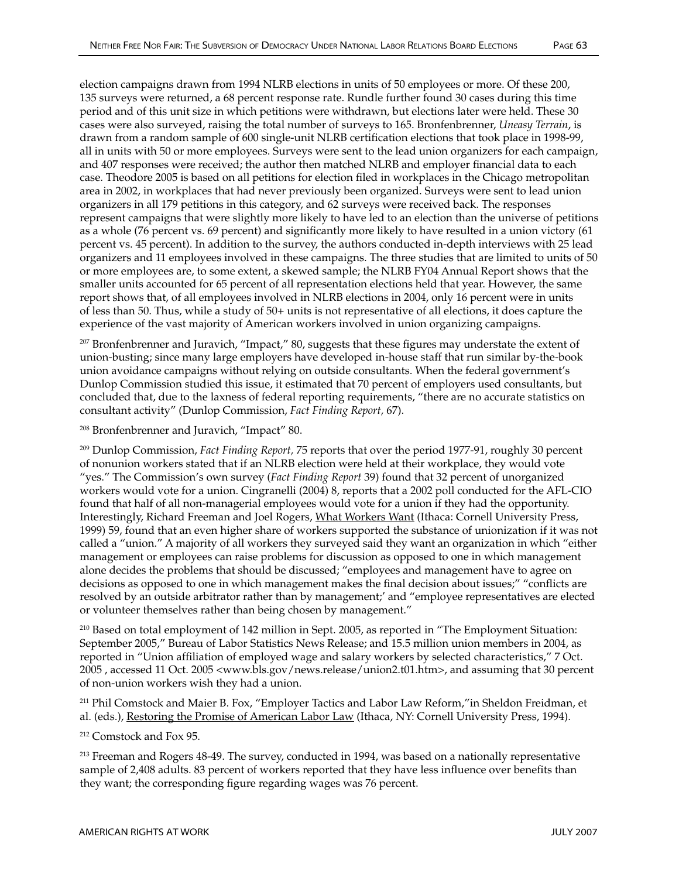election campaigns drawn from 1994 NLRB elections in units of 50 employees or more. Of these 200, 135 surveys were returned, a 68 percent response rate. Rundle further found 30 cases during this time period and of this unit size in which petitions were withdrawn, but elections later were held. These 30 cases were also surveyed, raising the total number of surveys to 165. Bronfenbrenner, *Uneasy Terrain*, is drawn from a random sample of 600 single-unit NLRB certification elections that took place in 1998-99, all in units with 50 or more employees. Surveys were sent to the lead union organizers for each campaign, and 407 responses were received; the author then matched NLRB and employer financial data to each case. Theodore 2005 is based on all petitions for election filed in workplaces in the Chicago metropolitan area in 2002, in workplaces that had never previously been organized. Surveys were sent to lead union organizers in all 179 petitions in this category, and 62 surveys were received back. The responses represent campaigns that were slightly more likely to have led to an election than the universe of petitions as a whole (76 percent vs. 69 percent) and significantly more likely to have resulted in a union victory (61 percent vs. 45 percent). In addition to the survey, the authors conducted in-depth interviews with 25 lead organizers and 11 employees involved in these campaigns. The three studies that are limited to units of 50 or more employees are, to some extent, a skewed sample; the NLRB FY04 Annual Report shows that the smaller units accounted for 65 percent of all representation elections held that year. However, the same report shows that, of all employees involved in NLRB elections in 2004, only 16 percent were in units of less than 50. Thus, while a study of 50+ units is not representative of all elections, it does capture the experience of the vast majority of American workers involved in union organizing campaigns.

[207] Bronfenbrenner and Juravich, "Impact," 80, suggests that these figures may understate the extent of union-busting; since many large employers have developed in-house staff that run similar by-the-book union avoidance campaigns without relying on outside consultants. When the federal government's Dunlop Commission studied this issue, it estimated that 70 percent of employers used consultants, but concluded that, due to the laxness of federal reporting requirements, "there are no accurate statistics on consultant activity" (Dunlop Commission, *Fact Finding Report,* 67).

[208] Bronfenbrenner and Juravich, "Impact" 80.

[209] Dunlop Commission, *Fact Finding Report,* 75 reports that over the period 1977-91, roughly 30 percent of nonunion workers stated that if an NLRB election were held at their workplace, they would vote "yes." The Commission's own survey (*Fact Finding Report* 39) found that 32 percent of unorganized workers would vote for a union. Cingranelli (2004) 8, reports that a 2002 poll conducted for the AFL-CIO found that half of all non-managerial employees would vote for a union if they had the opportunity. Interestingly, Richard Freeman and Joel Rogers, What Workers Want (Ithaca: Cornell University Press, 1999) 59, found that an even higher share of workers supported the substance of unionization if it was not called a "union." A majority of all workers they surveyed said they want an organization in which "either management or employees can raise problems for discussion as opposed to one in which management alone decides the problems that should be discussed; "employees and management have to agree on decisions as opposed to one in which management makes the final decision about issues;" "conflicts are resolved by an outside arbitrator rather than by management;' and "employee representatives are elected or volunteer themselves rather than being chosen by management."

[210] Based on total employment of 142 million in Sept. 2005, as reported in "The Employment Situation: September 2005," Bureau of Labor Statistics News Release; and 15.5 million union members in 2004, as reported in "Union affiliation of employed wage and salary workers by selected characteristics," 7 Oct. 2005 , accessed 11 Oct. 2005 <www.bls.gov/news.release/union2.t01.htm>, and assuming that 30 percent of non-union workers wish they had a union.

[211] Phil Comstock and Maier B. Fox, "Employer Tactics and Labor Law Reform,"in Sheldon Freidman, et al. (eds.), Restoring the Promise of American Labor Law (Ithaca, NY: Cornell University Press, 1994).

[212] Comstock and Fox 95.

[213] Freeman and Rogers 48-49. The survey, conducted in 1994, was based on a nationally representative sample of 2,408 adults. 83 percent of workers reported that they have less influence over benefits than they want; the corresponding figure regarding wages was 76 percent.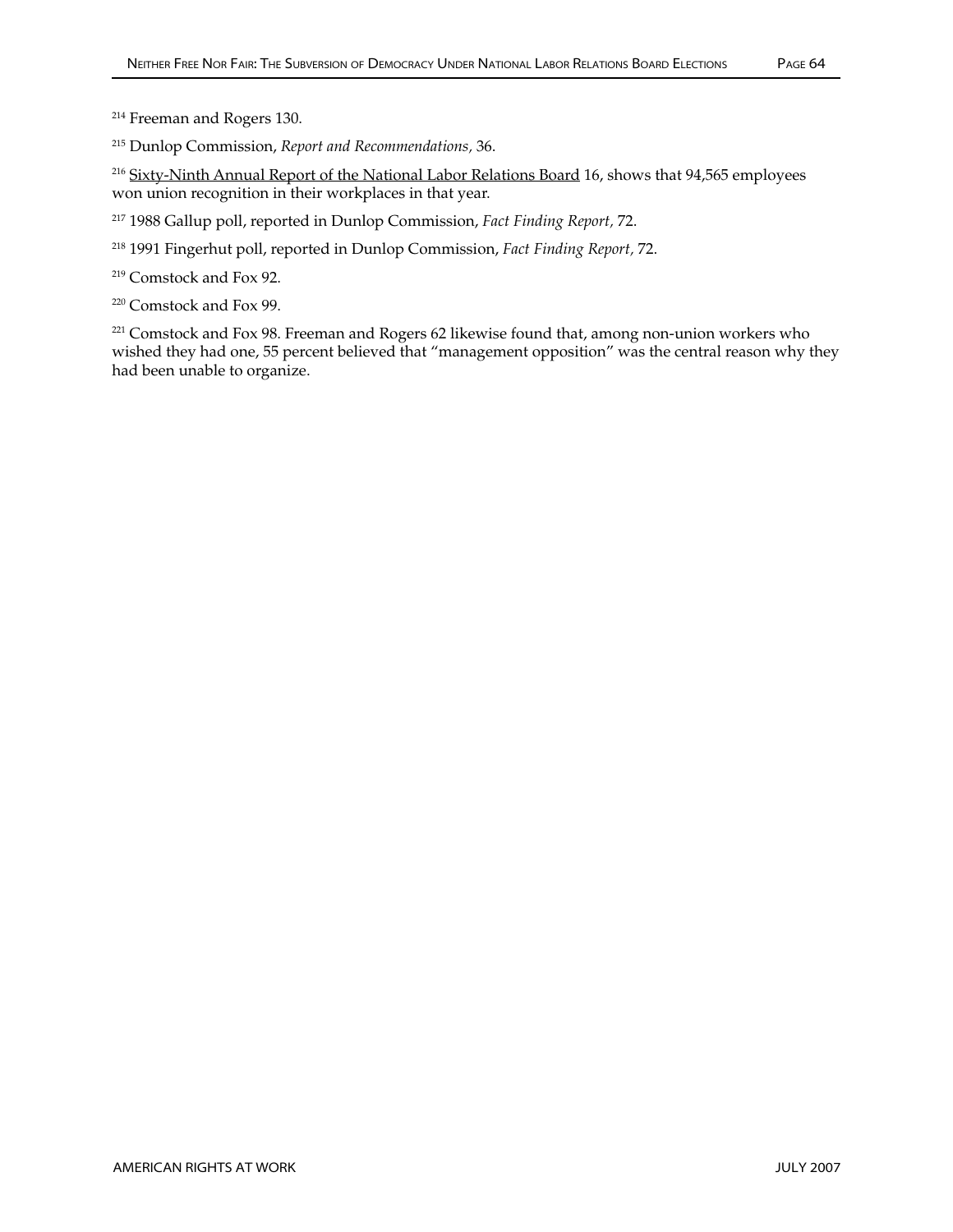[214] Freeman and Rogers 130.

[215] Dunlop Commission, *Report and Recommendations,* 36.

[216] Sixty-Ninth Annual Report of the National Labor Relations Board 16, shows that 94,565 employees won union recognition in their workplaces in that year.

[217] 1988 Gallup poll, reported in Dunlop Commission, *Fact Finding Report,* 72.

[218] 1991 Fingerhut poll, reported in Dunlop Commission, *Fact Finding Report,* 72.

[219] Comstock and Fox 92.

[220] Comstock and Fox 99.

[221] Comstock and Fox 98. Freeman and Rogers 62 likewise found that, among non-union workers who wished they had one, 55 percent believed that "management opposition" was the central reason why they had been unable to organize.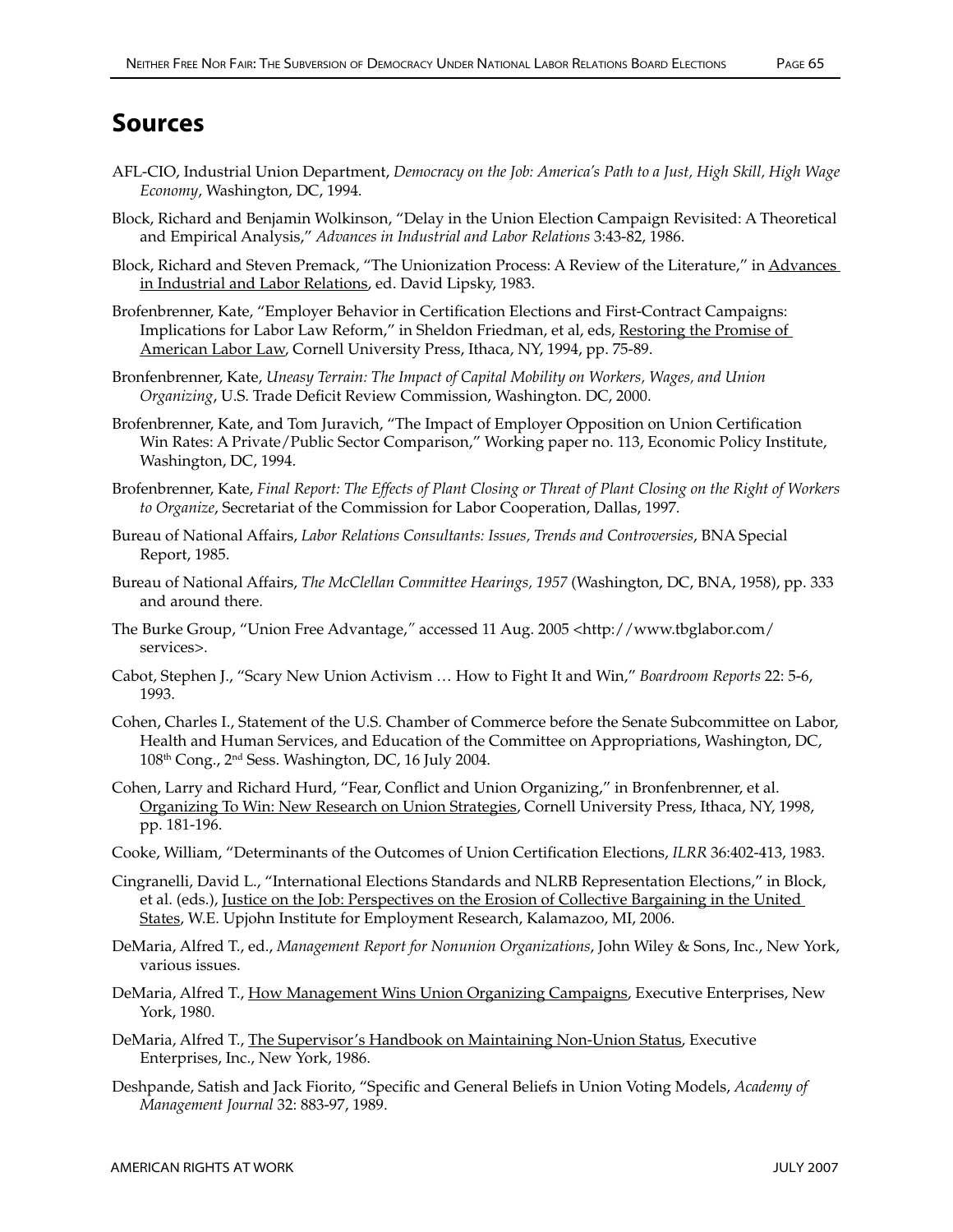# Sources

AFL-CIO, Industrial Union Department, *Democracy on the Job: America's Path to a Just, High Skill, High Wage Economy*, Washington, DC, 1994.

Block, Richard and Benjamin Wolkinson, "Delay in the Union Election Campaign Revisited: A Theoretical and Empirical Analysis," *Advances in Industrial and Labor Relations* 3:43-82, 1986.

Block, Richard and Steven Premack, "The Unionization Process: A Review of the Literature," in Advances in Industrial and Labor Relations, ed. David Lipsky, 1983.

Brofenbrenner, Kate, "Employer Behavior in Certification Elections and First-Contract Campaigns: Implications for Labor Law Reform," in Sheldon Friedman, et al, eds, Restoring the Promise of American Labor Law, Cornell University Press, Ithaca, NY, 1994, pp. 75-89.

Bronfenbrenner, Kate, *Uneasy Terrain: The Impact of Capital Mobility on Workers, Wages, and Union Organizing*, U.S. Trade Deficit Review Commission, Washington. DC, 2000.

Brofenbrenner, Kate, and Tom Juravich, "The Impact of Employer Opposition on Union Certification Win Rates: A Private/Public Sector Comparison," Working paper no. 113, Economic Policy Institute, Washington, DC, 1994.

Brofenbrenner, Kate, *Final Report: The Effects of Plant Closing or Threat of Plant Closing on the Right of Workers to Organize*, Secretariat of the Commission for Labor Cooperation, Dallas, 1997.

Bureau of National Affairs, *Labor Relations Consultants: Issues, Trends and Controversies*, BNA Special Report, 1985.

Bureau of National Affairs, *The McClellan Committee Hearings, 1957* (Washington, DC, BNA, 1958), pp. 333 and around there.

The Burke Group, "Union Free Advantage," accessed 11 Aug. 2005 <http://www.tbglabor.com/services>.

Cabot, Stephen J., "Scary New Union Activism … How to Fight It and Win," *Boardroom Reports* 22: 5-6, 1993.

Cohen, Charles I., Statement of the U.S. Chamber of Commerce before the Senate Subcommittee on Labor, Health and Human Services, and Education of the Committee on Appropriations, Washington, DC, 108th Cong., 2nd Sess. Washington, DC, 16 July 2004.

Cohen, Larry and Richard Hurd, "Fear, Conflict and Union Organizing," in Bronfenbrenner, et al. Organizing To Win: New Research on Union Strategies, Cornell University Press, Ithaca, NY, 1998, pp. 181-196.

Cooke, William, "Determinants of the Outcomes of Union Certification Elections, *ILRR* 36:402-413, 1983.

Cingranelli, David L., "International Elections Standards and NLRB Representation Elections," in Block, et al. (eds.), Justice on the Job: Perspectives on the Erosion of Collective Bargaining in the United States, W.E. Upjohn Institute for Employment Research, Kalamazoo, MI, 2006.

DeMaria, Alfred T., ed., *Management Report for Nonunion Organizations*, John Wiley & Sons, Inc., New York, various issues.

DeMaria, Alfred T., How Management Wins Union Organizing Campaigns, Executive Enterprises, New York, 1980.

DeMaria, Alfred T., The Supervisor's Handbook on Maintaining Non-Union Status, Executive Enterprises, Inc., New York, 1986.

Deshpande, Satish and Jack Fiorito, "Specific and General Beliefs in Union Voting Models, *Academy of Management Journal* 32: 883-97, 1989.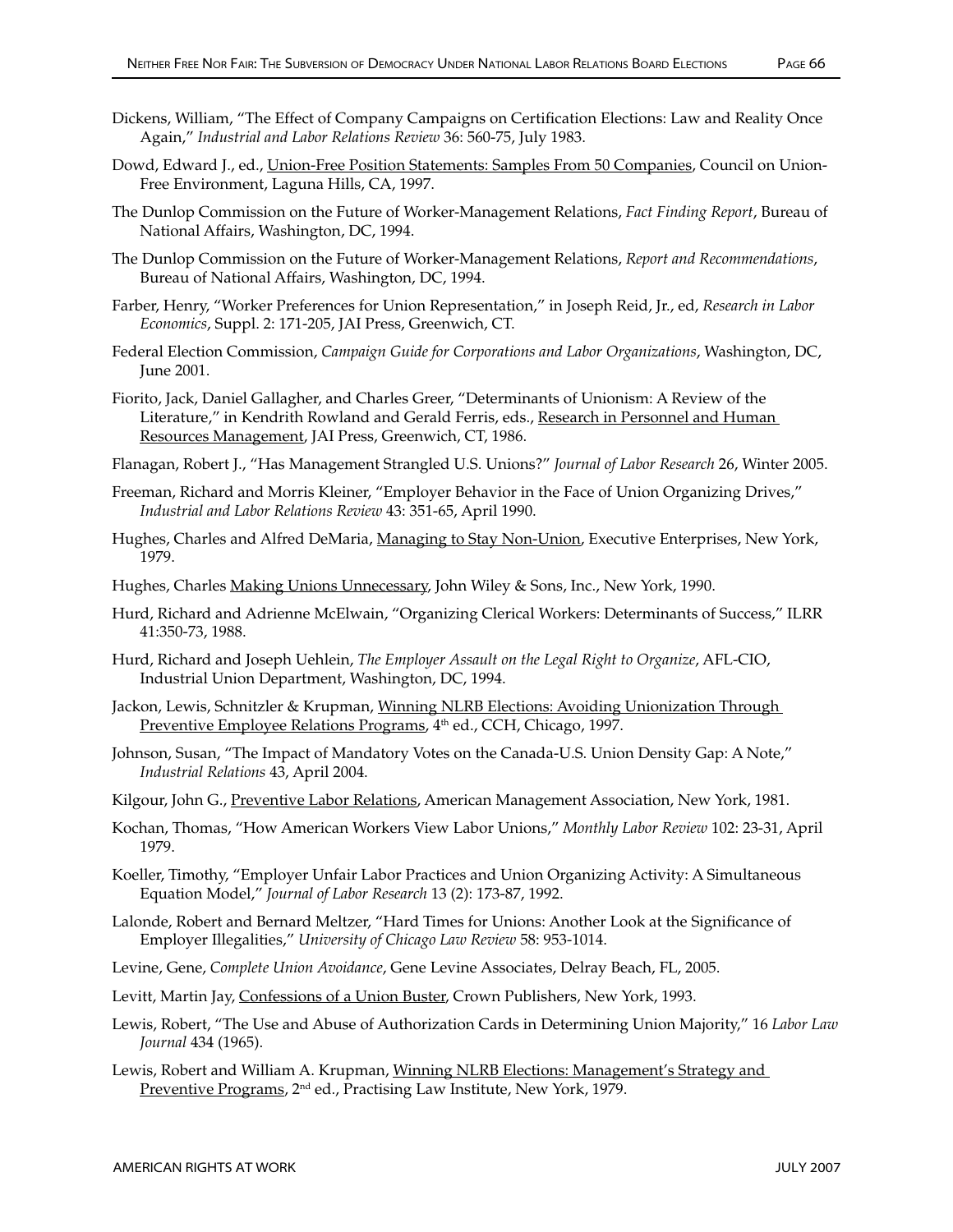Dickens, William, "The Effect of Company Campaigns on Certification Elections: Law and Reality Once Again," *Industrial and Labor Relations Review* 36: 560-75, July 1983.

Dowd, Edward J., ed., Union-Free Position Statements: Samples From 50 Companies, Council on Union-Free Environment, Laguna Hills, CA, 1997.

The Dunlop Commission on the Future of Worker-Management Relations, *Fact Finding Report*, Bureau of National Affairs, Washington, DC, 1994.

The Dunlop Commission on the Future of Worker-Management Relations, *Report and Recommendations*, Bureau of National Affairs, Washington, DC, 1994.

Farber, Henry, "Worker Preferences for Union Representation," in Joseph Reid, Jr., ed, *Research in Labor Economics*, Suppl. 2: 171-205, JAI Press, Greenwich, CT.

Federal Election Commission, *Campaign Guide for Corporations and Labor Organizations*, Washington, DC, June 2001.

Fiorito, Jack, Daniel Gallagher, and Charles Greer, "Determinants of Unionism: A Review of the Literature," in Kendrith Rowland and Gerald Ferris, eds., Research in Personnel and Human Resources Management, JAI Press, Greenwich, CT, 1986.

Flanagan, Robert J., "Has Management Strangled U.S. Unions?" *Journal of Labor Research* 26, Winter 2005.

Freeman, Richard and Morris Kleiner, "Employer Behavior in the Face of Union Organizing Drives," *Industrial and Labor Relations Review* 43: 351-65, April 1990.

Hughes, Charles and Alfred DeMaria, Managing to Stay Non-Union, Executive Enterprises, New York, 1979.

Hughes, Charles Making Unions Unnecessary, John Wiley & Sons, Inc., New York, 1990.

Hurd, Richard and Adrienne McElwain, "Organizing Clerical Workers: Determinants of Success," ILRR 41:350-73, 1988.

Hurd, Richard and Joseph Uehlein, *The Employer Assault on the Legal Right to Organize*, AFL-CIO, Industrial Union Department, Washington, DC, 1994.

Jackon, Lewis, Schnitzler & Krupman, Winning NLRB Elections: Avoiding Unionization Through Preventive Employee Relations Programs, 4th ed., CCH, Chicago, 1997.

Johnson, Susan, "The Impact of Mandatory Votes on the Canada-U.S. Union Density Gap: A Note," *Industrial Relations* 43, April 2004.

Kilgour, John G., Preventive Labor Relations, American Management Association, New York, 1981.

Kochan, Thomas, "How American Workers View Labor Unions," *Monthly Labor Review* 102: 23-31, April 1979.

Koeller, Timothy, "Employer Unfair Labor Practices and Union Organizing Activity: A Simultaneous Equation Model," *Journal of Labor Research* 13 (2): 173-87, 1992.

Lalonde, Robert and Bernard Meltzer, "Hard Times for Unions: Another Look at the Significance of Employer Illegalities," *University of Chicago Law Review* 58: 953-1014.

Levine, Gene, *Complete Union Avoidance*, Gene Levine Associates, Delray Beach, FL, 2005.

Levitt, Martin Jay, Confessions of a Union Buster, Crown Publishers, New York, 1993.

Lewis, Robert, "The Use and Abuse of Authorization Cards in Determining Union Majority," 16 *Labor Law Journal* 434 (1965).

Lewis, Robert and William A. Krupman, Winning NLRB Elections: Management's Strategy and Preventive Programs, 2nd ed., Practising Law Institute, New York, 1979.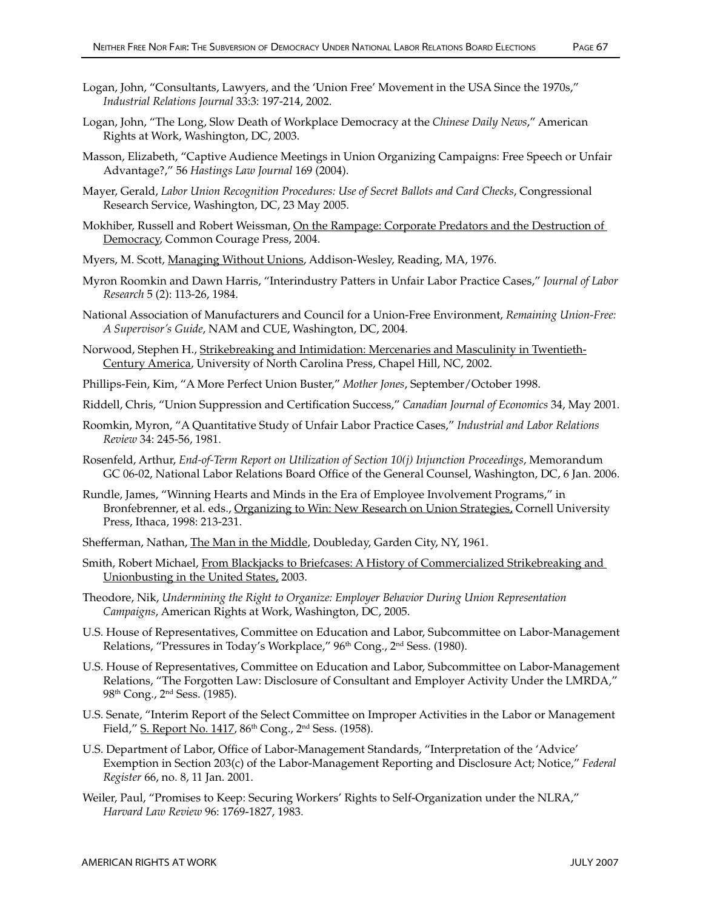Logan, John, "Consultants, Lawyers, and the 'Union Free' Movement in the USA Since the 1970s," *Industrial Relations Journal* 33:3: 197-214, 2002.

Logan, John, "The Long, Slow Death of Workplace Democracy at the *Chinese Daily News*," American Rights at Work, Washington, DC, 2003.

Masson, Elizabeth, "Captive Audience Meetings in Union Organizing Campaigns: Free Speech or Unfair Advantage?," 56 *Hastings Law Journal* 169 (2004).

Mayer, Gerald, *Labor Union Recognition Procedures: Use of Secret Ballots and Card Checks*, Congressional Research Service, Washington, DC, 23 May 2005.

Mokhiber, Russell and Robert Weissman, On the Rampage: Corporate Predators and the Destruction of Democracy, Common Courage Press, 2004.

Myers, M. Scott, Managing Without Unions, Addison-Wesley, Reading, MA, 1976.

Myron Roomkin and Dawn Harris, "Interindustry Patters in Unfair Labor Practice Cases," *Journal of Labor Research* 5 (2): 113-26, 1984.

National Association of Manufacturers and Council for a Union-Free Environment, *Remaining Union-Free: A Supervisor's Guide*, NAM and CUE, Washington, DC, 2004.

Norwood, Stephen H., Strikebreaking and Intimidation: Mercenaries and Masculinity in Twentieth-Century America, University of North Carolina Press, Chapel Hill, NC, 2002.

Phillips-Fein, Kim, "A More Perfect Union Buster," *Mother Jones*, September/October 1998.

Riddell, Chris, "Union Suppression and Certification Success," *Canadian Journal of Economics* 34, May 2001.

Roomkin, Myron, "A Quantitative Study of Unfair Labor Practice Cases," *Industrial and Labor Relations Review* 34: 245-56, 1981.

Rosenfeld, Arthur, *End-of-Term Report on Utilization of Section 10(j) Injunction Proceedings*, Memorandum GC 06-02, National Labor Relations Board Office of the General Counsel, Washington, DC, 6 Jan. 2006.

Rundle, James, "Winning Hearts and Minds in the Era of Employee Involvement Programs," in Bronfebrenner, et al. eds., Organizing to Win: New Research on Union Strategies, Cornell University Press, Ithaca, 1998: 213-231.

Shefferman, Nathan, The Man in the Middle, Doubleday, Garden City, NY, 1961.

Smith, Robert Michael, From Blackjacks to Briefcases: A History of Commercialized Strikebreaking and Unionbusting in the United States, 2003.

Theodore, Nik, *Undermining the Right to Organize: Employer Behavior During Union Representation Campaigns*, American Rights at Work, Washington, DC, 2005.

U.S. House of Representatives, Committee on Education and Labor, Subcommittee on Labor-Management Relations, "Pressures in Today's Workplace," 96th Cong., 2nd Sess. (1980).

U.S. House of Representatives, Committee on Education and Labor, Subcommittee on Labor-Management Relations, "The Forgotten Law: Disclosure of Consultant and Employer Activity Under the LMRDA," 98th Cong., 2nd Sess. (1985).

U.S. Senate, "Interim Report of the Select Committee on Improper Activities in the Labor or Management Field," S. Report No. 1417, 86th Cong., 2nd Sess. (1958).

U.S. Department of Labor, Office of Labor-Management Standards, "Interpretation of the 'Advice' Exemption in Section 203(c) of the Labor-Management Reporting and Disclosure Act; Notice," *Federal Register* 66, no. 8, 11 Jan. 2001.

Weiler, Paul, "Promises to Keep: Securing Workers' Rights to Self-Organization under the NLRA," *Harvard Law Review* 96: 1769-1827, 1983.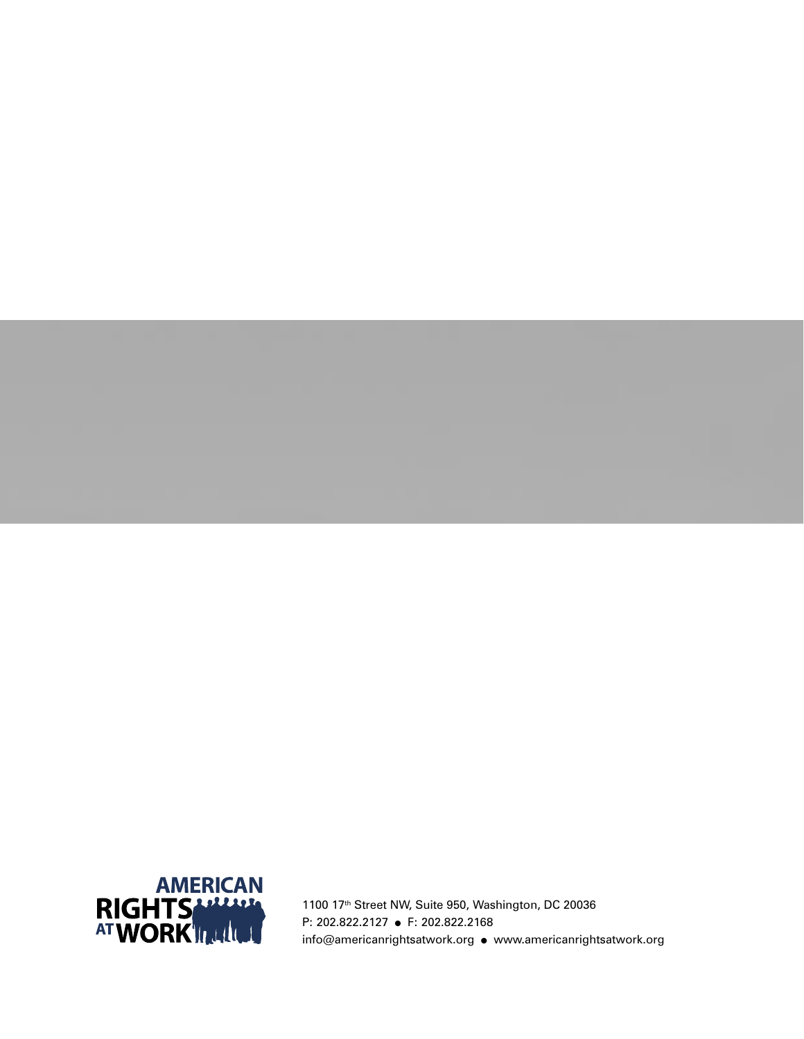AMERICAN RIGHTS AT WORK

1100 17th Street NW, Suite 950, Washington, DC 20036
P: 202.822.2127 ● F: 202.822.2168
info@americanrightsatwork.org ● www.americanrightsatwork.org